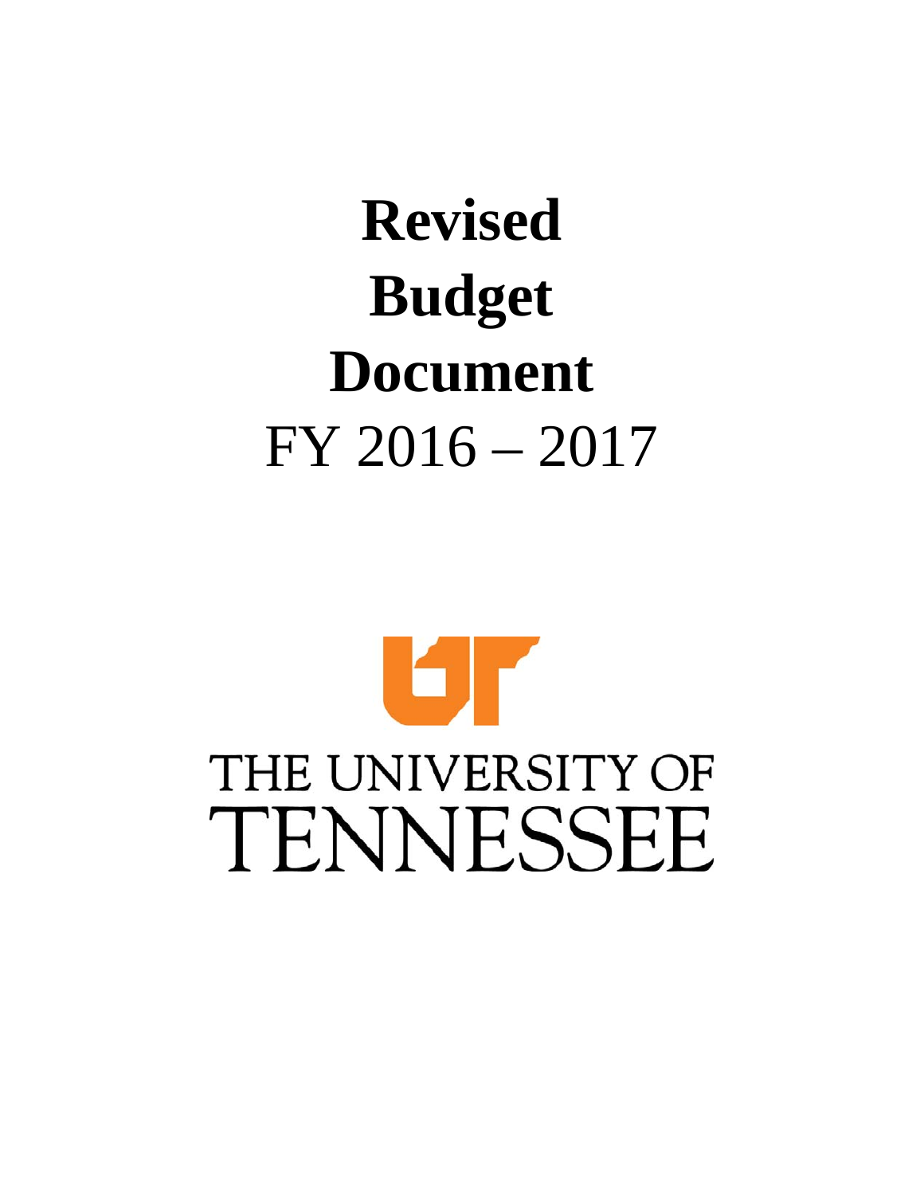# Revised Budget Document

FY 2016 – 2017

THE UNIVERSITY OF TENNESSEE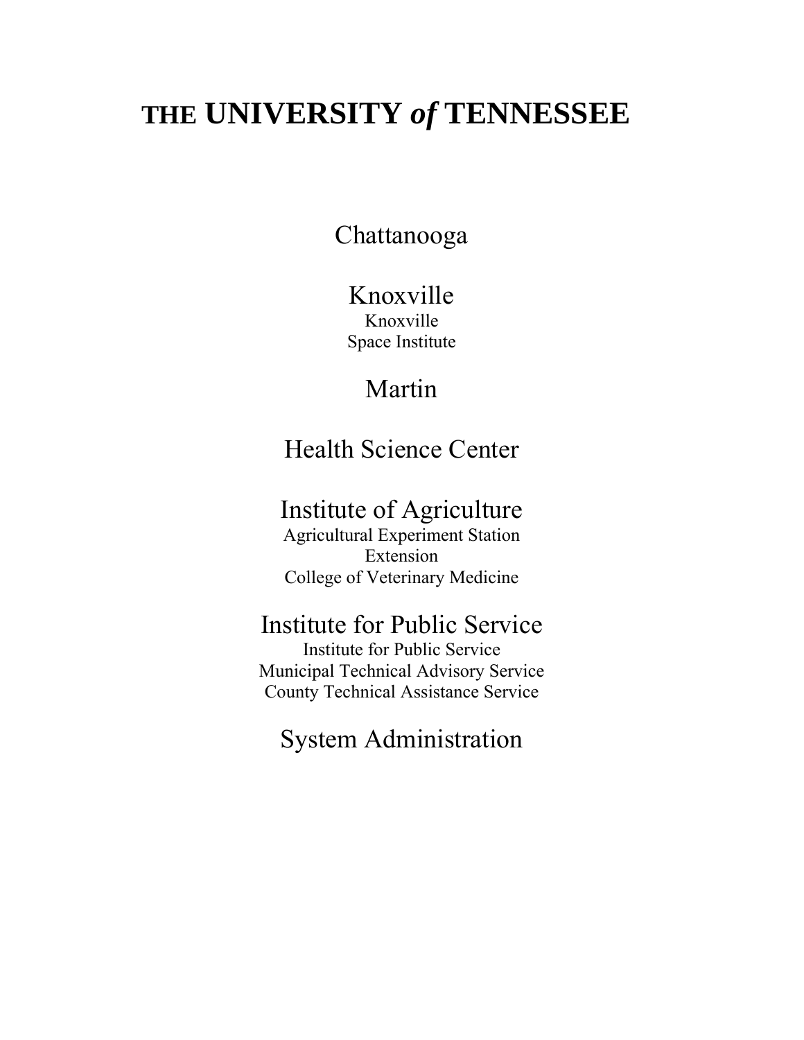# THE UNIVERSITY *of* TENNESSEE

## Chattanooga

## Knoxville

Knoxville
Space Institute

## Martin

## Health Science Center

## Institute of Agriculture

Agricultural Experiment Station
Extension
College of Veterinary Medicine

## Institute for Public Service

Institute for Public Service
Municipal Technical Advisory Service
County Technical Assistance Service

## System Administration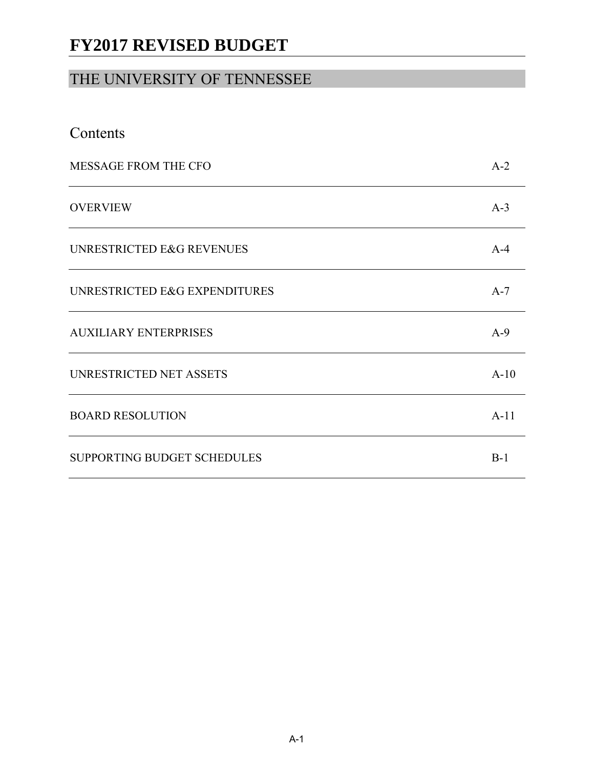# FY2017 REVISED BUDGET

## THE UNIVERSITY OF TENNESSEE

### Contents

| | |
|---|---|
| MESSAGE FROM THE CFO | A-2 |
| OVERVIEW | A-3 |
| UNRESTRICTED E&G REVENUES | A-4 |
| UNRESTRICTED E&G EXPENDITURES | A-7 |
| AUXILIARY ENTERPRISES | A-9 |
| UNRESTRICTED NET ASSETS | A-10 |
| BOARD RESOLUTION | A-11 |
| SUPPORTING BUDGET SCHEDULES | B-1 |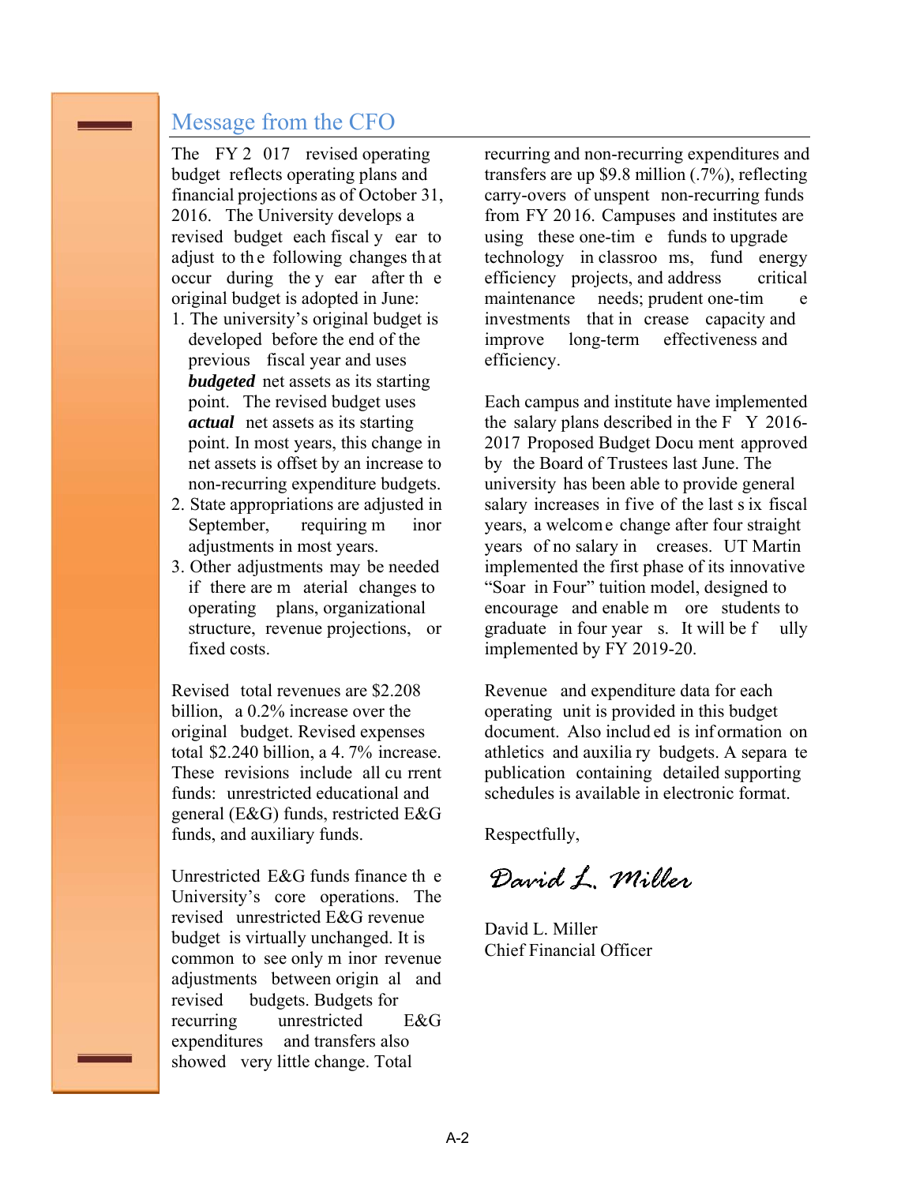## Message from the CFO

The FY 2017 revised operating budget reflects operating plans and financial projections as of October 31, 2016. The University develops a revised budget each fiscal year to adjust to the following changes that occur during the year after the original budget is adopted in June:

1. The university's original budget is developed before the end of the previous fiscal year and uses ***budgeted*** net assets as its starting point. The revised budget uses ***actual*** net assets as its starting point. In most years, this change in net assets is offset by an increase to non-recurring expenditure budgets.
2. State appropriations are adjusted in September, requiring minor adjustments in most years.
3. Other adjustments may be needed if there are material changes to operating plans, organizational structure, revenue projections, or fixed costs.

Revised total revenues are $2.208 billion, a 0.2% increase over the original budget. Revised expenses total $2.240 billion, a 4.7% increase. These revisions include all current funds: unrestricted educational and general (E&G) funds, restricted E&G funds, and auxiliary funds.

Unrestricted E&G funds finance the University's core operations. The revised unrestricted E&G revenue budget is virtually unchanged. It is common to see only minor revenue adjustments between original and revised budgets. Budgets for recurring unrestricted E&G expenditures and transfers also showed very little change. Total recurring and non-recurring expenditures and transfers are up $9.8 million (.7%), reflecting carry-overs of unspent non-recurring funds from FY 2016. Campuses and institutes are using these one-time funds to upgrade technology in classrooms, fund energy efficiency projects, and address critical maintenance needs; prudent one-time investments that increase capacity and improve long-term effectiveness and efficiency.

Each campus and institute have implemented the salary plans described in the FY 2016-2017 Proposed Budget Document approved by the Board of Trustees last June. The university has been able to provide general salary increases in five of the last six fiscal years, a welcome change after four straight years of no salary increases. UT Martin implemented the first phase of its innovative "Soar in Four" tuition model, designed to encourage and enable more students to graduate in four years. It will be fully implemented by FY 2019-20.

Revenue and expenditure data for each operating unit is provided in this budget document. Also included is information on athletics and auxiliary budgets. A separate publication containing detailed supporting schedules is available in electronic format.

Respectfully,

*David L. Miller*

David L. Miller
Chief Financial Officer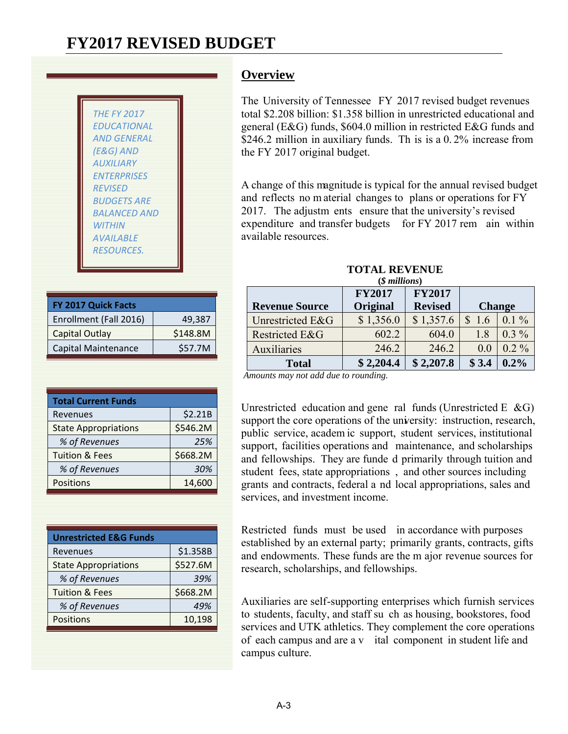# FY2017 REVISED BUDGET

*THE FY 2017 EDUCATIONAL AND GENERAL (E&G) AND AUXILIARY ENTERPRISES REVISED BUDGETS ARE BALANCED AND WITHIN AVAILABLE RESOURCES.*

| FY 2017 Quick Facts | |
|---|---|
| Enrollment (Fall 2016) | 49,387 |
| Capital Outlay | $148.8M |
| Capital Maintenance | $57.7M |

| Total Current Funds | |
|---|---|
| Revenues | $2.21B |
| State Appropriations | $546.2M |
| *% of Revenues* | *25%* |
| Tuition & Fees | $668.2M |
| *% of Revenues* | *30%* |
| Positions | 14,600 |

| Unrestricted E&G Funds | |
|---|---|
| Revenues | $1.358B |
| State Appropriations | $527.6M |
| *% of Revenues* | *39%* |
| Tuition & Fees | $668.2M |
| *% of Revenues* | *49%* |
| Positions | 10,198 |

## Overview

The University of Tennessee FY 2017 revised budget revenues total $2.208 billion: $1.358 billion in unrestricted educational and general (E&G) funds, $604.0 million in restricted E&G funds and $246.2 million in auxiliary funds. This is a 0.2% increase from the FY 2017 original budget.

A change of this magnitude is typical for the annual revised budget and reflects no material changes to plans or operations for FY 2017. The adjustments ensure that the university's revised expenditure and transfer budgets for FY 2017 remain within available resources.

**TOTAL REVENUE**
***($ millions)***

| Revenue Source | FY2017 Original | FY2017 Revised | Change | |
|---|---|---|---|---|
| Unrestricted E&G | $ 1,356.0 | $ 1,357.6 | $ 1.6 | 0.1 % |
| Restricted E&G | 602.2 | 604.0 | 1.8 | 0.3 % |
| Auxiliaries | 246.2 | 246.2 | 0.0 | 0.2 % |
| **Total** | **$ 2,204.4** | **$ 2,207.8** | **$ 3.4** | **0.2%** |

*Amounts may not add due to rounding.*

Unrestricted education and general funds (Unrestricted E&G) support the core operations of the university: instruction, research, public service, academic support, student services, institutional support, facilities operations and maintenance, and scholarships and fellowships. They are funded primarily through tuition and student fees, state appropriations, and other sources including grants and contracts, federal and local appropriations, sales and services, and investment income.

Restricted funds must be used in accordance with purposes established by an external party; primarily grants, contracts, gifts and endowments. These funds are the major revenue sources for research, scholarships, and fellowships.

Auxiliaries are self-supporting enterprises which furnish services to students, faculty, and staff such as housing, bookstores, food services and UTK athletics. They complement the core operations of each campus and are a vital component in student life and campus culture.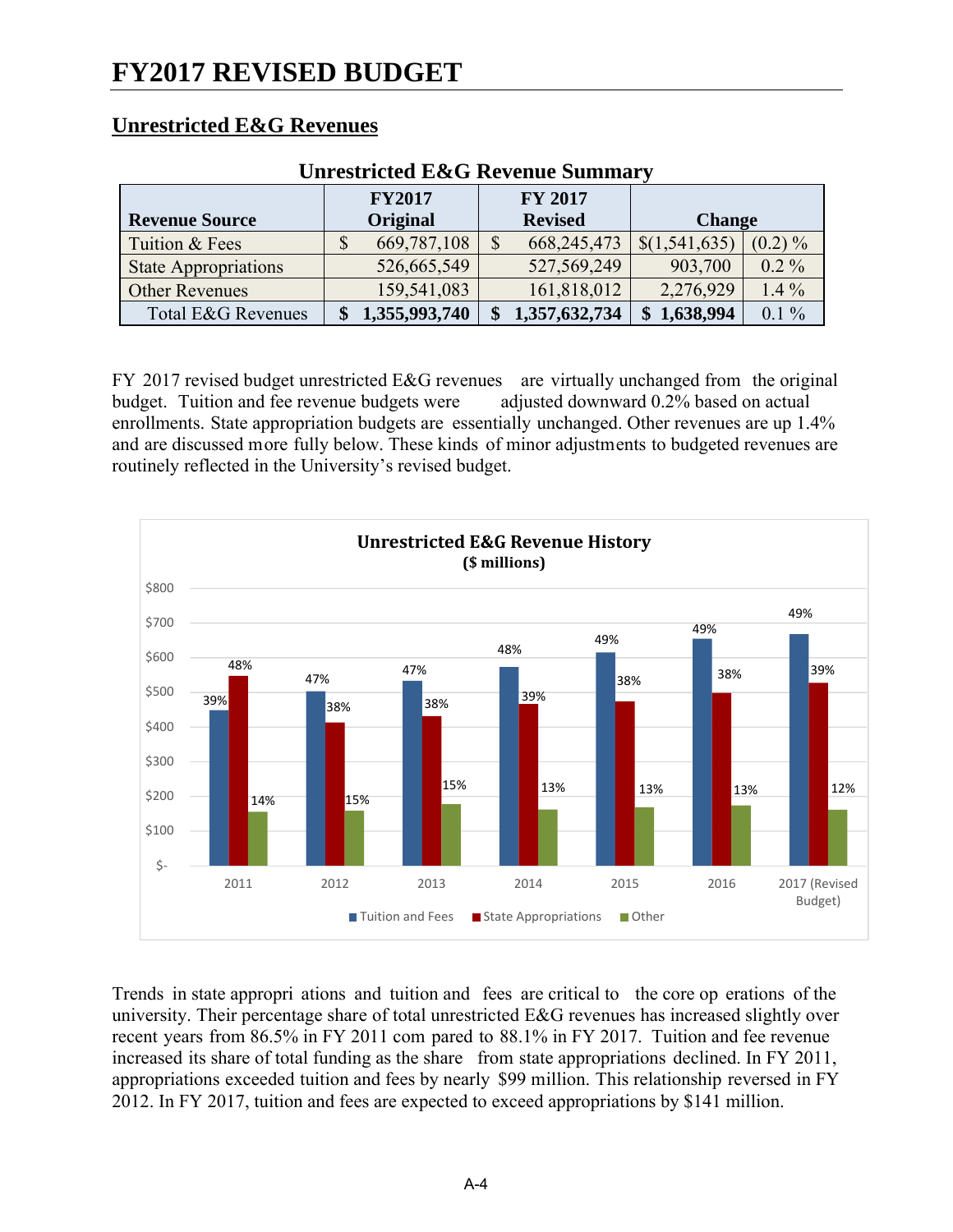# FY2017 REVISED BUDGET

## Unrestricted E&G Revenues

**Unrestricted E&G Revenue Summary**

| Revenue Source | FY2017 Original | FY 2017 Revised | Change | |
|---|---|---|---|---|
| Tuition & Fees | $ 669,787,108 | $ 668,245,473 | $(1,541,635) | (0.2) % |
| State Appropriations | 526,665,549 | 527,569,249 | 903,700 | 0.2 % |
| Other Revenues | 159,541,083 | 161,818,012 | 2,276,929 | 1.4 % |
| Total E&G Revenues | **$ 1,355,993,740** | **$ 1,357,632,734** | **$ 1,638,994** | 0.1 % |

FY 2017 revised budget unrestricted E&G revenues are virtually unchanged from the original budget. Tuition and fee revenue budgets were adjusted downward 0.2% based on actual enrollments. State appropriation budgets are essentially unchanged. Other revenues are up 1.4% and are discussed more fully below. These kinds of minor adjustments to budgeted revenues are routinely reflected in the University's revised budget.

**Unrestricted E&G Revenue History**
**($ millions)**

| Year | Tuition and Fees | State Appropriations | Other |
|---|---|---|---|
| 2011 | 39% | 48% | 14% |
| 2012 | 47% | 38% | 15% |
| 2013 | 47% | 38% | 15% |
| 2014 | 48% | 39% | 13% |
| 2015 | 49% | 38% | 13% |
| 2016 | 49% | 38% | 13% |
| 2017 (Revised Budget) | 49% | 39% | 12% |

Trends in state appropriations and tuition and fees are critical to the core operations of the university. Their percentage share of total unrestricted E&G revenues has increased slightly over recent years from 86.5% in FY 2011 compared to 88.1% in FY 2017. Tuition and fee revenue increased its share of total funding as the share from state appropriations declined. In FY 2011, appropriations exceeded tuition and fees by nearly $99 million. This relationship reversed in FY 2012. In FY 2017, tuition and fees are expected to exceed appropriations by $141 million.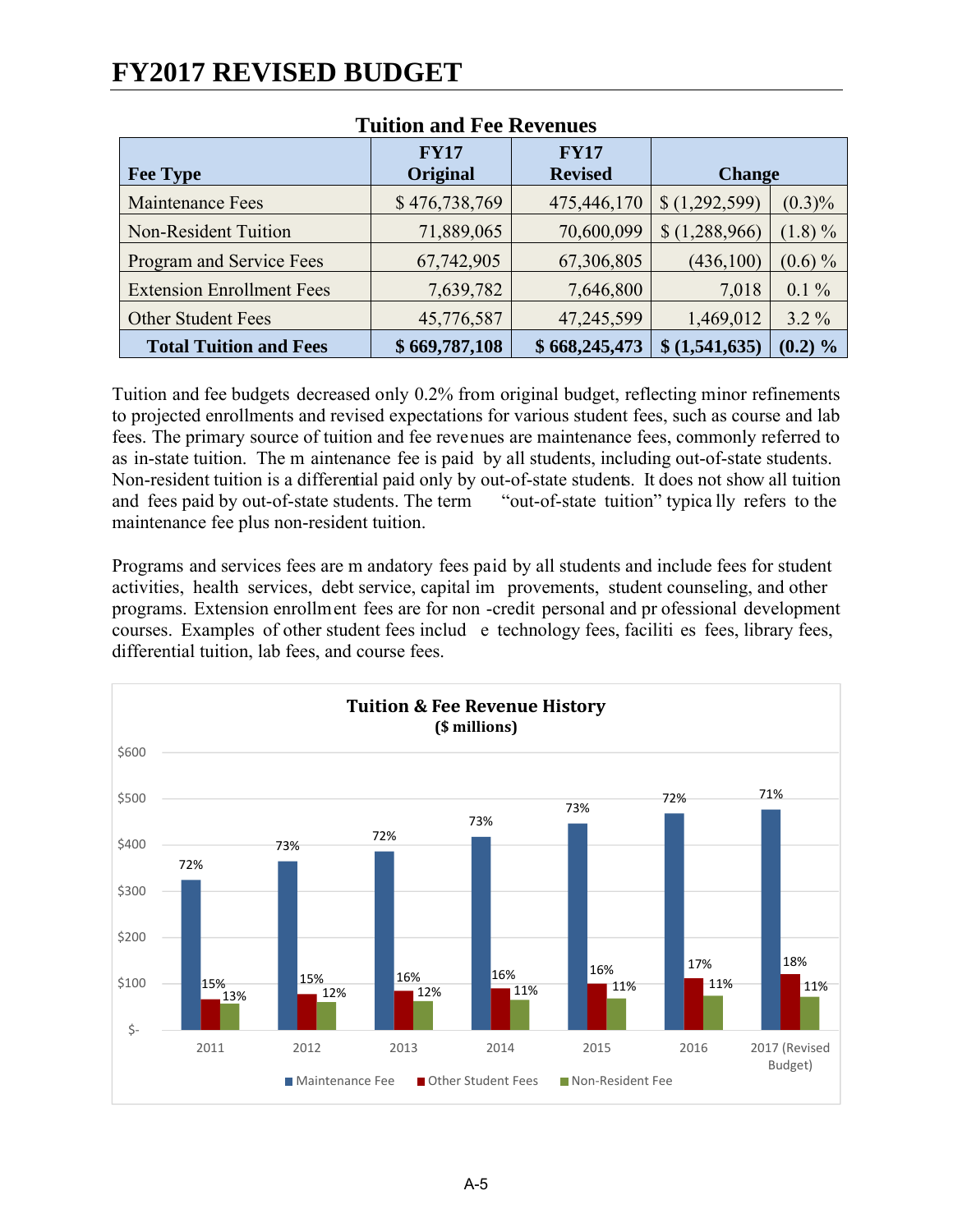# FY2017 REVISED BUDGET

**Tuition and Fee Revenues**

| Fee Type | FY17 Original | FY17 Revised | Change | |
|---|---|---|---|---|
| Maintenance Fees | $ 476,738,769 | 475,446,170 | $ (1,292,599) | (0.3)% |
| Non-Resident Tuition | 71,889,065 | 70,600,099 | $ (1,288,966) | (1.8) % |
| Program and Service Fees | 67,742,905 | 67,306,805 | (436,100) | (0.6) % |
| Extension Enrollment Fees | 7,639,782 | 7,646,800 | 7,018 | 0.1 % |
| Other Student Fees | 45,776,587 | 47,245,599 | 1,469,012 | 3.2 % |
| **Total Tuition and Fees** | **$ 669,787,108** | **$ 668,245,473** | **$ (1,541,635)** | **(0.2) %** |

Tuition and fee budgets decreased only 0.2% from original budget, reflecting minor refinements to projected enrollments and revised expectations for various student fees, such as course and lab fees. The primary source of tuition and fee revenues are maintenance fees, commonly referred to as in-state tuition. The maintenance fee is paid by all students, including out-of-state students. Non-resident tuition is a differential paid only by out-of-state students. It does not show all tuition and fees paid by out-of-state students. The term "out-of-state tuition" typically refers to the maintenance fee plus non-resident tuition.

Programs and services fees are mandatory fees paid by all students and include fees for student activities, health services, debt service, capital improvements, student counseling, and other programs. Extension enrollment fees are for non-credit personal and professional development courses. Examples of other student fees include technology fees, facilities fees, library fees, differential tuition, lab fees, and course fees.

**Tuition & Fee Revenue History**
**($ millions)**

| Year | Maintenance Fee | Other Student Fees | Non-Resident Fee |
|---|---|---|---|
| 2011 | 72% | 15% | 13% |
| 2012 | 73% | 15% | 12% |
| 2013 | 72% | 16% | 12% |
| 2014 | 73% | 16% | 11% |
| 2015 | 73% | 16% | 11% |
| 2016 | 72% | 17% | 11% |
| 2017 (Revised Budget) | 71% | 18% | 11% |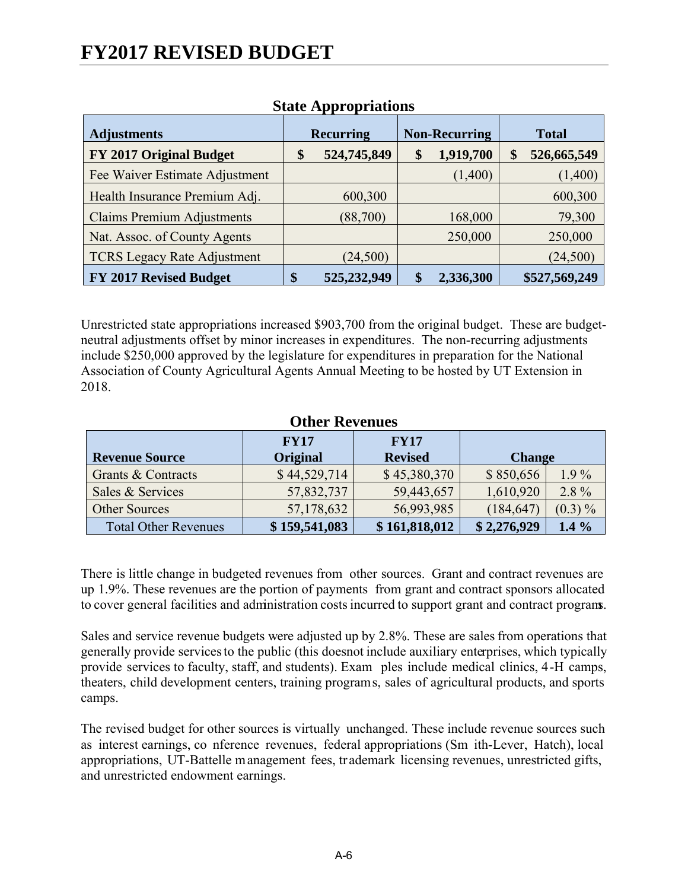# FY2017 REVISED BUDGET

## State Appropriations

| Adjustments | Recurring | Non-Recurring | Total |
|---|---|---|---|
| **FY 2017 Original Budget** | **$ 524,745,849** | **$ 1,919,700** | **$ 526,665,549** |
| Fee Waiver Estimate Adjustment | | (1,400) | (1,400) |
| Health Insurance Premium Adj. | 600,300 | | 600,300 |
| Claims Premium Adjustments | (88,700) | 168,000 | 79,300 |
| Nat. Assoc. of County Agents | | 250,000 | 250,000 |
| TCRS Legacy Rate Adjustment | (24,500) | | (24,500) |
| **FY 2017 Revised Budget** | **$ 525,232,949** | **$ 2,336,300** | **$527,569,249** |

Unrestricted state appropriations increased $903,700 from the original budget. These are budget-neutral adjustments offset by minor increases in expenditures. The non-recurring adjustments include $250,000 approved by the legislature for expenditures in preparation for the National Association of County Agricultural Agents Annual Meeting to be hosted by UT Extension in 2018.

## Other Revenues

| Revenue Source | FY17 Original | FY17 Revised | Change | |
|---|---|---|---|---|
| Grants & Contracts | $ 44,529,714 | $ 45,380,370 | $ 850,656 | 1.9 % |
| Sales & Services | 57,832,737 | 59,443,657 | 1,610,920 | 2.8 % |
| Other Sources | 57,178,632 | 56,993,985 | (184,647) | (0.3) % |
| Total Other Revenues | **$ 159,541,083** | **$ 161,818,012** | **$ 2,276,929** | **1.4 %** |

There is little change in budgeted revenues from other sources. Grant and contract revenues are up 1.9%. These revenues are the portion of payments from grant and contract sponsors allocated to cover general facilities and administration costs incurred to support grant and contract programs.

Sales and service revenue budgets were adjusted up by 2.8%. These are sales from operations that generally provide services to the public (this does not include auxiliary enterprises, which typically provide services to faculty, staff, and students). Examples include medical clinics, 4-H camps, theaters, child development centers, training programs, sales of agricultural products, and sports camps.

The revised budget for other sources is virtually unchanged. These include revenue sources such as interest earnings, conference revenues, federal appropriations (Smith-Lever, Hatch), local appropriations, UT-Battelle management fees, trademark licensing revenues, unrestricted gifts, and unrestricted endowment earnings.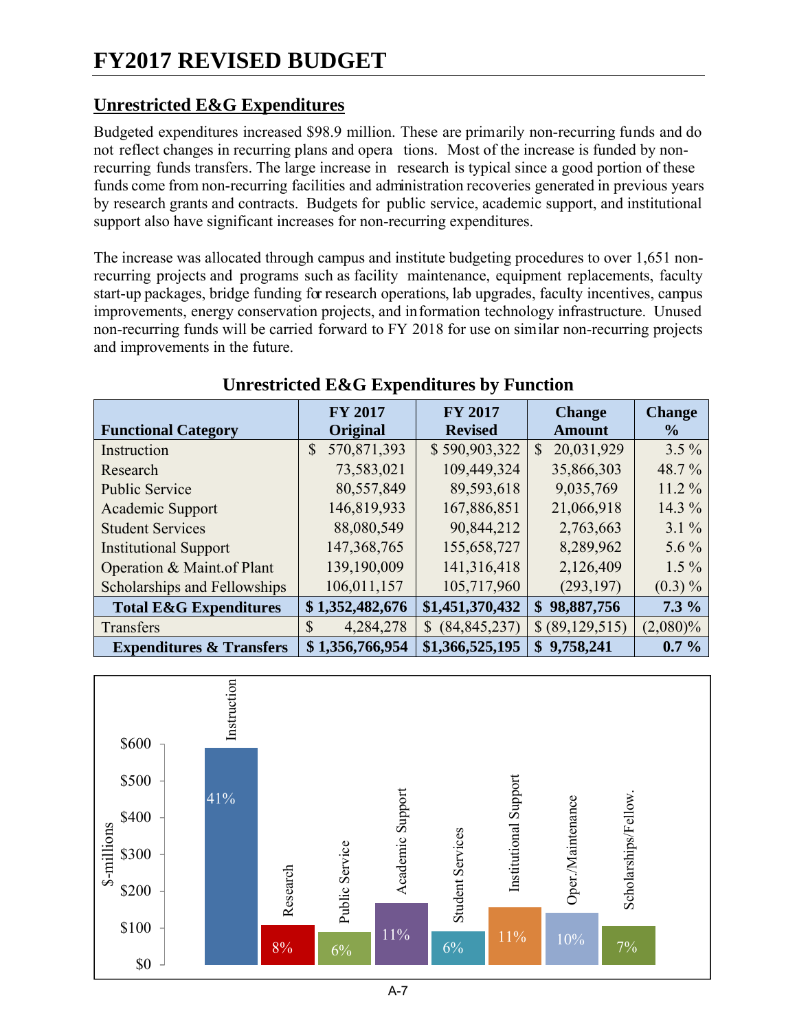# FY2017 REVISED BUDGET

## Unrestricted E&G Expenditures

Budgeted expenditures increased $98.9 million. These are primarily non-recurring funds and do not reflect changes in recurring plans and operations. Most of the increase is funded by non-recurring funds transfers. The large increase in research is typical since a good portion of these funds come from non-recurring facilities and administration recoveries generated in previous years by research grants and contracts. Budgets for public service, academic support, and institutional support also have significant increases for non-recurring expenditures.

The increase was allocated through campus and institute budgeting procedures to over 1,651 non-recurring projects and programs such as facility maintenance, equipment replacements, faculty start-up packages, bridge funding for research operations, lab upgrades, faculty incentives, campus improvements, energy conservation projects, and information technology infrastructure. Unused non-recurring funds will be carried forward to FY 2018 for use on similar non-recurring projects and improvements in the future.

### Unrestricted E&G Expenditures by Function

| Functional Category | FY 2017 Original | FY 2017 Revised | Change Amount | Change % |
|---|---|---|---|---|
| Instruction | $ 570,871,393 | $ 590,903,322 | $ 20,031,929 | 3.5 % |
| Research | 73,583,021 | 109,449,324 | 35,866,303 | 48.7 % |
| Public Service | 80,557,849 | 89,593,618 | 9,035,769 | 11.2 % |
| Academic Support | 146,819,933 | 167,886,851 | 21,066,918 | 14.3 % |
| Student Services | 88,080,549 | 90,844,212 | 2,763,663 | 3.1 % |
| Institutional Support | 147,368,765 | 155,658,727 | 8,289,962 | 5.6 % |
| Operation & Maint.of Plant | 139,190,009 | 141,316,418 | 2,126,409 | 1.5 % |
| Scholarships and Fellowships | 106,011,157 | 105,717,960 | (293,197) | (0.3) % |
| **Total E&G Expenditures** | **$ 1,352,482,676** | **$1,451,370,432** | **$ 98,887,756** | **7.3 %** |
| Transfers | $ 4,284,278 | $ (84,845,237) | $ (89,129,515) | (2,080)% |
| **Expenditures & Transfers** | **$ 1,356,766,954** | **$1,366,525,195** | **$ 9,758,241** | **0.7 %** |

| Category | Share |
|---|---|
| Instruction | 41% |
| Research | 8% |
| Public Service | 6% |
| Academic Support | 11% |
| Student Services | 6% |
| Institutional Support | 11% |
| Oper./Maintenance | 10% |
| Scholarships/Fellow. | 7% |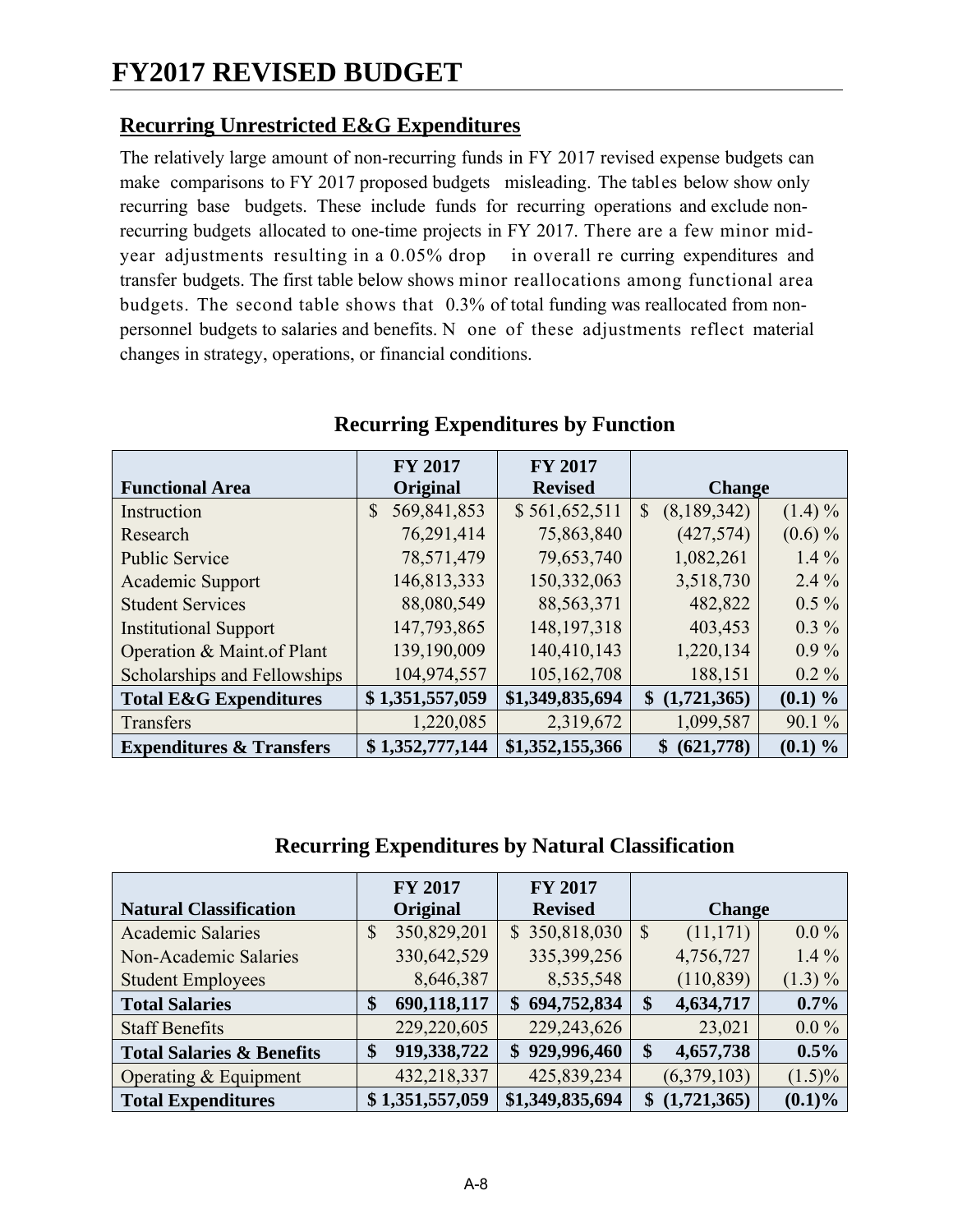# FY2017 REVISED BUDGET

## Recurring Unrestricted E&G Expenditures

The relatively large amount of non-recurring funds in FY 2017 revised expense budgets can make comparisons to FY 2017 proposed budgets misleading. The tables below show only recurring base budgets. These include funds for recurring operations and exclude non-recurring budgets allocated to one-time projects in FY 2017. There are a few minor mid-year adjustments resulting in a 0.05% drop in overall recurring expenditures and transfer budgets. The first table below shows minor reallocations among functional area budgets. The second table shows that 0.3% of total funding was reallocated from non-personnel budgets to salaries and benefits. None of these adjustments reflect material changes in strategy, operations, or financial conditions.

### Recurring Expenditures by Function

| Functional Area | FY 2017 Original | FY 2017 Revised | Change | |
|---|---|---|---|---|
| Instruction | $ 569,841,853 | $ 561,652,511 | $ (8,189,342) | (1.4) % |
| Research | 76,291,414 | 75,863,840 | (427,574) | (0.6) % |
| Public Service | 78,571,479 | 79,653,740 | 1,082,261 | 1.4 % |
| Academic Support | 146,813,333 | 150,332,063 | 3,518,730 | 2.4 % |
| Student Services | 88,080,549 | 88,563,371 | 482,822 | 0.5 % |
| Institutional Support | 147,793,865 | 148,197,318 | 403,453 | 0.3 % |
| Operation & Maint.of Plant | 139,190,009 | 140,410,143 | 1,220,134 | 0.9 % |
| Scholarships and Fellowships | 104,974,557 | 105,162,708 | 188,151 | 0.2 % |
| **Total E&G Expenditures** | **$ 1,351,557,059** | **$1,349,835,694** | **$ (1,721,365)** | **(0.1) %** |
| Transfers | 1,220,085 | 2,319,672 | 1,099,587 | 90.1 % |
| **Expenditures & Transfers** | **$ 1,352,777,144** | **$1,352,155,366** | **$ (621,778)** | **(0.1) %** |

### Recurring Expenditures by Natural Classification

| Natural Classification | FY 2017 Original | FY 2017 Revised | Change | |
|---|---|---|---|---|
| Academic Salaries | $ 350,829,201 | $ 350,818,030 | $ (11,171) | 0.0 % |
| Non-Academic Salaries | 330,642,529 | 335,399,256 | 4,756,727 | 1.4 % |
| Student Employees | 8,646,387 | 8,535,548 | (110,839) | (1.3) % |
| **Total Salaries** | **$ 690,118,117** | **$ 694,752,834** | **$ 4,634,717** | **0.7%** |
| Staff Benefits | 229,220,605 | 229,243,626 | 23,021 | 0.0 % |
| **Total Salaries & Benefits** | **$ 919,338,722** | **$ 929,996,460** | **$ 4,657,738** | **0.5%** |
| Operating & Equipment | 432,218,337 | 425,839,234 | (6,379,103) | (1.5)% |
| **Total Expenditures** | **$ 1,351,557,059** | **$1,349,835,694** | **$ (1,721,365)** | **(0.1)%** |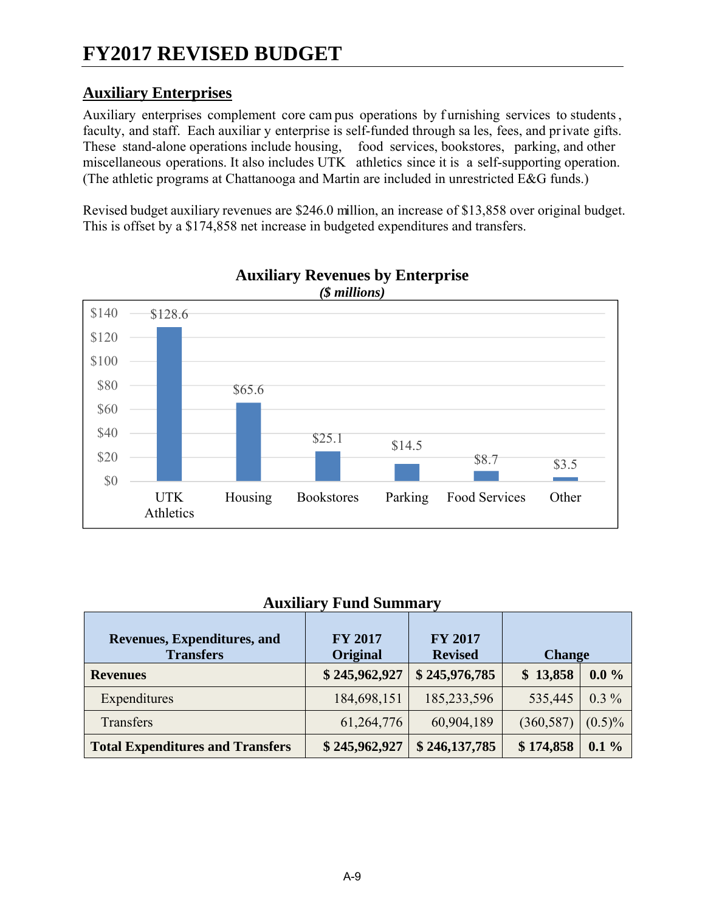# FY2017 REVISED BUDGET

## Auxiliary Enterprises

Auxiliary enterprises complement core campus operations by furnishing services to students, faculty, and staff. Each auxiliary enterprise is self-funded through sales, fees, and private gifts. These stand-alone operations include housing, food services, bookstores, parking, and other miscellaneous operations. It also includes UTK athletics since it is a self-supporting operation. (The athletic programs at Chattanooga and Martin are included in unrestricted E&G funds.)

Revised budget auxiliary revenues are $246.0 million, an increase of $13,858 over original budget. This is offset by a $174,858 net increase in budgeted expenditures and transfers.

**Auxiliary Revenues by Enterprise**
***($ millions)***

| Enterprise | Revenue |
|---|---|
| UTK Athletics | $128.6 |
| Housing | $65.6 |
| Bookstores | $25.1 |
| Parking | $14.5 |
| Food Services | $8.7 |
| Other | $3.5 |

**Auxiliary Fund Summary**

| Revenues, Expenditures, and Transfers | FY 2017 Original | FY 2017 Revised | Change | |
|---|---|---|---|---|
| **Revenues** | **$ 245,962,927** | **$ 245,976,785** | **$ 13,858** | **0.0 %** |
| Expenditures | 184,698,151 | 185,233,596 | 535,445 | 0.3 % |
| Transfers | 61,264,776 | 60,904,189 | (360,587) | (0.5)% |
| **Total Expenditures and Transfers** | **$ 245,962,927** | **$ 246,137,785** | **$ 174,858** | **0.1 %** |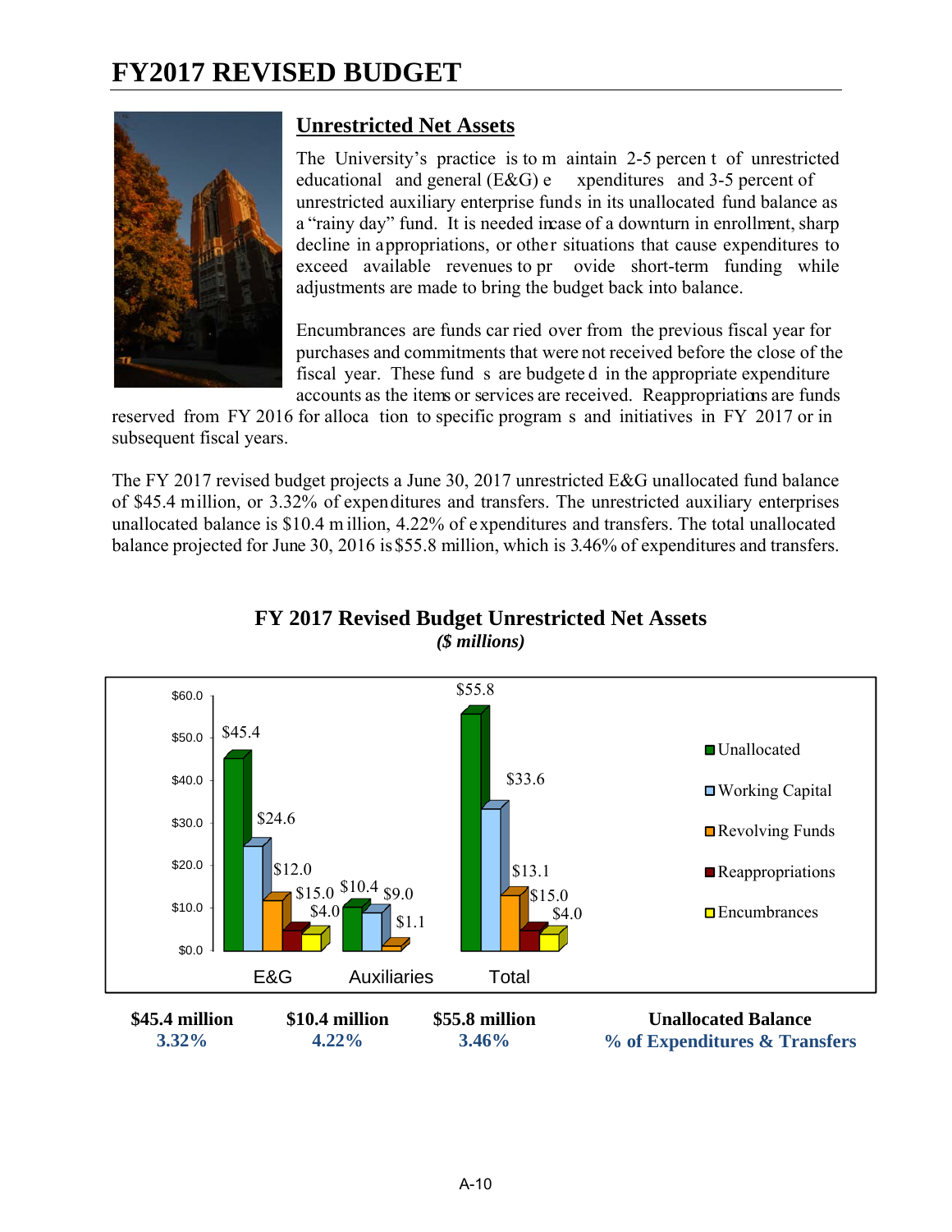# FY2017 REVISED BUDGET

## Unrestricted Net Assets

The University's practice is to maintain 2-5 percent of unrestricted educational and general (E&G) expenditures and 3-5 percent of unrestricted auxiliary enterprise funds in its unallocated fund balance as a "rainy day" fund. It is needed in case of a downturn in enrollment, sharp decline in appropriations, or other situations that cause expenditures to exceed available revenues to provide short-term funding while adjustments are made to bring the budget back into balance.

Encumbrances are funds carried over from the previous fiscal year for purchases and commitments that were not received before the close of the fiscal year. These funds are budgeted in the appropriate expenditure accounts as the items or services are received. Reappropriations are funds reserved from FY 2016 for allocation to specific programs and initiatives in FY 2017 or in subsequent fiscal years.

The FY 2017 revised budget projects a June 30, 2017 unrestricted E&G unallocated fund balance of $45.4 million, or 3.32% of expenditures and transfers. The unrestricted auxiliary enterprises unallocated balance is $10.4 million, 4.22% of expenditures and transfers. The total unallocated balance projected for June 30, 2016 is $55.8 million, which is 3.46% of expenditures and transfers.

### FY 2017 Revised Budget Unrestricted Net Assets
*($ millions)*

| | E&G | Auxiliaries | Total |
|---|---|---|---|
| Unallocated | $45.4 | $10.4 | $55.8 |
| Working Capital | $24.6 | $9.0 | $33.6 |
| Revolving Funds | $12.0 | $1.1 | $13.1 |
| Reappropriations | $15.0 | | $15.0 |
| Encumbrances | $4.0 | | $4.0 |

| | $45.4 million | $10.4 million | $55.8 million | Unallocated Balance |
|---|---|---|---|---|
| | 3.32% | 4.22% | 3.46% | % of Expenditures & Transfers |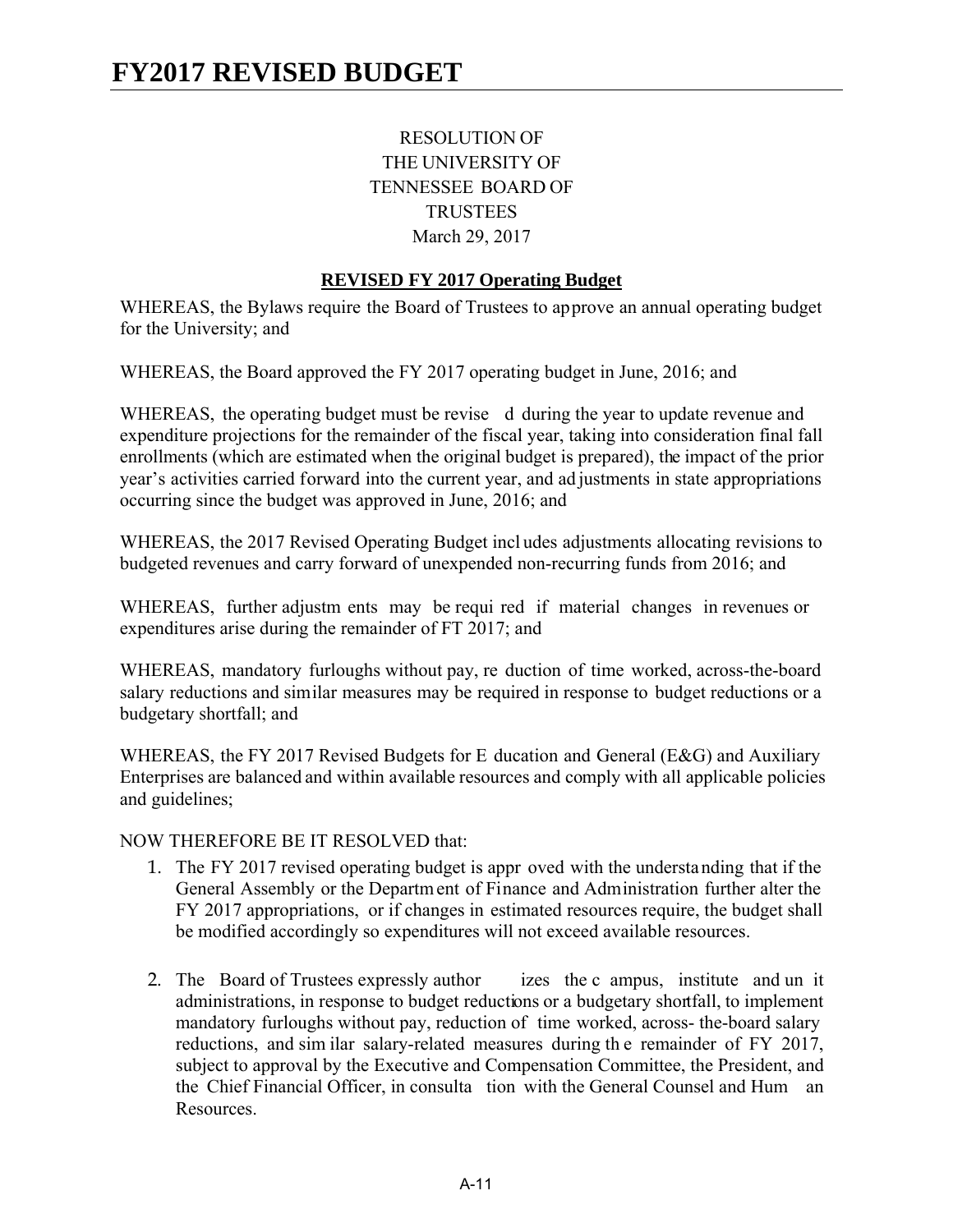RESOLUTION OF
THE UNIVERSITY OF
TENNESSEE BOARD OF
TRUSTEES
March 29, 2017

**REVISED FY 2017 Operating Budget**

WHEREAS, the Bylaws require the Board of Trustees to approve an annual operating budget for the University; and

WHEREAS, the Board approved the FY 2017 operating budget in June, 2016; and

WHEREAS, the operating budget must be revised during the year to update revenue and expenditure projections for the remainder of the fiscal year, taking into consideration final fall enrollments (which are estimated when the original budget is prepared), the impact of the prior year's activities carried forward into the current year, and adjustments in state appropriations occurring since the budget was approved in June, 2016; and

WHEREAS, the 2017 Revised Operating Budget includes adjustments allocating revisions to budgeted revenues and carry forward of unexpended non-recurring funds from 2016; and

WHEREAS, further adjustments may be required if material changes in revenues or expenditures arise during the remainder of FT 2017; and

WHEREAS, mandatory furloughs without pay, reduction of time worked, across-the-board salary reductions and similar measures may be required in response to budget reductions or a budgetary shortfall; and

WHEREAS, the FY 2017 Revised Budgets for Education and General (E&G) and Auxiliary Enterprises are balanced and within available resources and comply with all applicable policies and guidelines;

NOW THEREFORE BE IT RESOLVED that:

1. The FY 2017 revised operating budget is approved with the understanding that if the General Assembly or the Department of Finance and Administration further alter the FY 2017 appropriations, or if changes in estimated resources require, the budget shall be modified accordingly so expenditures will not exceed available resources.

2. The Board of Trustees expressly authorizes the campus, institute and unit administrations, in response to budget reductions or a budgetary shortfall, to implement mandatory furloughs without pay, reduction of time worked, across- the-board salary reductions, and similar salary-related measures during the remainder of FY 2017, subject to approval by the Executive and Compensation Committee, the President, and the Chief Financial Officer, in consultation with the General Counsel and Human Resources.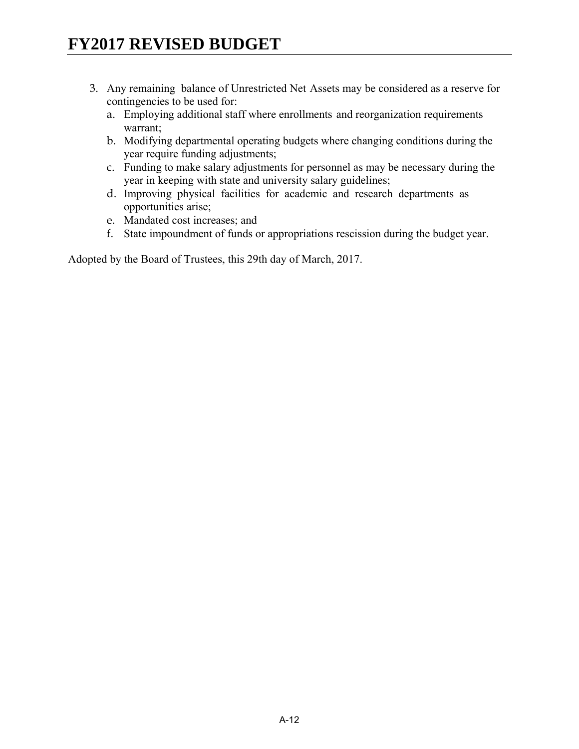3. Any remaining balance of Unrestricted Net Assets may be considered as a reserve for contingencies to be used for:
   a. Employing additional staff where enrollments and reorganization requirements warrant;
   b. Modifying departmental operating budgets where changing conditions during the year require funding adjustments;
   c. Funding to make salary adjustments for personnel as may be necessary during the year in keeping with state and university salary guidelines;
   d. Improving physical facilities for academic and research departments as opportunities arise;
   e. Mandated cost increases; and
   f. State impoundment of funds or appropriations rescission during the budget year.

Adopted by the Board of Trustees, this 29th day of March, 2017.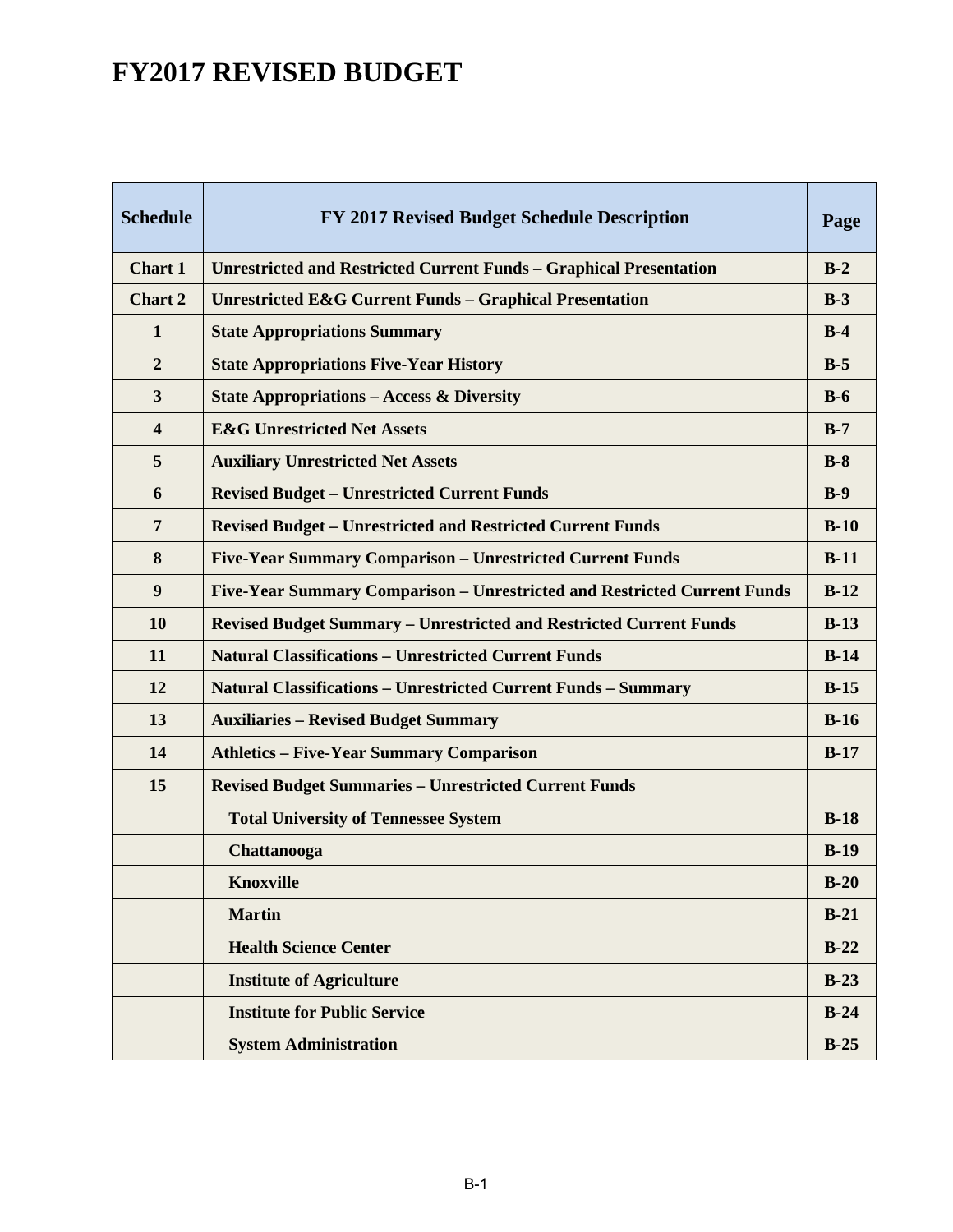# FY2017 REVISED BUDGET

| Schedule | FY 2017 Revised Budget Schedule Description | Page |
|---|---|---|
| Chart 1 | Unrestricted and Restricted Current Funds – Graphical Presentation | B-2 |
| Chart 2 | Unrestricted E&G Current Funds – Graphical Presentation | B-3 |
| 1 | State Appropriations Summary | B-4 |
| 2 | State Appropriations Five-Year History | B-5 |
| 3 | State Appropriations – Access & Diversity | B-6 |
| 4 | E&G Unrestricted Net Assets | B-7 |
| 5 | Auxiliary Unrestricted Net Assets | B-8 |
| 6 | Revised Budget – Unrestricted Current Funds | B-9 |
| 7 | Revised Budget – Unrestricted and Restricted Current Funds | B-10 |
| 8 | Five-Year Summary Comparison – Unrestricted Current Funds | B-11 |
| 9 | Five-Year Summary Comparison – Unrestricted and Restricted Current Funds | B-12 |
| 10 | Revised Budget Summary – Unrestricted and Restricted Current Funds | B-13 |
| 11 | Natural Classifications – Unrestricted Current Funds | B-14 |
| 12 | Natural Classifications – Unrestricted Current Funds – Summary | B-15 |
| 13 | Auxiliaries – Revised Budget Summary | B-16 |
| 14 | Athletics – Five-Year Summary Comparison | B-17 |
| 15 | Revised Budget Summaries – Unrestricted Current Funds | |
| | Total University of Tennessee System | B-18 |
| | Chattanooga | B-19 |
| | Knoxville | B-20 |
| | Martin | B-21 |
| | Health Science Center | B-22 |
| | Institute of Agriculture | B-23 |
| | Institute for Public Service | B-24 |
| | System Administration | B-25 |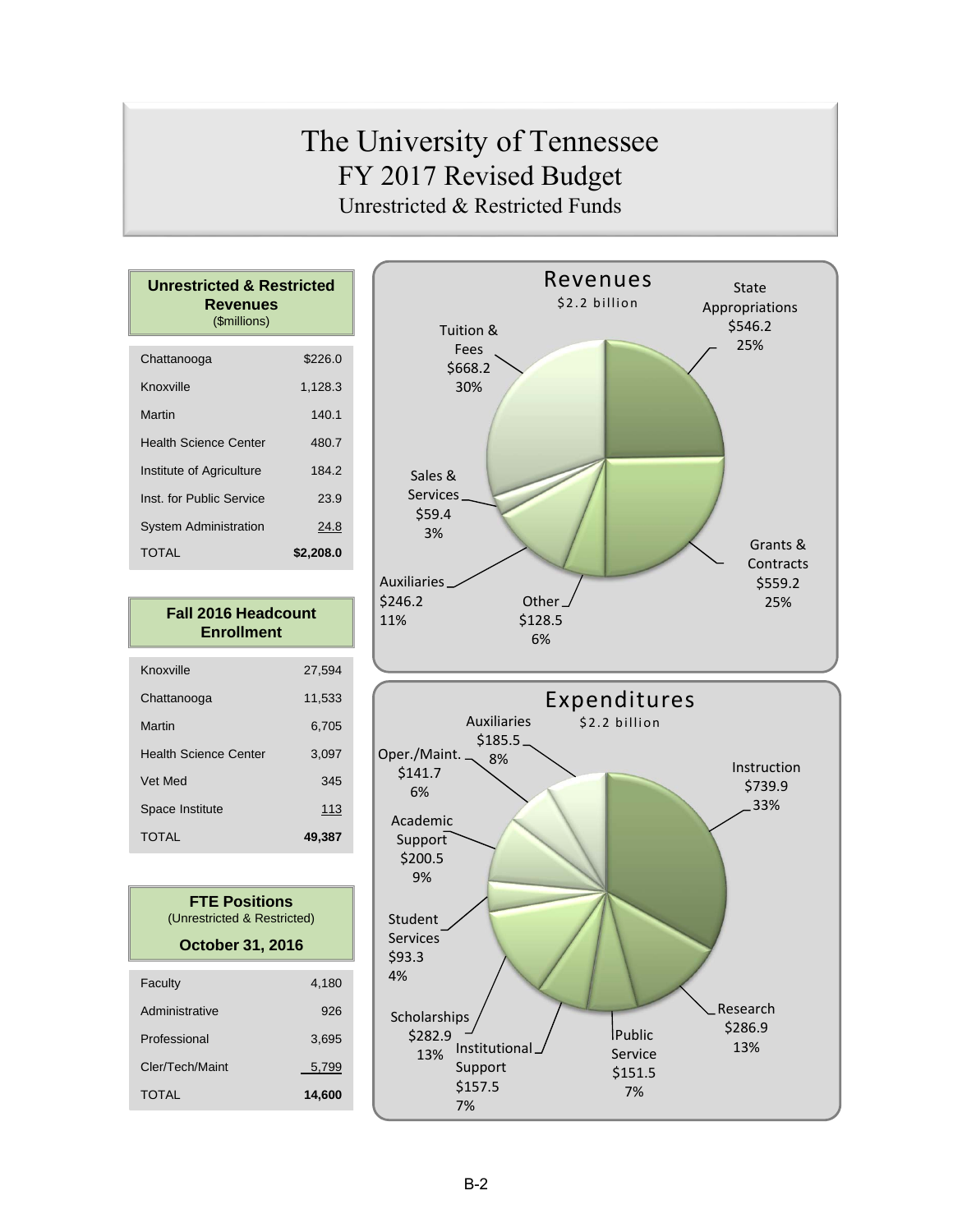# The University of Tennessee
## FY 2017 Revised Budget
### Unrestricted & Restricted Funds

| **Unrestricted & Restricted Revenues** ($millions) | |
|---|---|
| Chattanooga | $226.0 |
| Knoxville | 1,128.3 |
| Martin | 140.1 |
| Health Science Center | 480.7 |
| Institute of Agriculture | 184.2 |
| Inst. for Public Service | 23.9 |
| System Administration | 24.8 |
| TOTAL | **$2,208.0** |

| **Fall 2016 Headcount Enrollment** | |
|---|---|
| Knoxville | 27,594 |
| Chattanooga | 11,533 |
| Martin | 6,705 |
| Health Science Center | 3,097 |
| Vet Med | 345 |
| Space Institute | 113 |
| TOTAL | **49,387** |

| **FTE Positions** (Unrestricted & Restricted) **October 31, 2016** | |
|---|---|
| Faculty | 4,180 |
| Administrative | 926 |
| Professional | 3,695 |
| Cler/Tech/Maint | 5,799 |
| TOTAL | **14,600** |

**Revenues**
$2.2 billion

- State Appropriations $546.2 25%
- Grants & Contracts $559.2 25%
- Other $128.5 6%
- Auxiliaries $246.2 11%
- Sales & Services $59.4 3%
- Tuition & Fees $668.2 30%

**Expenditures**
$2.2 billion

- Instruction $739.9 33%
- Research $286.9 13%
- Public Service $151.5 7%
- Institutional Support $157.5 7%
- Scholarships $282.9 13%
- Student Services $93.3 4%
- Academic Support $200.5 9%
- Oper./Maint. $141.7 6%
- Auxiliaries $185.5 8%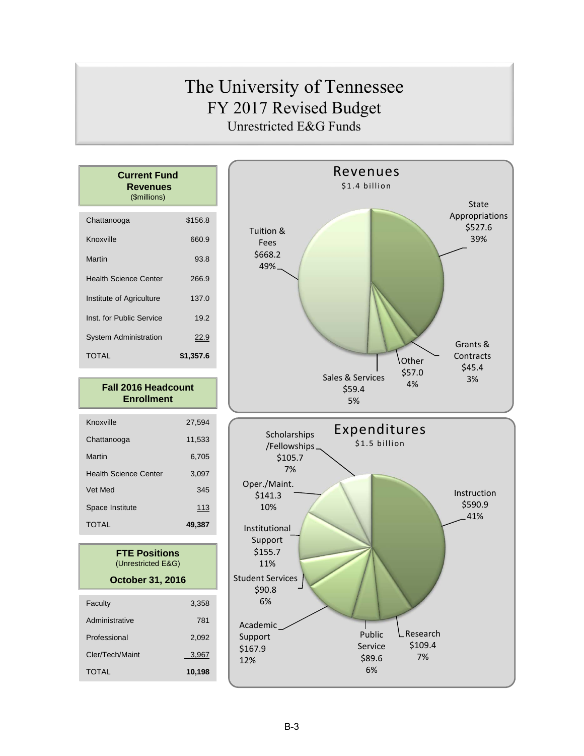# The University of Tennessee
## FY 2017 Revised Budget
### Unrestricted E&G Funds

**Current Fund Revenues** ($millions)

| | |
|---|---|
| Chattanooga | $156.8 |
| Knoxville | 660.9 |
| Martin | 93.8 |
| Health Science Center | 266.9 |
| Institute of Agriculture | 137.0 |
| Inst. for Public Service | 19.2 |
| System Administration | 22.9 |
| TOTAL | **$1,357.6** |

**Fall 2016 Headcount Enrollment**

| | |
|---|---|
| Knoxville | 27,594 |
| Chattanooga | 11,533 |
| Martin | 6,705 |
| Health Science Center | 3,097 |
| Vet Med | 345 |
| Space Institute | 113 |
| TOTAL | **49,387** |

**FTE Positions** (Unrestricted E&G)

**October 31, 2016**

| | |
|---|---|
| Faculty | 3,358 |
| Administrative | 781 |
| Professional | 2,092 |
| Cler/Tech/Maint | 3,967 |
| TOTAL | **10,198** |

**Revenues**
$1.4 billion

| Category | Amount | Percent |
|---|---|---|
| Tuition & Fees | $668.2 | 49% |
| State Appropriations | $527.6 | 39% |
| Grants & Contracts | $45.4 | 3% |
| Other | $57.0 | 4% |
| Sales & Services | $59.4 | 5% |

**Expenditures**
$1.5 billion

| Category | Amount | Percent |
|---|---|---|
| Instruction | $590.9 | 41% |
| Research | $109.4 | 7% |
| Public Service | $89.6 | 6% |
| Academic Support | $167.9 | 12% |
| Student Services | $90.8 | 6% |
| Institutional Support | $155.7 | 11% |
| Oper./Maint. | $141.3 | 10% |
| Scholarships/Fellowships | $105.7 | 7% |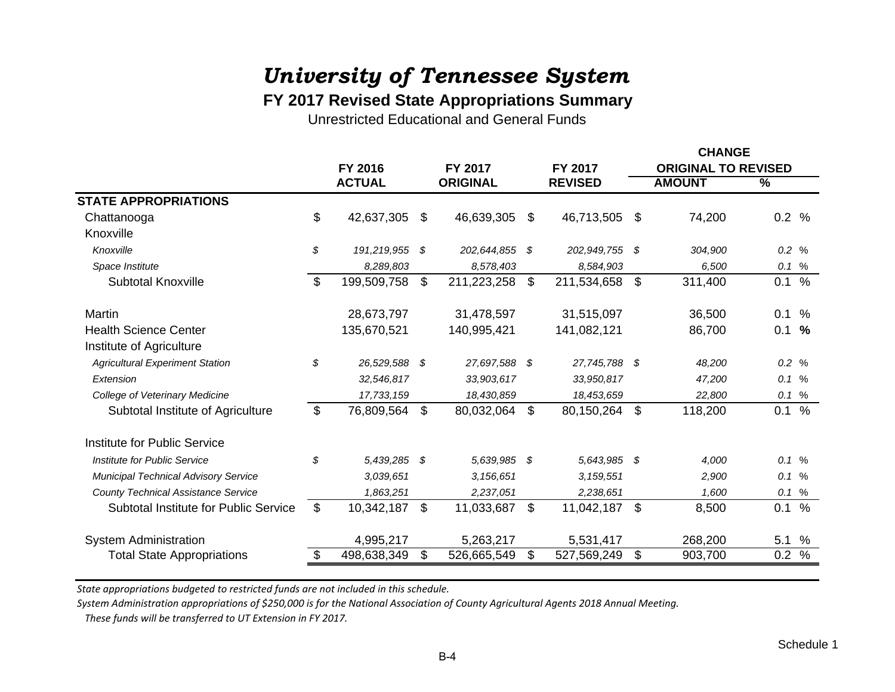# University of Tennessee System

## FY 2017 Revised State Appropriations Summary

Unrestricted Educational and General Funds

| | FY 2016 ACTUAL | FY 2017 ORIGINAL | FY 2017 REVISED | CHANGE ORIGINAL TO REVISED AMOUNT | CHANGE ORIGINAL TO REVISED % |
|---|---|---|---|---|---|
| **STATE APPROPRIATIONS** | | | | | |
| Chattanooga | $ 42,637,305 | $ 46,639,305 | $ 46,713,505 | $ 74,200 | 0.2 % |
| Knoxville | | | | | |
| *Knoxville* | *$ 191,219,955* | *$ 202,644,855* | *$ 202,949,755* | *$ 304,900* | *0.2 %* |
| *Space Institute* | *8,289,803* | *8,578,403* | *8,584,903* | *6,500* | *0.1 %* |
| Subtotal Knoxville | $ 199,509,758 | $ 211,223,258 | $ 211,534,658 | $ 311,400 | 0.1 % |
| Martin | 28,673,797 | 31,478,597 | 31,515,097 | 36,500 | 0.1 % |
| Health Science Center | 135,670,521 | 140,995,421 | 141,082,121 | 86,700 | 0.1 % |
| Institute of Agriculture | | | | | |
| *Agricultural Experiment Station* | *$ 26,529,588* | *$ 27,697,588* | *$ 27,745,788* | *$ 48,200* | *0.2 %* |
| *Extension* | *32,546,817* | *33,903,617* | *33,950,817* | *47,200* | *0.1 %* |
| *College of Veterinary Medicine* | *17,733,159* | *18,430,859* | *18,453,659* | *22,800* | *0.1 %* |
| Subtotal Institute of Agriculture | $ 76,809,564 | $ 80,032,064 | $ 80,150,264 | $ 118,200 | 0.1 % |
| Institute for Public Service | | | | | |
| *Institute for Public Service* | *$ 5,439,285* | *$ 5,639,985* | *$ 5,643,985* | *$ 4,000* | *0.1 %* |
| *Municipal Technical Advisory Service* | *3,039,651* | *3,156,651* | *3,159,551* | *2,900* | *0.1 %* |
| *County Technical Assistance Service* | *1,863,251* | *2,237,051* | *2,238,651* | *1,600* | *0.1 %* |
| Subtotal Institute for Public Service | $ 10,342,187 | $ 11,033,687 | $ 11,042,187 | $ 8,500 | 0.1 % |
| System Administration | 4,995,217 | 5,263,217 | 5,531,417 | 268,200 | 5.1 % |
| Total State Appropriations | $ 498,638,349 | $ 526,665,549 | $ 527,569,249 | $ 903,700 | 0.2 % |

*State appropriations budgeted to restricted funds are not included in this schedule.*

*System Administration appropriations of $250,000 is for the National Association of County Agricultural Agents 2018 Annual Meeting. These funds will be transferred to UT Extension in FY 2017.*

Schedule 1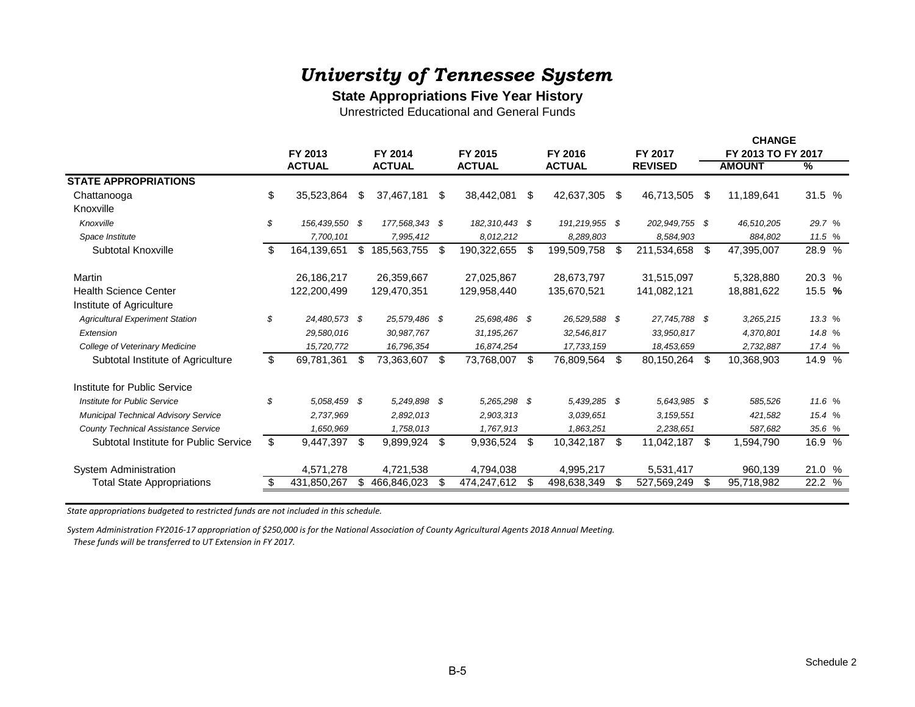# *University of Tennessee System*

**State Appropriations Five Year History**

Unrestricted Educational and General Funds

| | FY 2013 ACTUAL | FY 2014 ACTUAL | FY 2015 ACTUAL | FY 2016 ACTUAL | FY 2017 REVISED | CHANGE FY 2013 TO FY 2017 AMOUNT | % |
|---|---|---|---|---|---|---|---|
| **STATE APPROPRIATIONS** | | | | | | | |
| Chattanooga | $ 35,523,864 | $ 37,467,181 | $ 38,442,081 | $ 42,637,305 | $ 46,713,505 | $ 11,189,641 | 31.5 % |
| Knoxville | | | | | | | |
| *Knoxville* | *$ 156,439,550* | *$ 177,568,343* | *$ 182,310,443* | *$ 191,219,955* | *$ 202,949,755* | *$ 46,510,205* | *29.7 %* |
| *Space Institute* | *7,700,101* | *7,995,412* | *8,012,212* | *8,289,803* | *8,584,903* | *884,802* | *11.5 %* |
| Subtotal Knoxville | $ 164,139,651 | $ 185,563,755 | $ 190,322,655 | $ 199,509,758 | $ 211,534,658 | $ 47,395,007 | 28.9 % |
| Martin | 26,186,217 | 26,359,667 | 27,025,867 | 28,673,797 | 31,515,097 | 5,328,880 | 20.3 % |
| Health Science Center | 122,200,499 | 129,470,351 | 129,958,440 | 135,670,521 | 141,082,121 | 18,881,622 | 15.5 % |
| Institute of Agriculture | | | | | | | |
| *Agricultural Experiment Station* | *$ 24,480,573* | *$ 25,579,486* | *$ 25,698,486* | *$ 26,529,588* | *$ 27,745,788* | *$ 3,265,215* | *13.3 %* |
| *Extension* | *29,580,016* | *30,987,767* | *31,195,267* | *32,546,817* | *33,950,817* | *4,370,801* | *14.8 %* |
| *College of Veterinary Medicine* | *15,720,772* | *16,796,354* | *16,874,254* | *17,733,159* | *18,453,659* | *2,732,887* | *17.4 %* |
| Subtotal Institute of Agriculture | $ 69,781,361 | $ 73,363,607 | $ 73,768,007 | $ 76,809,564 | $ 80,150,264 | $ 10,368,903 | 14.9 % |
| Institute for Public Service | | | | | | | |
| *Institute for Public Service* | *$ 5,058,459* | *$ 5,249,898* | *$ 5,265,298* | *$ 5,439,285* | *$ 5,643,985* | *$ 585,526* | *11.6 %* |
| *Municipal Technical Advisory Service* | *2,737,969* | *2,892,013* | *2,903,313* | *3,039,651* | *3,159,551* | *421,582* | *15.4 %* |
| *County Technical Assistance Service* | *1,650,969* | *1,758,013* | *1,767,913* | *1,863,251* | *2,238,651* | *587,682* | *35.6 %* |
| Subtotal Institute for Public Service | $ 9,447,397 | $ 9,899,924 | $ 9,936,524 | $ 10,342,187 | $ 11,042,187 | $ 1,594,790 | 16.9 % |
| System Administration | 4,571,278 | 4,721,538 | 4,794,038 | 4,995,217 | 5,531,417 | 960,139 | 21.0 % |
| Total State Appropriations | $ 431,850,267 | $ 466,846,023 | $ 474,247,612 | $ 498,638,349 | $ 527,569,249 | $ 95,718,982 | 22.2 % |

*State appropriations budgeted to restricted funds are not included in this schedule.*

*System Administration FY2016-17 appropriation of $250,000 is for the National Association of County Agricultural Agents 2018 Annual Meeting. These funds will be transferred to UT Extension in FY 2017.*

Schedule 2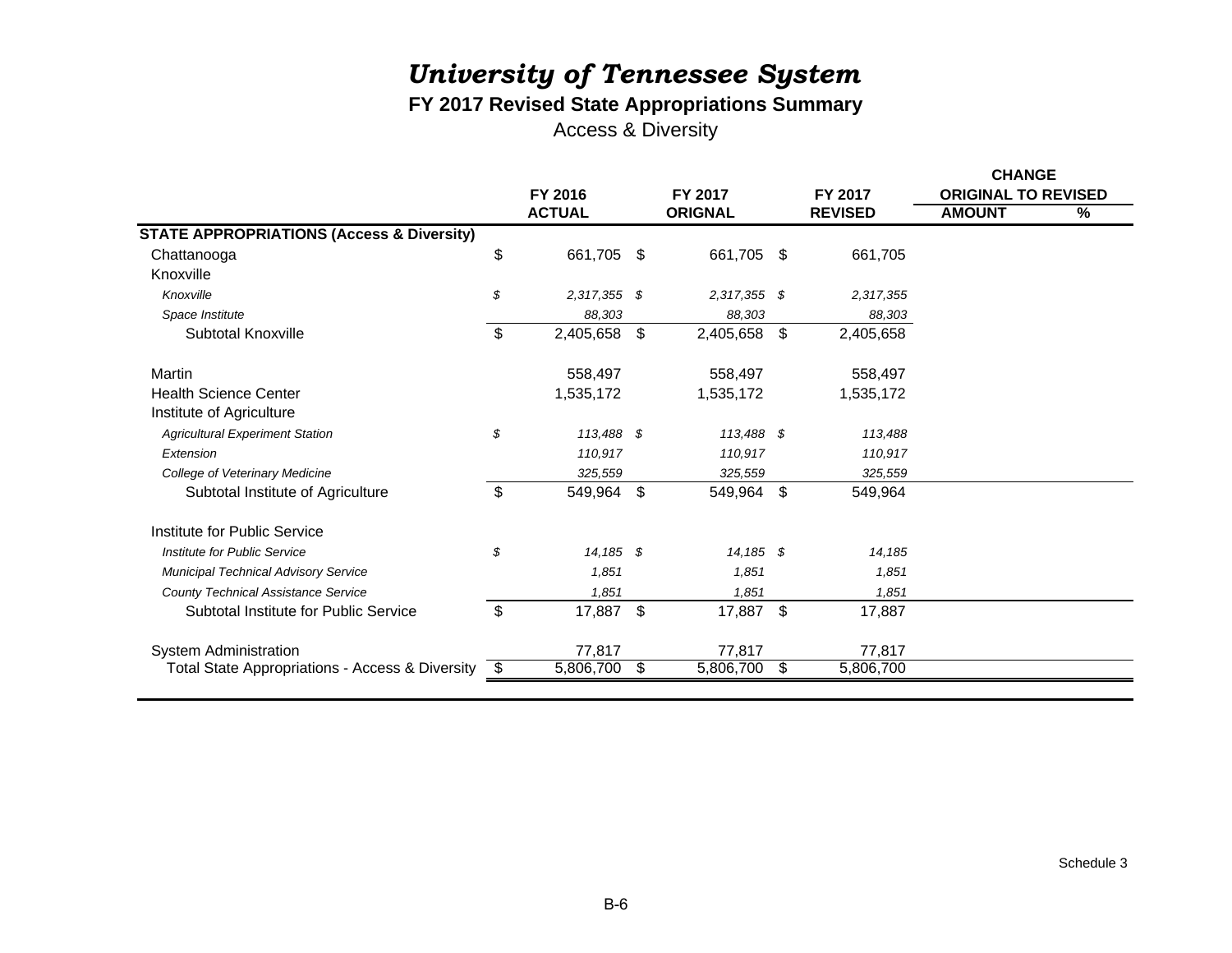# *University of Tennessee System*

## FY 2017 Revised State Appropriations Summary

### Access & Diversity

| | FY 2016 ACTUAL | FY 2017 ORIGNAL | FY 2017 REVISED | CHANGE ORIGINAL TO REVISED AMOUNT | % |
|---|---|---|---|---|---|
| **STATE APPROPRIATIONS (Access & Diversity)** | | | | | |
| Chattanooga | $ 661,705 | $ 661,705 | $ 661,705 | | |
| Knoxville | | | | | |
| *Knoxville* | *$ 2,317,355* | *$ 2,317,355* | *$ 2,317,355* | | |
| *Space Institute* | *88,303* | *88,303* | *88,303* | | |
| Subtotal Knoxville | $ 2,405,658 | $ 2,405,658 | $ 2,405,658 | | |
| Martin | 558,497 | 558,497 | 558,497 | | |
| Health Science Center | 1,535,172 | 1,535,172 | 1,535,172 | | |
| Institute of Agriculture | | | | | |
| *Agricultural Experiment Station* | *$ 113,488* | *$ 113,488* | *$ 113,488* | | |
| *Extension* | *110,917* | *110,917* | *110,917* | | |
| *College of Veterinary Medicine* | *325,559* | *325,559* | *325,559* | | |
| Subtotal Institute of Agriculture | $ 549,964 | $ 549,964 | $ 549,964 | | |
| Institute for Public Service | | | | | |
| *Institute for Public Service* | *$ 14,185* | *$ 14,185* | *$ 14,185* | | |
| *Municipal Technical Advisory Service* | *1,851* | *1,851* | *1,851* | | |
| *County Technical Assistance Service* | *1,851* | *1,851* | *1,851* | | |
| Subtotal Institute for Public Service | $ 17,887 | $ 17,887 | $ 17,887 | | |
| System Administration | 77,817 | 77,817 | 77,817 | | |
| Total State Appropriations - Access & Diversity | $ 5,806,700 | $ 5,806,700 | $ 5,806,700 | | |

Schedule 3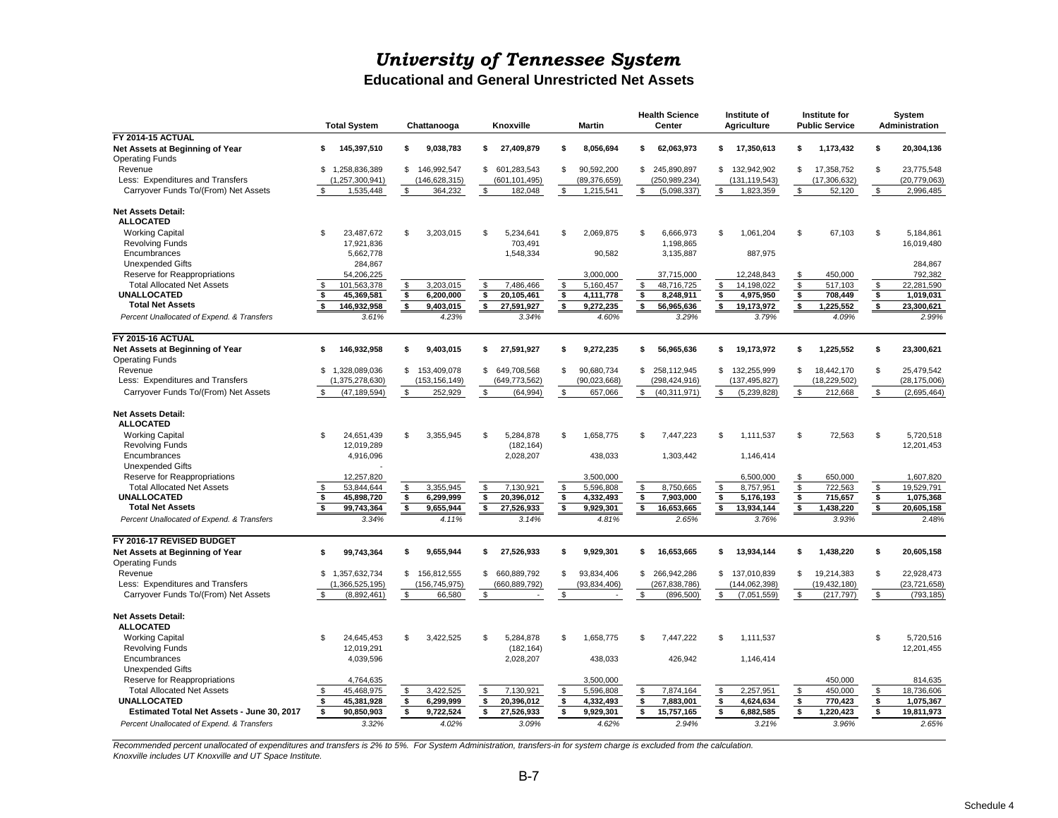# University of Tennessee System

## Educational and General Unrestricted Net Assets

| | Total System | Chattanooga | Knoxville | Martin | Health Science Center | Institute of Agriculture | Institute for Public Service | System Administration |
|---|---|---|---|---|---|---|---|---|
| **FY 2014-15 ACTUAL** | | | | | | | | |
| **Net Assets at Beginning of Year** | **$ 145,397,510** | **$ 9,038,783** | **$ 27,409,879** | **$ 8,056,694** | **$ 62,063,973** | **$ 17,350,613** | **$ 1,173,432** | **$ 20,304,136** |
| Operating Funds | | | | | | | | |
| Revenue | $ 1,258,836,389 | $ 146,992,547 | $ 601,283,543 | $ 90,592,200 | $ 245,890,897 | $ 132,942,902 | $ 17,358,752 | $ 23,775,548 |
| Less: Expenditures and Transfers | (1,257,300,941) | (146,628,315) | (601,101,495) | (89,376,659) | (250,989,234) | (131,119,543) | (17,306,632) | (20,779,063) |
| Carryover Funds To/(From) Net Assets | $ 1,535,448 | $ 364,232 | $ 182,048 | $ 1,215,541 | $ (5,098,337) | $ 1,823,359 | $ 52,120 | $ 2,996,485 |
| **Net Assets Detail:** | | | | | | | | |
| **ALLOCATED** | | | | | | | | |
| Working Capital | $ 23,487,672 | $ 3,203,015 | $ 5,234,641 | $ 2,069,875 | $ 6,666,973 | $ 1,061,204 | $ 67,103 | $ 5,184,861 |
| Revolving Funds | 17,921,836 | | 703,491 | | 1,198,865 | | | 16,019,480 |
| Encumbrances | 5,662,778 | | 1,548,334 | 90,582 | 3,135,887 | 887,975 | | |
| Unexpended Gifts | 284,867 | | | | | | | 284,867 |
| Reserve for Reappropriations | 54,206,225 | | | 3,000,000 | 37,715,000 | 12,248,843 | $ 450,000 | 792,382 |
| Total Allocated Net Assets | $ 101,563,378 | $ 3,203,015 | $ 7,486,466 | $ 5,160,457 | $ 48,716,725 | $ 14,198,022 | $ 517,103 | $ 22,281,590 |
| **UNALLOCATED** | **$ 45,369,581** | **$ 6,200,000** | **$ 20,105,461** | **$ 4,111,778** | **$ 8,248,911** | **$ 4,975,950** | **$ 708,449** | **$ 1,019,031** |
| **Total Net Assets** | **$ 146,932,958** | **$ 9,403,015** | **$ 27,591,927** | **$ 9,272,235** | **$ 56,965,636** | **$ 19,173,972** | **$ 1,225,552** | **$ 23,300,621** |
| *Percent Unallocated of Expend. & Transfers* | *3.61%* | *4.23%* | *3.34%* | *4.60%* | *3.29%* | *3.79%* | *4.09%* | *2.99%* |
| **FY 2015-16 ACTUAL** | | | | | | | | |
| **Net Assets at Beginning of Year** | **$ 146,932,958** | **$ 9,403,015** | **$ 27,591,927** | **$ 9,272,235** | **$ 56,965,636** | **$ 19,173,972** | **$ 1,225,552** | **$ 23,300,621** |
| Operating Funds | | | | | | | | |
| Revenue | $ 1,328,089,036 | $ 153,409,078 | $ 649,708,568 | $ 90,680,734 | $ 258,112,945 | $ 132,255,999 | $ 18,442,170 | $ 25,479,542 |
| Less: Expenditures and Transfers | (1,375,278,630) | (153,156,149) | (649,773,562) | (90,023,668) | (298,424,916) | (137,495,827) | (18,229,502) | (28,175,006) |
| Carryover Funds To/(From) Net Assets | $ (47,189,594) | $ 252,929 | $ (64,994) | $ 657,066 | $ (40,311,971) | $ (5,239,828) | $ 212,668 | $ (2,695,464) |
| **Net Assets Detail:** | | | | | | | | |
| **ALLOCATED** | | | | | | | | |
| Working Capital | $ 24,651,439 | $ 3,355,945 | $ 5,284,878 | $ 1,658,775 | $ 7,447,223 | $ 1,111,537 | $ 72,563 | $ 5,720,518 |
| Revolving Funds | 12,019,289 | | (182,164) | | | | | 12,201,453 |
| Encumbrances | 4,916,096 | | 2,028,207 | 438,033 | 1,303,442 | 1,146,414 | | |
| Unexpended Gifts | - | | | | | | | |
| Reserve for Reappropriations | 12,257,820 | | | 3,500,000 | | 6,500,000 | $ 650,000 | 1,607,820 |
| Total Allocated Net Assets | $ 53,844,644 | $ 3,355,945 | $ 7,130,921 | $ 5,596,808 | $ 8,750,665 | $ 8,757,951 | $ 722,563 | $ 19,529,791 |
| **UNALLOCATED** | **$ 45,898,720** | **$ 6,299,999** | **$ 20,396,012** | **$ 4,332,493** | **$ 7,903,000** | **$ 5,176,193** | **$ 715,657** | **$ 1,075,368** |
| **Total Net Assets** | **$ 99,743,364** | **$ 9,655,944** | **$ 27,526,933** | **$ 9,929,301** | **$ 16,653,665** | **$ 13,934,144** | **$ 1,438,220** | **$ 20,605,158** |
| *Percent Unallocated of Expend. & Transfers* | *3.34%* | *4.11%* | *3.14%* | *4.81%* | *2.65%* | *3.76%* | *3.93%* | *2.48%* |
| **FY 2016-17 REVISED BUDGET** | | | | | | | | |
| **Net Assets at Beginning of Year** | **$ 99,743,364** | **$ 9,655,944** | **$ 27,526,933** | **$ 9,929,301** | **$ 16,653,665** | **$ 13,934,144** | **$ 1,438,220** | **$ 20,605,158** |
| Operating Funds | | | | | | | | |
| Revenue | $ 1,357,632,734 | $ 156,812,555 | $ 660,889,792 | $ 93,834,406 | $ 266,942,286 | $ 137,010,839 | $ 19,214,383 | $ 22,928,473 |
| Less: Expenditures and Transfers | (1,366,525,195) | (156,745,975) | (660,889,792) | (93,834,406) | (267,838,786) | (144,062,398) | (19,432,180) | (23,721,658) |
| Carryover Funds To/(From) Net Assets | $ (8,892,461) | $ 66,580 | $ - | $ - | $ (896,500) | $ (7,051,559) | $ (217,797) | $ (793,185) |
| **Net Assets Detail:** | | | | | | | | |
| **ALLOCATED** | | | | | | | | |
| Working Capital | $ 24,645,453 | $ 3,422,525 | $ 5,284,878 | $ 1,658,775 | $ 7,447,222 | $ 1,111,537 | | $ 5,720,516 |
| Revolving Funds | 12,019,291 | | (182,164) | | | | | 12,201,455 |
| Encumbrances | 4,039,596 | | 2,028,207 | 438,033 | 426,942 | 1,146,414 | | |
| Unexpended Gifts | | | | | | | | |
| Reserve for Reappropriations | 4,764,635 | | | 3,500,000 | | | 450,000 | 814,635 |
| Total Allocated Net Assets | $ 45,468,975 | $ 3,422,525 | $ 7,130,921 | $ 5,596,808 | $ 7,874,164 | $ 2,257,951 | $ 450,000 | $ 18,736,606 |
| **UNALLOCATED** | **$ 45,381,928** | **$ 6,299,999** | **$ 20,396,012** | **$ 4,332,493** | **$ 7,883,001** | **$ 4,624,634** | **$ 770,423** | **$ 1,075,367** |
| **Estimated Total Net Assets - June 30, 2017** | **$ 90,850,903** | **$ 9,722,524** | **$ 27,526,933** | **$ 9,929,301** | **$ 15,757,165** | **$ 6,882,585** | **$ 1,220,423** | **$ 19,811,973** |
| *Percent Unallocated of Expend. & Transfers* | *3.32%* | *4.02%* | *3.09%* | *4.62%* | *2.94%* | *3.21%* | *3.96%* | *2.65%* |

*Recommended percent unallocated of expenditures and transfers is 2% to 5%. For System Administration, transfers-in for system charge is excluded from the calculation.*
*Knoxville includes UT Knoxville and UT Space Institute.*

B-7

Schedule 4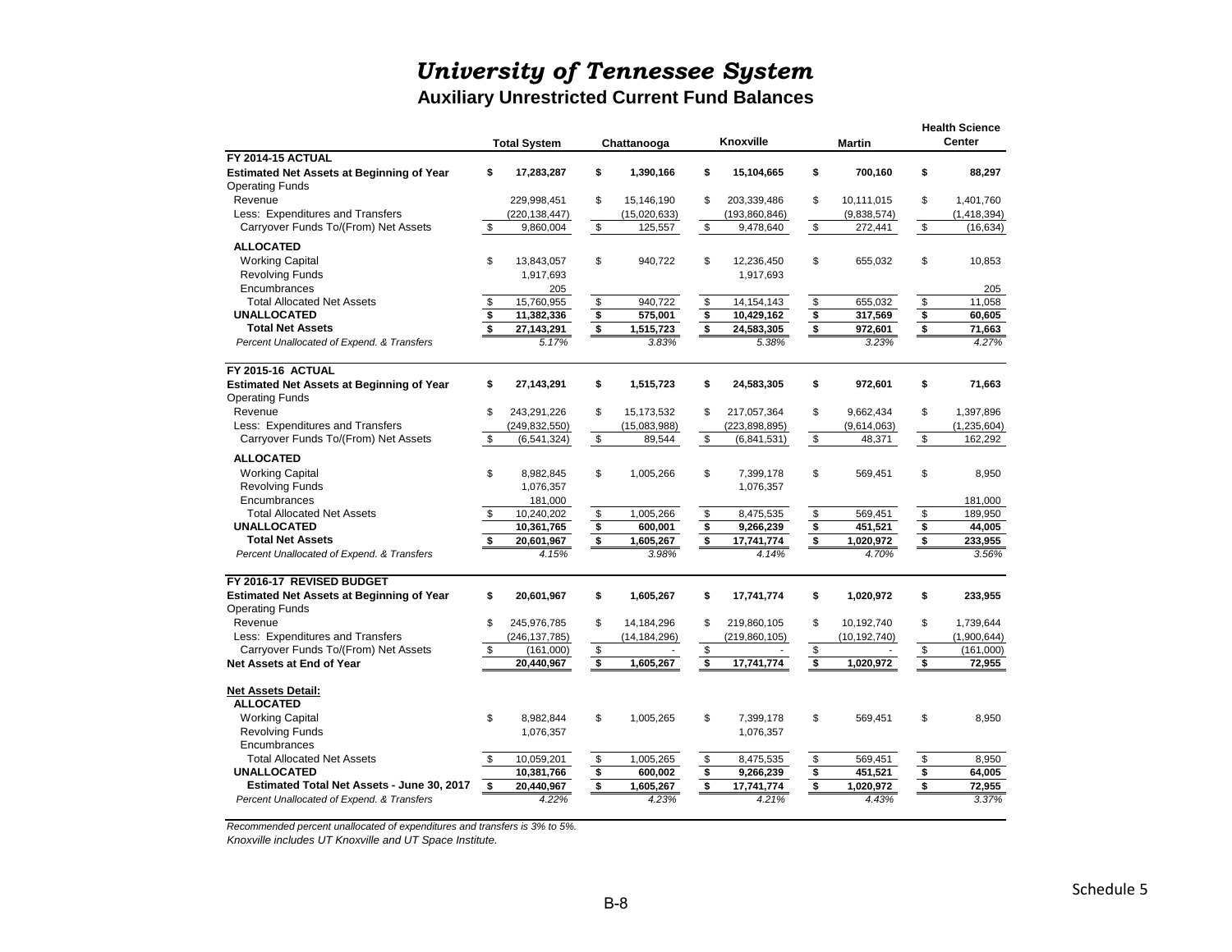# University of Tennessee System

## Auxiliary Unrestricted Current Fund Balances

| | Total System | Chattanooga | Knoxville | Martin | Health Science Center |
|---|---|---|---|---|---|
| **FY 2014-15 ACTUAL** | | | | | |
| **Estimated Net Assets at Beginning of Year** | **$ 17,283,287** | **$ 1,390,166** | **$ 15,104,665** | **$ 700,160** | **$ 88,297** |
| Operating Funds | | | | | |
| Revenue | 229,998,451 | $ 15,146,190 | $ 203,339,486 | $ 10,111,015 | $ 1,401,760 |
| Less: Expenditures and Transfers | (220,138,447) | (15,020,633) | (193,860,846) | (9,838,574) | (1,418,394) |
| Carryover Funds To/(From) Net Assets | $ 9,860,004 | $ 125,557 | $ 9,478,640 | $ 272,441 | $ (16,634) |
| **ALLOCATED** | | | | | |
| Working Capital | $ 13,843,057 | $ 940,722 | $ 12,236,450 | $ 655,032 | $ 10,853 |
| Revolving Funds | 1,917,693 | | 1,917,693 | | |
| Encumbrances | 205 | | | | 205 |
| Total Allocated Net Assets | $ 15,760,955 | $ 940,722 | $ 14,154,143 | $ 655,032 | $ 11,058 |
| **UNALLOCATED** | **$ 11,382,336** | **$ 575,001** | **$ 10,429,162** | **$ 317,569** | **$ 60,605** |
| **Total Net Assets** | **$ 27,143,291** | **$ 1,515,723** | **$ 24,583,305** | **$ 972,601** | **$ 71,663** |
| *Percent Unallocated of Expend. & Transfers* | *5.17%* | *3.83%* | *5.38%* | *3.23%* | *4.27%* |
| **FY 2015-16 ACTUAL** | | | | | |
| **Estimated Net Assets at Beginning of Year** | **$ 27,143,291** | **$ 1,515,723** | **$ 24,583,305** | **$ 972,601** | **$ 71,663** |
| Operating Funds | | | | | |
| Revenue | $ 243,291,226 | $ 15,173,532 | $ 217,057,364 | $ 9,662,434 | $ 1,397,896 |
| Less: Expenditures and Transfers | (249,832,550) | (15,083,988) | (223,898,895) | (9,614,063) | (1,235,604) |
| Carryover Funds To/(From) Net Assets | $ (6,541,324) | $ 89,544 | $ (6,841,531) | $ 48,371 | $ 162,292 |
| **ALLOCATED** | | | | | |
| Working Capital | $ 8,982,845 | $ 1,005,266 | $ 7,399,178 | $ 569,451 | $ 8,950 |
| Revolving Funds | 1,076,357 | | 1,076,357 | | |
| Encumbrances | 181,000 | | | | 181,000 |
| Total Allocated Net Assets | $ 10,240,202 | $ 1,005,266 | $ 8,475,535 | $ 569,451 | $ 189,950 |
| **UNALLOCATED** | **10,361,765** | **$ 600,001** | **$ 9,266,239** | **$ 451,521** | **$ 44,005** |
| **Total Net Assets** | **$ 20,601,967** | **$ 1,605,267** | **$ 17,741,774** | **$ 1,020,972** | **$ 233,955** |
| *Percent Unallocated of Expend. & Transfers* | *4.15%* | *3.98%* | *4.14%* | *4.70%* | *3.56%* |
| **FY 2016-17 REVISED BUDGET** | | | | | |
| **Estimated Net Assets at Beginning of Year** | **$ 20,601,967** | **$ 1,605,267** | **$ 17,741,774** | **$ 1,020,972** | **$ 233,955** |
| Operating Funds | | | | | |
| Revenue | $ 245,976,785 | $ 14,184,296 | $ 219,860,105 | $ 10,192,740 | $ 1,739,644 |
| Less: Expenditures and Transfers | (246,137,785) | (14,184,296) | (219,860,105) | (10,192,740) | (1,900,644) |
| Carryover Funds To/(From) Net Assets | $ (161,000) | $ - | $ - | $ - | $ (161,000) |
| **Net Assets at End of Year** | **20,440,967** | **$ 1,605,267** | **$ 17,741,774** | **$ 1,020,972** | **$ 72,955** |
| **Net Assets Detail:** | | | | | |
| **ALLOCATED** | | | | | |
| Working Capital | $ 8,982,844 | $ 1,005,265 | $ 7,399,178 | $ 569,451 | $ 8,950 |
| Revolving Funds | 1,076,357 | | 1,076,357 | | |
| Encumbrances | | | | | |
| Total Allocated Net Assets | $ 10,059,201 | $ 1,005,265 | $ 8,475,535 | $ 569,451 | $ 8,950 |
| **UNALLOCATED** | **10,381,766** | **$ 600,002** | **$ 9,266,239** | **$ 451,521** | **$ 64,005** |
| **Estimated Total Net Assets - June 30, 2017** | **$ 20,440,967** | **$ 1,605,267** | **$ 17,741,774** | **$ 1,020,972** | **$ 72,955** |
| *Percent Unallocated of Expend. & Transfers* | *4.22%* | *4.23%* | *4.21%* | *4.43%* | *3.37%* |

*Recommended percent unallocated of expenditures and transfers is 3% to 5%.*

*Knoxville includes UT Knoxville and UT Space Institute.*

Schedule 5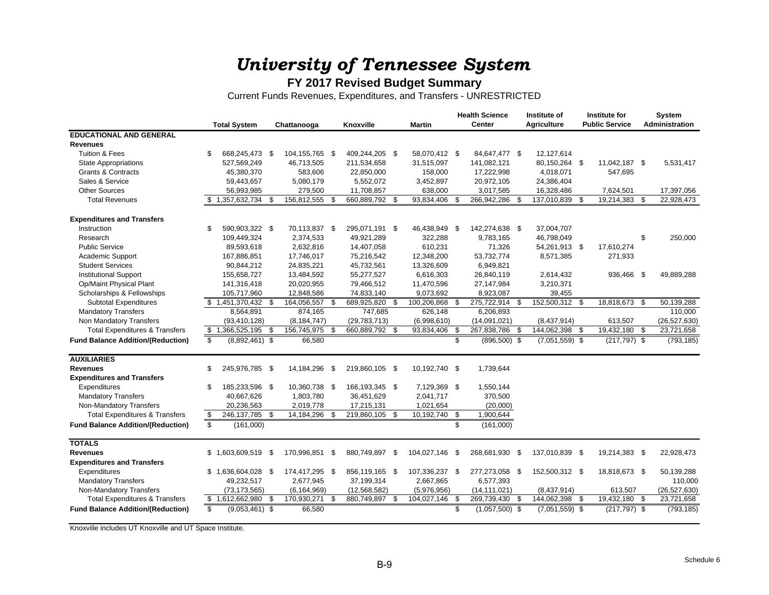# *University of Tennessee System*

**FY 2017 Revised Budget Summary**

Current Funds Revenues, Expenditures, and Transfers - UNRESTRICTED

| | Total System | Chattanooga | Knoxville | Martin | Health Science Center | Institute of Agriculture | Institute for Public Service | System Administration |
|---|---|---|---|---|---|---|---|---|
| **EDUCATIONAL AND GENERAL** | | | | | | | | |
| **Revenues** | | | | | | | | |
| Tuition & Fees | $ 668,245,473 | $ 104,155,765 | $ 409,244,205 | $ 58,070,412 | $ 84,647,477 | $ 12,127,614 | | |
| State Appropriations | 527,569,249 | 46,713,505 | 211,534,658 | 31,515,097 | 141,082,121 | 80,150,264 | $ 11,042,187 | $ 5,531,417 |
| Grants & Contracts | 45,380,370 | 583,606 | 22,850,000 | 158,000 | 17,222,998 | 4,018,071 | 547,695 | |
| Sales & Service | 59,443,657 | 5,080,179 | 5,552,072 | 3,452,897 | 20,972,105 | 24,386,404 | | |
| Other Sources | 56,993,985 | 279,500 | 11,708,857 | 638,000 | 3,017,585 | 16,328,486 | 7,624,501 | 17,397,056 |
| Total Revenues | $ 1,357,632,734 | $ 156,812,555 | $ 660,889,792 | $ 93,834,406 | $ 266,942,286 | $ 137,010,839 | $ 19,214,383 | $ 22,928,473 |
| | | | | | | | | |
| **Expenditures and Transfers** | | | | | | | | |
| Instruction | $ 590,903,322 | $ 70,113,837 | $ 295,071,191 | $ 46,438,949 | $ 142,274,638 | $ 37,004,707 | | |
| Research | 109,449,324 | 2,374,533 | 49,921,289 | 322,288 | 9,783,165 | 46,798,049 | | $ 250,000 |
| Public Service | 89,593,618 | 2,632,816 | 14,407,058 | 610,231 | 71,326 | 54,261,913 | $ 17,610,274 | |
| Academic Support | 167,886,851 | 17,746,017 | 75,216,542 | 12,348,200 | 53,732,774 | 8,571,385 | 271,933 | |
| Student Services | 90,844,212 | 24,835,221 | 45,732,561 | 13,326,609 | 6,949,821 | | | |
| Institutional Support | 155,658,727 | 13,484,592 | 55,277,527 | 6,616,303 | 26,840,119 | 2,614,432 | 936,466 | $ 49,889,288 |
| Op/Maint Physical Plant | 141,316,418 | 20,020,955 | 79,466,512 | 11,470,596 | 27,147,984 | 3,210,371 | | |
| Scholarships & Fellowships | 105,717,960 | 12,848,586 | 74,833,140 | 9,073,692 | 8,923,087 | 39,455 | | |
| Subtotal Expenditures | $ 1,451,370,432 | $ 164,056,557 | $ 689,925,820 | $ 100,206,868 | $ 275,722,914 | $ 152,500,312 | $ 18,818,673 | $ 50,139,288 |
| Mandatory Transfers | 8,564,891 | 874,165 | 747,685 | 626,148 | 6,206,893 | | | 110,000 |
| Non Mandatory Transfers | (93,410,128) | (8,184,747) | (29,783,713) | (6,998,610) | (14,091,021) | (8,437,914) | 613,507 | (26,527,630) |
| Total Expenditures & Transfers | $ 1,366,525,195 | $ 156,745,975 | $ 660,889,792 | $ 93,834,406 | $ 267,838,786 | $ 144,062,398 | $ 19,432,180 | $ 23,721,658 |
| **Fund Balance Addition/(Reduction)** | $ (8,892,461) | $ 66,580 | | | $ (896,500) | $ (7,051,559) | $ (217,797) | $ (793,185) |
| | | | | | | | | |
| **AUXILIARIES** | | | | | | | | |
| **Revenues** | $ 245,976,785 | $ 14,184,296 | $ 219,860,105 | $ 10,192,740 | $ 1,739,644 | | | |
| **Expenditures and Transfers** | | | | | | | | |
| Expenditures | $ 185,233,596 | $ 10,360,738 | $ 166,193,345 | $ 7,129,369 | $ 1,550,144 | | | |
| Mandatory Transfers | 40,667,626 | 1,803,780 | 36,451,629 | 2,041,717 | 370,500 | | | |
| Non-Mandatory Transfers | 20,236,563 | 2,019,778 | 17,215,131 | 1,021,654 | (20,000) | | | |
| Total Expenditures & Transfers | $ 246,137,785 | $ 14,184,296 | $ 219,860,105 | $ 10,192,740 | $ 1,900,644 | | | |
| **Fund Balance Addition/(Reduction)** | $ (161,000) | | | | $ (161,000) | | | |
| | | | | | | | | |
| **TOTALS** | | | | | | | | |
| **Revenues** | $ 1,603,609,519 | $ 170,996,851 | $ 880,749,897 | $ 104,027,146 | $ 268,681,930 | $ 137,010,839 | $ 19,214,383 | $ 22,928,473 |
| **Expenditures and Transfers** | | | | | | | | |
| Expenditures | $ 1,636,604,028 | $ 174,417,295 | $ 856,119,165 | $ 107,336,237 | $ 277,273,058 | $ 152,500,312 | $ 18,818,673 | $ 50,139,288 |
| Mandatory Transfers | 49,232,517 | 2,677,945 | 37,199,314 | 2,667,865 | 6,577,393 | | | 110,000 |
| Non-Mandatory Transfers | (73,173,565) | (6,164,969) | (12,568,582) | (5,976,956) | (14,111,021) | (8,437,914) | 613,507 | (26,527,630) |
| Total Expenditures & Transfers | $ 1,612,662,980 | $ 170,930,271 | $ 880,749,897 | $ 104,027,146 | $ 269,739,430 | $ 144,062,398 | $ 19,432,180 | $ 23,721,658 |
| **Fund Balance Addition/(Reduction)** | $ (9,053,461) | $ 66,580 | | | $ (1,057,500) | $ (7,051,559) | $ (217,797) | $ (793,185) |

Knoxville includes UT Knoxville and UT Space Institute.

Schedule 6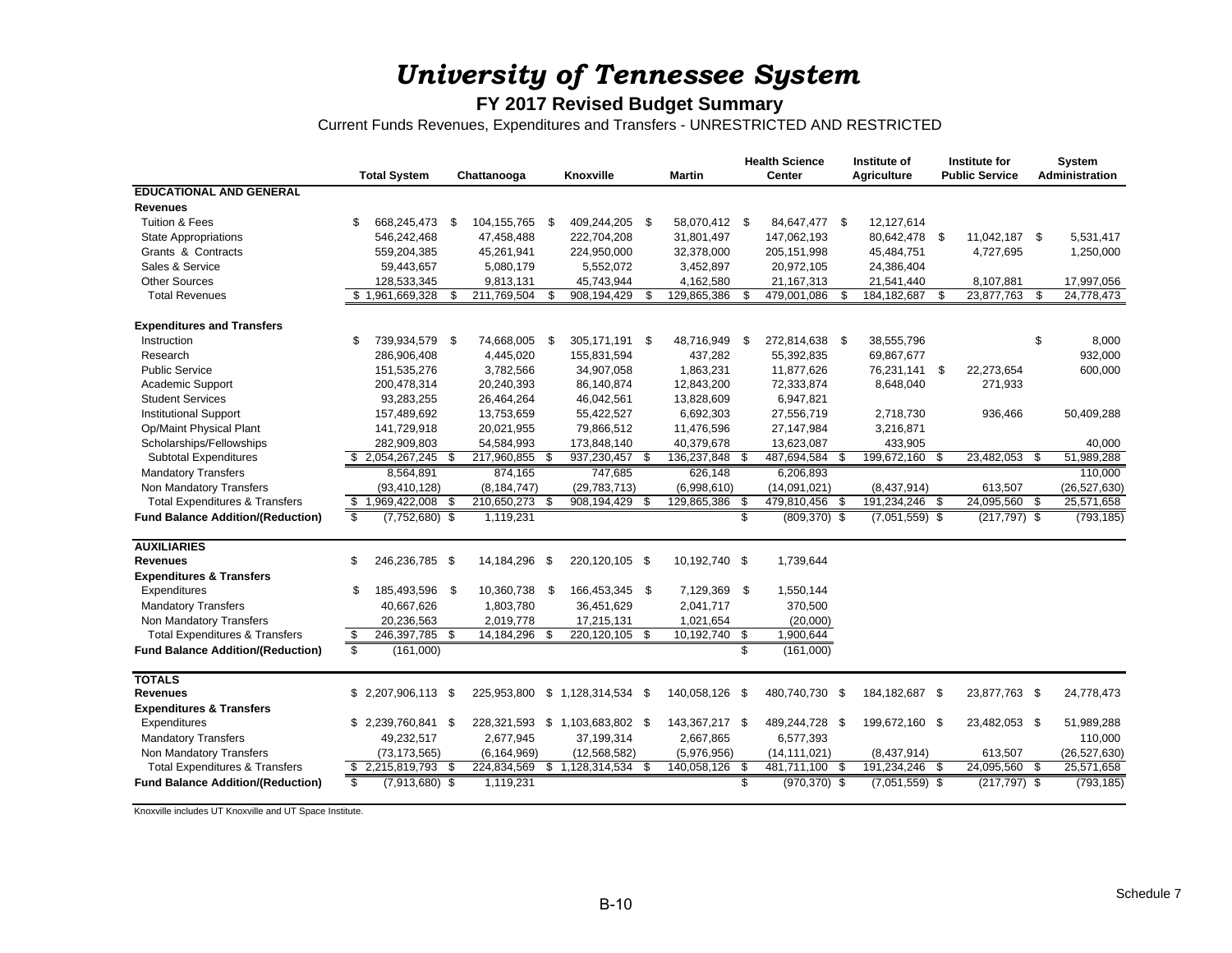# *University of Tennessee System*

## FY 2017 Revised Budget Summary

Current Funds Revenues, Expenditures and Transfers - UNRESTRICTED AND RESTRICTED

| | Total System | Chattanooga | Knoxville | Martin | Health Science Center | Institute of Agriculture | Institute for Public Service | System Administration |
|---|---|---|---|---|---|---|---|---|
| **EDUCATIONAL AND GENERAL** | | | | | | | | |
| **Revenues** | | | | | | | | |
| Tuition & Fees | $ 668,245,473 | $ 104,155,765 | $ 409,244,205 | $ 58,070,412 | $ 84,647,477 | $ 12,127,614 | | |
| State Appropriations | 546,242,468 | 47,458,488 | 222,704,208 | 31,801,497 | 147,062,193 | 80,642,478 | $ 11,042,187 | $ 5,531,417 |
| Grants & Contracts | 559,204,385 | 45,261,941 | 224,950,000 | 32,378,000 | 205,151,998 | 45,484,751 | 4,727,695 | 1,250,000 |
| Sales & Service | 59,443,657 | 5,080,179 | 5,552,072 | 3,452,897 | 20,972,105 | 24,386,404 | | |
| Other Sources | 128,533,345 | 9,813,131 | 45,743,944 | 4,162,580 | 21,167,313 | 21,541,440 | 8,107,881 | 17,997,056 |
| Total Revenues | $ 1,961,669,328 | $ 211,769,504 | $ 908,194,429 | $ 129,865,386 | $ 479,001,086 | $ 184,182,687 | $ 23,877,763 | $ 24,778,473 |
| | | | | | | | | |
| **Expenditures and Transfers** | | | | | | | | |
| Instruction | $ 739,934,579 | $ 74,668,005 | $ 305,171,191 | $ 48,716,949 | $ 272,814,638 | $ 38,555,796 | | $ 8,000 |
| Research | 286,906,408 | 4,445,020 | 155,831,594 | 437,282 | 55,392,835 | 69,867,677 | | 932,000 |
| Public Service | 151,535,276 | 3,782,566 | 34,907,058 | 1,863,231 | 11,877,626 | 76,231,141 | $ 22,273,654 | 600,000 |
| Academic Support | 200,478,314 | 20,240,393 | 86,140,874 | 12,843,200 | 72,333,874 | 8,648,040 | 271,933 | |
| Student Services | 93,283,255 | 26,464,264 | 46,042,561 | 13,828,609 | 6,947,821 | | | |
| Institutional Support | 157,489,692 | 13,753,659 | 55,422,527 | 6,692,303 | 27,556,719 | 2,718,730 | 936,466 | 50,409,288 |
| Op/Maint Physical Plant | 141,729,918 | 20,021,955 | 79,866,512 | 11,476,596 | 27,147,984 | 3,216,871 | | |
| Scholarships/Fellowships | 282,909,803 | 54,584,993 | 173,848,140 | 40,379,678 | 13,623,087 | 433,905 | | 40,000 |
| Subtotal Expenditures | $ 2,054,267,245 | $ 217,960,855 | $ 937,230,457 | $ 136,237,848 | $ 487,694,584 | $ 199,672,160 | $ 23,482,053 | $ 51,989,288 |
| Mandatory Transfers | 8,564,891 | 874,165 | 747,685 | 626,148 | 6,206,893 | | | 110,000 |
| Non Mandatory Transfers | (93,410,128) | (8,184,747) | (29,783,713) | (6,998,610) | (14,091,021) | (8,437,914) | 613,507 | (26,527,630) |
| Total Expenditures & Transfers | $ 1,969,422,008 | $ 210,650,273 | $ 908,194,429 | $ 129,865,386 | $ 479,810,456 | $ 191,234,246 | $ 24,095,560 | $ 25,571,658 |
| **Fund Balance Addition/(Reduction)** | $ (7,752,680) | $ 1,119,231 | | | $ (809,370) | $ (7,051,559) | $ (217,797) | $ (793,185) |
| | | | | | | | | |
| **AUXILIARIES** | | | | | | | | |
| **Revenues** | $ 246,236,785 | $ 14,184,296 | $ 220,120,105 | $ 10,192,740 | $ 1,739,644 | | | |
| **Expenditures & Transfers** | | | | | | | | |
| Expenditures | $ 185,493,596 | $ 10,360,738 | $ 166,453,345 | $ 7,129,369 | $ 1,550,144 | | | |
| Mandatory Transfers | 40,667,626 | 1,803,780 | 36,451,629 | 2,041,717 | 370,500 | | | |
| Non Mandatory Transfers | 20,236,563 | 2,019,778 | 17,215,131 | 1,021,654 | (20,000) | | | |
| Total Expenditures & Transfers | $ 246,397,785 | $ 14,184,296 | $ 220,120,105 | $ 10,192,740 | $ 1,900,644 | | | |
| **Fund Balance Addition/(Reduction)** | $ (161,000) | | | | $ (161,000) | | | |
| | | | | | | | | |
| **TOTALS** | | | | | | | | |
| **Revenues** | $ 2,207,906,113 | $ 225,953,800 | $ 1,128,314,534 | $ 140,058,126 | $ 480,740,730 | $ 184,182,687 | $ 23,877,763 | $ 24,778,473 |
| **Expenditures & Transfers** | | | | | | | | |
| Expenditures | $ 2,239,760,841 | $ 228,321,593 | $ 1,103,683,802 | $ 143,367,217 | $ 489,244,728 | $ 199,672,160 | $ 23,482,053 | $ 51,989,288 |
| Mandatory Transfers | 49,232,517 | 2,677,945 | 37,199,314 | 2,667,865 | 6,577,393 | | | 110,000 |
| Non Mandatory Transfers | (73,173,565) | (6,164,969) | (12,568,582) | (5,976,956) | (14,111,021) | (8,437,914) | 613,507 | (26,527,630) |
| Total Expenditures & Transfers | $ 2,215,819,793 | $ 224,834,569 | $ 1,128,314,534 | $ 140,058,126 | $ 481,711,100 | $ 191,234,246 | $ 24,095,560 | $ 25,571,658 |
| **Fund Balance Addition/(Reduction)** | $ (7,913,680) | $ 1,119,231 | | | $ (970,370) | $ (7,051,559) | $ (217,797) | $ (793,185) |

Knoxville includes UT Knoxville and UT Space Institute.

Schedule 7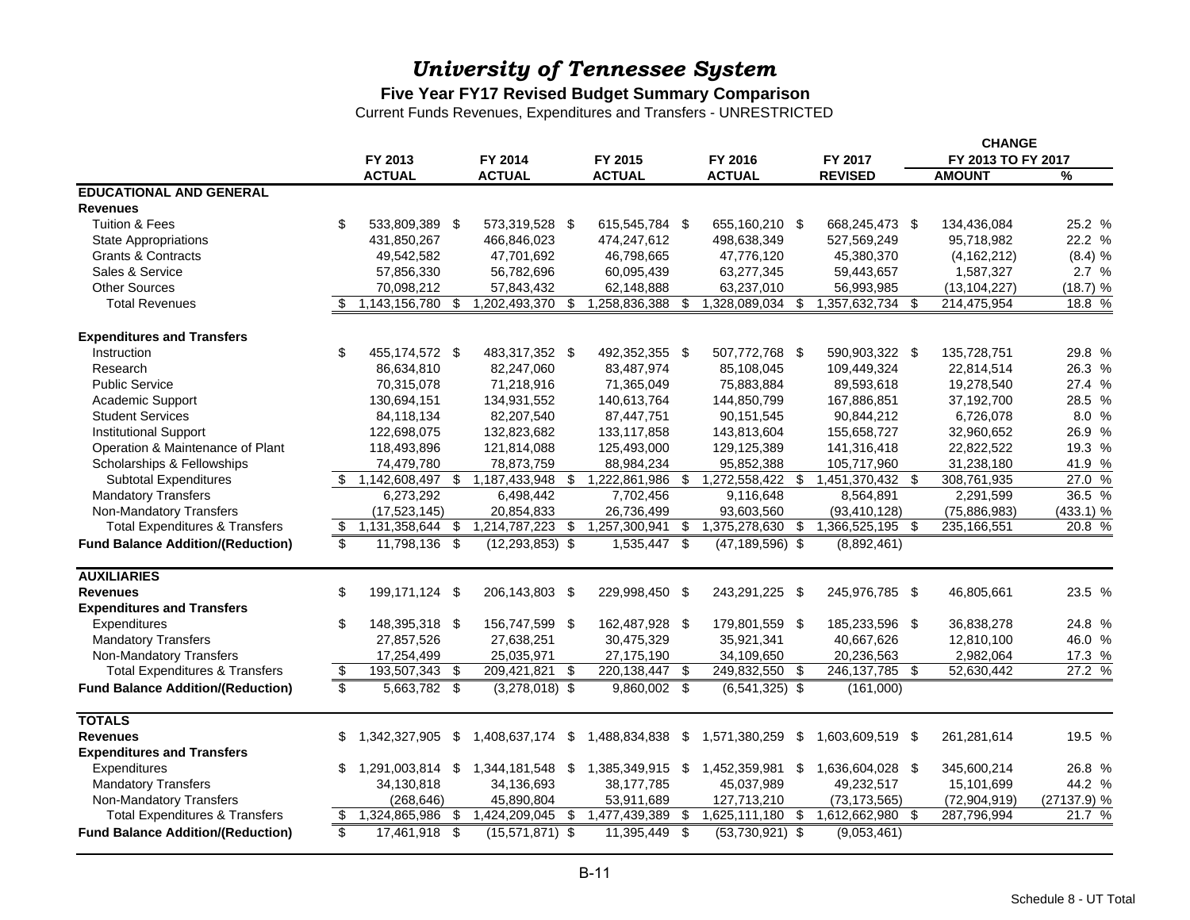# *University of Tennessee System*

**Five Year FY17 Revised Budget Summary Comparison**

Current Funds Revenues, Expenditures and Transfers - UNRESTRICTED

| | FY 2013 ACTUAL | FY 2014 ACTUAL | FY 2015 ACTUAL | FY 2016 ACTUAL | FY 2017 REVISED | CHANGE FY 2013 TO FY 2017 AMOUNT | % |
|---|---|---|---|---|---|---|---|
| **EDUCATIONAL AND GENERAL** | | | | | | | |
| **Revenues** | | | | | | | |
| Tuition & Fees | $ 533,809,389 | $ 573,319,528 | $ 615,545,784 | $ 655,160,210 | $ 668,245,473 | $ 134,436,084 | 25.2 % |
| State Appropriations | 431,850,267 | 466,846,023 | 474,247,612 | 498,638,349 | 527,569,249 | 95,718,982 | 22.2 % |
| Grants & Contracts | 49,542,582 | 47,701,692 | 46,798,665 | 47,776,120 | 45,380,370 | (4,162,212) | (8.4) % |
| Sales & Service | 57,856,330 | 56,782,696 | 60,095,439 | 63,277,345 | 59,443,657 | 1,587,327 | 2.7 % |
| Other Sources | 70,098,212 | 57,843,432 | 62,148,888 | 63,237,010 | 56,993,985 | (13,104,227) | (18.7) % |
| Total Revenues | $ 1,143,156,780 | $ 1,202,493,370 | $ 1,258,836,388 | $ 1,328,089,034 | $ 1,357,632,734 | $ 214,475,954 | 18.8 % |
| **Expenditures and Transfers** | | | | | | | |
| Instruction | $ 455,174,572 | $ 483,317,352 | $ 492,352,355 | $ 507,772,768 | $ 590,903,322 | $ 135,728,751 | 29.8 % |
| Research | 86,634,810 | 82,247,060 | 83,487,974 | 85,108,045 | 109,449,324 | 22,814,514 | 26.3 % |
| Public Service | 70,315,078 | 71,218,916 | 71,365,049 | 75,883,884 | 89,593,618 | 19,278,540 | 27.4 % |
| Academic Support | 130,694,151 | 134,931,552 | 140,613,764 | 144,850,799 | 167,886,851 | 37,192,700 | 28.5 % |
| Student Services | 84,118,134 | 82,207,540 | 87,447,751 | 90,151,545 | 90,844,212 | 6,726,078 | 8.0 % |
| Institutional Support | 122,698,075 | 132,823,682 | 133,117,858 | 143,813,604 | 155,658,727 | 32,960,652 | 26.9 % |
| Operation & Maintenance of Plant | 118,493,896 | 121,814,088 | 125,493,000 | 129,125,389 | 141,316,418 | 22,822,522 | 19.3 % |
| Scholarships & Fellowships | 74,479,780 | 78,873,759 | 88,984,234 | 95,852,388 | 105,717,960 | 31,238,180 | 41.9 % |
| Subtotal Expenditures | $ 1,142,608,497 | $ 1,187,433,948 | $ 1,222,861,986 | $ 1,272,558,422 | $ 1,451,370,432 | $ 308,761,935 | 27.0 % |
| Mandatory Transfers | 6,273,292 | 6,498,442 | 7,702,456 | 9,116,648 | 8,564,891 | 2,291,599 | 36.5 % |
| Non-Mandatory Transfers | (17,523,145) | 20,854,833 | 26,736,499 | 93,603,560 | (93,410,128) | (75,886,983) | (433.1) % |
| Total Expenditures & Transfers | $ 1,131,358,644 | $ 1,214,787,223 | $ 1,257,300,941 | $ 1,375,278,630 | $ 1,366,525,195 | $ 235,166,551 | 20.8 % |
| **Fund Balance Addition/(Reduction)** | $ 11,798,136 | $ (12,293,853) | $ 1,535,447 | $ (47,189,596) | $ (8,892,461) | | |
| **AUXILIARIES** | | | | | | | |
| **Revenues** | $ 199,171,124 | $ 206,143,803 | $ 229,998,450 | $ 243,291,225 | $ 245,976,785 | $ 46,805,661 | 23.5 % |
| **Expenditures and Transfers** | | | | | | | |
| Expenditures | $ 148,395,318 | $ 156,747,599 | $ 162,487,928 | $ 179,801,559 | $ 185,233,596 | $ 36,838,278 | 24.8 % |
| Mandatory Transfers | 27,857,526 | 27,638,251 | 30,475,329 | 35,921,341 | 40,667,626 | 12,810,100 | 46.0 % |
| Non-Mandatory Transfers | 17,254,499 | 25,035,971 | 27,175,190 | 34,109,650 | 20,236,563 | 2,982,064 | 17.3 % |
| Total Expenditures & Transfers | $ 193,507,343 | $ 209,421,821 | $ 220,138,447 | $ 249,832,550 | $ 246,137,785 | $ 52,630,442 | 27.2 % |
| **Fund Balance Addition/(Reduction)** | $ 5,663,782 | $ (3,278,018) | $ 9,860,002 | $ (6,541,325) | $ (161,000) | | |
| **TOTALS** | | | | | | | |
| **Revenues** | $ 1,342,327,905 | $ 1,408,637,174 | $ 1,488,834,838 | $ 1,571,380,259 | $ 1,603,609,519 | $ 261,281,614 | 19.5 % |
| **Expenditures and Transfers** | | | | | | | |
| Expenditures | $ 1,291,003,814 | $ 1,344,181,548 | $ 1,385,349,915 | $ 1,452,359,981 | $ 1,636,604,028 | $ 345,600,214 | 26.8 % |
| Mandatory Transfers | 34,130,818 | 34,136,693 | 38,177,785 | 45,037,989 | 49,232,517 | 15,101,699 | 44.2 % |
| Non-Mandatory Transfers | (268,646) | 45,890,804 | 53,911,689 | 127,713,210 | (73,173,565) | (72,904,919) | (27137.9) % |
| Total Expenditures & Transfers | $ 1,324,865,986 | $ 1,424,209,045 | $ 1,477,439,389 | $ 1,625,111,180 | $ 1,612,662,980 | $ 287,796,994 | 21.7 % |
| **Fund Balance Addition/(Reduction)** | $ 17,461,918 | $ (15,571,871) | $ 11,395,449 | $ (53,730,921) | $ (9,053,461) | | |

Schedule 8 - UT Total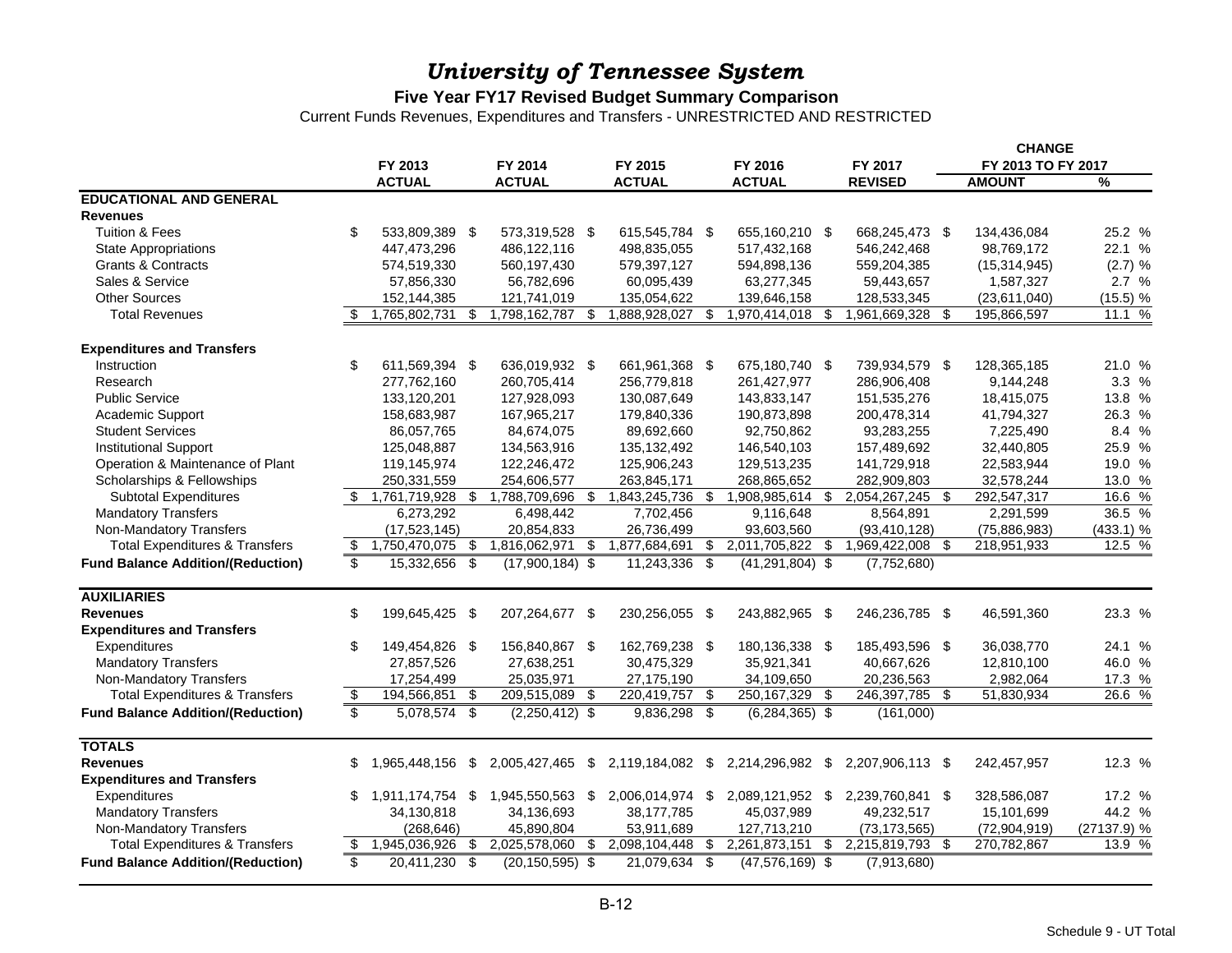# *University of Tennessee System*

## Five Year FY17 Revised Budget Summary Comparison

Current Funds Revenues, Expenditures and Transfers - UNRESTRICTED AND RESTRICTED

| | FY 2013 ACTUAL | FY 2014 ACTUAL | FY 2015 ACTUAL | FY 2016 ACTUAL | FY 2017 REVISED | CHANGE FY 2013 TO FY 2017 AMOUNT | % |
|---|---|---|---|---|---|---|---|
| **EDUCATIONAL AND GENERAL** | | | | | | | |
| **Revenues** | | | | | | | |
| Tuition & Fees | $ 533,809,389 | $ 573,319,528 | $ 615,545,784 | $ 655,160,210 | $ 668,245,473 | $ 134,436,084 | 25.2 % |
| State Appropriations | 447,473,296 | 486,122,116 | 498,835,055 | 517,432,168 | 546,242,468 | 98,769,172 | 22.1 % |
| Grants & Contracts | 574,519,330 | 560,197,430 | 579,397,127 | 594,898,136 | 559,204,385 | (15,314,945) | (2.7) % |
| Sales & Service | 57,856,330 | 56,782,696 | 60,095,439 | 63,277,345 | 59,443,657 | 1,587,327 | 2.7 % |
| Other Sources | 152,144,385 | 121,741,019 | 135,054,622 | 139,646,158 | 128,533,345 | (23,611,040) | (15.5) % |
| Total Revenues | $ 1,765,802,731 | $ 1,798,162,787 | $ 1,888,928,027 | $ 1,970,414,018 | $ 1,961,669,328 | $ 195,866,597 | 11.1 % |
| **Expenditures and Transfers** | | | | | | | |
| Instruction | $ 611,569,394 | $ 636,019,932 | $ 661,961,368 | $ 675,180,740 | $ 739,934,579 | $ 128,365,185 | 21.0 % |
| Research | 277,762,160 | 260,705,414 | 256,779,818 | 261,427,977 | 286,906,408 | 9,144,248 | 3.3 % |
| Public Service | 133,120,201 | 127,928,093 | 130,087,649 | 143,833,147 | 151,535,276 | 18,415,075 | 13.8 % |
| Academic Support | 158,683,987 | 167,965,217 | 179,840,336 | 190,873,898 | 200,478,314 | 41,794,327 | 26.3 % |
| Student Services | 86,057,765 | 84,674,075 | 89,692,660 | 92,750,862 | 93,283,255 | 7,225,490 | 8.4 % |
| Institutional Support | 125,048,887 | 134,563,916 | 135,132,492 | 146,540,103 | 157,489,692 | 32,440,805 | 25.9 % |
| Operation & Maintenance of Plant | 119,145,974 | 122,246,472 | 125,906,243 | 129,513,235 | 141,729,918 | 22,583,944 | 19.0 % |
| Scholarships & Fellowships | 250,331,559 | 254,606,577 | 263,845,171 | 268,865,652 | 282,909,803 | 32,578,244 | 13.0 % |
| Subtotal Expenditures | $ 1,761,719,928 | $ 1,788,709,696 | $ 1,843,245,736 | $ 1,908,985,614 | $ 2,054,267,245 | $ 292,547,317 | 16.6 % |
| Mandatory Transfers | 6,273,292 | 6,498,442 | 7,702,456 | 9,116,648 | 8,564,891 | 2,291,599 | 36.5 % |
| Non-Mandatory Transfers | (17,523,145) | 20,854,833 | 26,736,499 | 93,603,560 | (93,410,128) | (75,886,983) | (433.1) % |
| Total Expenditures & Transfers | $ 1,750,470,075 | $ 1,816,062,971 | $ 1,877,684,691 | $ 2,011,705,822 | $ 1,969,422,008 | $ 218,951,933 | 12.5 % |
| **Fund Balance Addition/(Reduction)** | $ 15,332,656 | $ (17,900,184) | $ 11,243,336 | $ (41,291,804) | $ (7,752,680) | | |
| **AUXILIARIES** | | | | | | | |
| **Revenues** | $ 199,645,425 | $ 207,264,677 | $ 230,256,055 | $ 243,882,965 | $ 246,236,785 | $ 46,591,360 | 23.3 % |
| **Expenditures and Transfers** | | | | | | | |
| Expenditures | $ 149,454,826 | $ 156,840,867 | $ 162,769,238 | $ 180,136,338 | $ 185,493,596 | $ 36,038,770 | 24.1 % |
| Mandatory Transfers | 27,857,526 | 27,638,251 | 30,475,329 | 35,921,341 | 40,667,626 | 12,810,100 | 46.0 % |
| Non-Mandatory Transfers | 17,254,499 | 25,035,971 | 27,175,190 | 34,109,650 | 20,236,563 | 2,982,064 | 17.3 % |
| Total Expenditures & Transfers | $ 194,566,851 | $ 209,515,089 | $ 220,419,757 | $ 250,167,329 | $ 246,397,785 | $ 51,830,934 | 26.6 % |
| **Fund Balance Addition/(Reduction)** | $ 5,078,574 | $ (2,250,412) | $ 9,836,298 | $ (6,284,365) | $ (161,000) | | |
| **TOTALS** | | | | | | | |
| **Revenues** | $ 1,965,448,156 | $ 2,005,427,465 | $ 2,119,184,082 | $ 2,214,296,982 | $ 2,207,906,113 | $ 242,457,957 | 12.3 % |
| **Expenditures and Transfers** | | | | | | | |
| Expenditures | $ 1,911,174,754 | $ 1,945,550,563 | $ 2,006,014,974 | $ 2,089,121,952 | $ 2,239,760,841 | $ 328,586,087 | 17.2 % |
| Mandatory Transfers | 34,130,818 | 34,136,693 | 38,177,785 | 45,037,989 | 49,232,517 | 15,101,699 | 44.2 % |
| Non-Mandatory Transfers | (268,646) | 45,890,804 | 53,911,689 | 127,713,210 | (73,173,565) | (72,904,919) | (27137.9) % |
| Total Expenditures & Transfers | $ 1,945,036,926 | $ 2,025,578,060 | $ 2,098,104,448 | $ 2,261,873,151 | $ 2,215,819,793 | $ 270,782,867 | 13.9 % |
| **Fund Balance Addition/(Reduction)** | $ 20,411,230 | $ (20,150,595) | $ 21,079,634 | $ (47,576,169) | $ (7,913,680) | | |

B-12

Schedule 9 - UT Total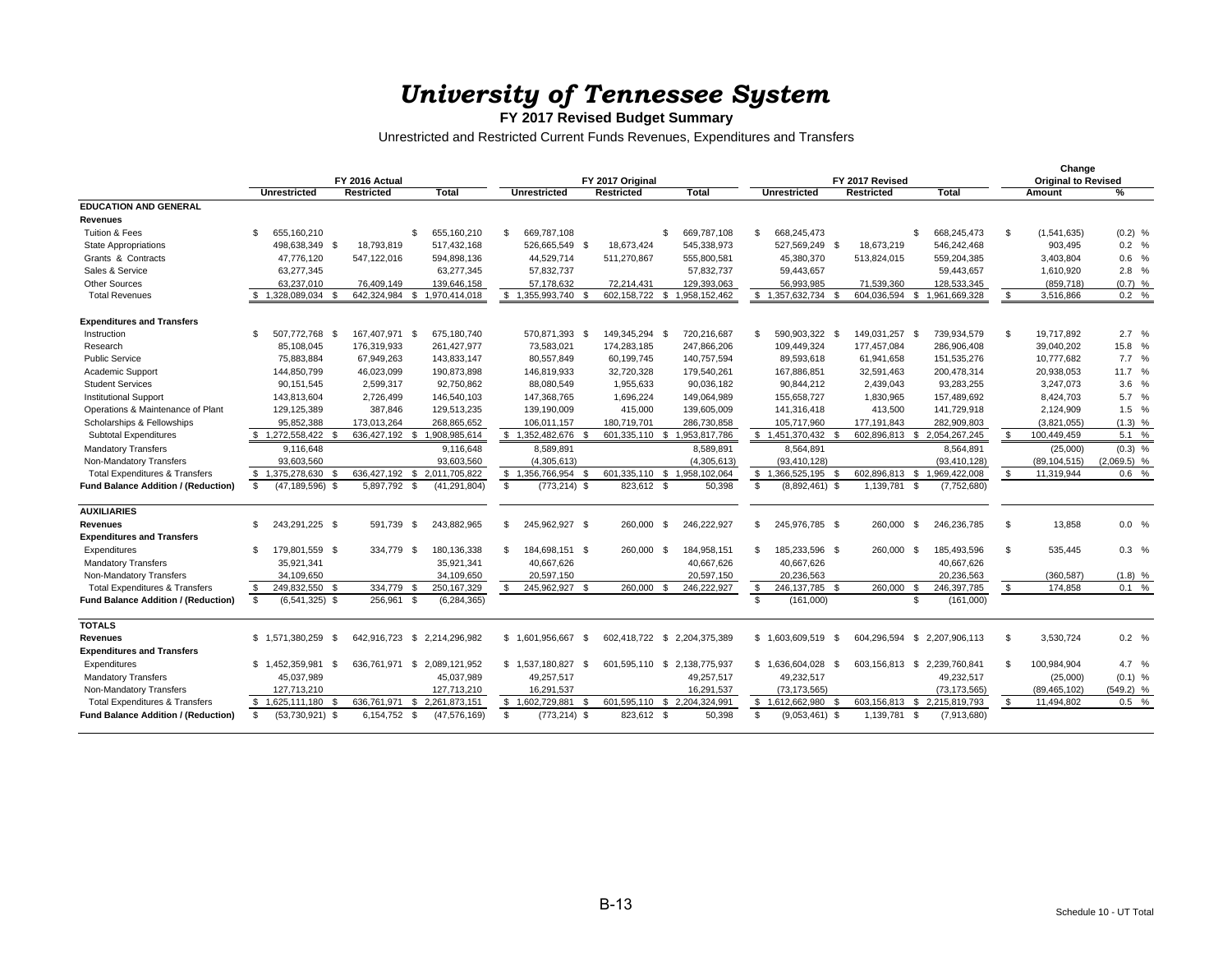# University of Tennessee System

**FY 2017 Revised Budget Summary**

Unrestricted and Restricted Current Funds Revenues, Expenditures and Transfers

| | FY 2016 Actual | | | FY 2017 Original | | | FY 2017 Revised | | | Change Original to Revised | |
|---|---|---|---|---|---|---|---|---|---|---|---|
| | **Unrestricted** | **Restricted** | **Total** | **Unrestricted** | **Restricted** | **Total** | **Unrestricted** | **Restricted** | **Total** | **Amount** | **%** |
| **EDUCATION AND GENERAL** | | | | | | | | | | | |
| **Revenues** | | | | | | | | | | | |
| Tuition & Fees | $ 655,160,210 | | $ 655,160,210 | $ 669,787,108 | | $ 669,787,108 | $ 668,245,473 | | $ 668,245,473 | $ (1,541,635) | (0.2) % |
| State Appropriations | 498,638,349 | $ 18,793,819 | 517,432,168 | 526,665,549 | $ 18,673,424 | 545,338,973 | 527,569,249 | $ 18,673,219 | 546,242,468 | 903,495 | 0.2 % |
| Grants & Contracts | 47,776,120 | 547,122,016 | 594,898,136 | 44,529,714 | 511,270,867 | 555,800,581 | 45,380,370 | 513,824,015 | 559,204,385 | 3,403,804 | 0.6 % |
| Sales & Service | 63,277,345 | | 63,277,345 | 57,832,737 | | 57,832,737 | 59,443,657 | | 59,443,657 | 1,610,920 | 2.8 % |
| Other Sources | 63,237,010 | 76,409,149 | 139,646,158 | 57,178,632 | 72,214,431 | 129,393,063 | 56,993,985 | 71,539,360 | 128,533,345 | (859,718) | (0.7) % |
| Total Revenues | $ 1,328,089,034 | $ 642,324,984 | $ 1,970,414,018 | $ 1,355,993,740 | $ 602,158,722 | $ 1,958,152,462 | $ 1,357,632,734 | $ 604,036,594 | $ 1,961,669,328 | $ 3,516,866 | 0.2 % |
| **Expenditures and Transfers** | | | | | | | | | | | |
| Instruction | $ 507,772,768 | $ 167,407,971 | $ 675,180,740 | 570,871,393 | $ 149,345,294 | $ 720,216,687 | $ 590,903,322 | $ 149,031,257 | $ 739,934,579 | $ 19,717,892 | 2.7 % |
| Research | 85,108,045 | 176,319,933 | 261,427,977 | 73,583,021 | 174,283,185 | 247,866,206 | 109,449,324 | 177,457,084 | 286,906,408 | 39,040,202 | 15.8 % |
| Public Service | 75,883,884 | 67,949,263 | 143,833,147 | 80,557,849 | 60,199,745 | 140,757,594 | 89,593,618 | 61,941,658 | 151,535,276 | 10,777,682 | 7.7 % |
| Academic Support | 144,850,799 | 46,023,099 | 190,873,898 | 146,819,933 | 32,720,328 | 179,540,261 | 167,886,851 | 32,591,463 | 200,478,314 | 20,938,053 | 11.7 % |
| Student Services | 90,151,545 | 2,599,317 | 92,750,862 | 88,080,549 | 1,955,633 | 90,036,182 | 90,844,212 | 2,439,043 | 93,283,255 | 3,247,073 | 3.6 % |
| Institutional Support | 143,813,604 | 2,726,499 | 146,540,103 | 147,368,765 | 1,696,224 | 149,064,989 | 155,658,727 | 1,830,965 | 157,489,692 | 8,424,703 | 5.7 % |
| Operations & Maintenance of Plant | 129,125,389 | 387,846 | 129,513,235 | 139,190,009 | 415,000 | 139,605,009 | 141,316,418 | 413,500 | 141,729,918 | 2,124,909 | 1.5 % |
| Scholarships & Fellowships | 95,852,388 | 173,013,264 | 268,865,652 | 106,011,157 | 180,719,701 | 286,730,858 | 105,717,960 | 177,191,843 | 282,909,803 | (3,821,055) | (1.3) % |
| Subtotal Expenditures | $ 1,272,558,422 | $ 636,427,192 | $ 1,908,985,614 | $ 1,352,482,676 | $ 601,335,110 | $ 1,953,817,786 | $ 1,451,370,432 | $ 602,896,813 | $ 2,054,267,245 | $ 100,449,459 | 5.1 % |
| Mandatory Transfers | 9,116,648 | | 9,116,648 | 8,589,891 | | 8,589,891 | 8,564,891 | | 8,564,891 | (25,000) | (0.3) % |
| Non-Mandatory Transfers | 93,603,560 | | 93,603,560 | (4,305,613) | | (4,305,613) | (93,410,128) | | (93,410,128) | (89,104,515) | (2,069.5) % |
| Total Expenditures & Transfers | $ 1,375,278,630 | $ 636,427,192 | $ 2,011,705,822 | $ 1,356,766,954 | $ 601,335,110 | $ 1,958,102,064 | $ 1,366,525,195 | $ 602,896,813 | $ 1,969,422,008 | $ 11,319,944 | 0.6 % |
| **Fund Balance Addition / (Reduction)** | $ (47,189,596) | $ 5,897,792 | $ (41,291,804) | $ (773,214) | $ 823,612 | $ 50,398 | $ (8,892,461) | $ 1,139,781 | $ (7,752,680) | | |
| **AUXILIARIES** | | | | | | | | | | | |
| **Revenues** | $ 243,291,225 | $ 591,739 | $ 243,882,965 | $ 245,962,927 | $ 260,000 | $ 246,222,927 | $ 245,976,785 | $ 260,000 | $ 246,236,785 | $ 13,858 | 0.0 % |
| **Expenditures and Transfers** | | | | | | | | | | | |
| Expenditures | $ 179,801,559 | $ 334,779 | $ 180,136,338 | $ 184,698,151 | $ 260,000 | $ 184,958,151 | $ 185,233,596 | $ 260,000 | $ 185,493,596 | $ 535,445 | 0.3 % |
| Mandatory Transfers | 35,921,341 | | 35,921,341 | 40,667,626 | | 40,667,626 | 40,667,626 | | 40,667,626 | | |
| Non-Mandatory Transfers | 34,109,650 | | 34,109,650 | 20,597,150 | | 20,597,150 | 20,236,563 | | 20,236,563 | (360,587) | (1.8) % |
| Total Expenditures & Transfers | $ 249,832,550 | $ 334,779 | $ 250,167,329 | $ 245,962,927 | $ 260,000 | $ 246,222,927 | $ 246,137,785 | $ 260,000 | $ 246,397,785 | $ 174,858 | 0.1 % |
| **Fund Balance Addition / (Reduction)** | $ (6,541,325) | $ 256,961 | $ (6,284,365) | | | | $ (161,000) | | $ (161,000) | | |
| **TOTALS** | | | | | | | | | | | |
| **Revenues** | $ 1,571,380,259 | $ 642,916,723 | $ 2,214,296,982 | $ 1,601,956,667 | $ 602,418,722 | $ 2,204,375,389 | $ 1,603,609,519 | $ 604,296,594 | $ 2,207,906,113 | $ 3,530,724 | 0.2 % |
| **Expenditures and Transfers** | | | | | | | | | | | |
| Expenditures | $ 1,452,359,981 | $ 636,761,971 | $ 2,089,121,952 | $ 1,537,180,827 | $ 601,595,110 | $ 2,138,775,937 | $ 1,636,604,028 | $ 603,156,813 | $ 2,239,760,841 | $ 100,984,904 | 4.7 % |
| Mandatory Transfers | 45,037,989 | | 45,037,989 | 49,257,517 | | 49,257,517 | 49,232,517 | | 49,232,517 | (25,000) | (0.1) % |
| Non-Mandatory Transfers | 127,713,210 | | 127,713,210 | 16,291,537 | | 16,291,537 | (73,173,565) | | (73,173,565) | (89,465,102) | (549.2) % |
| Total Expenditures & Transfers | $ 1,625,111,180 | $ 636,761,971 | $ 2,261,873,151 | $ 1,602,729,881 | $ 601,595,110 | $ 2,204,324,991 | $ 1,612,662,980 | $ 603,156,813 | $ 2,215,819,793 | $ 11,494,802 | 0.5 % |
| **Fund Balance Addition / (Reduction)** | $ (53,730,921) | $ 6,154,752 | $ (47,576,169) | $ (773,214) | $ 823,612 | $ 50,398 | $ (9,053,461) | $ 1,139,781 | $ (7,913,680) | | |

Schedule 10 - UT Total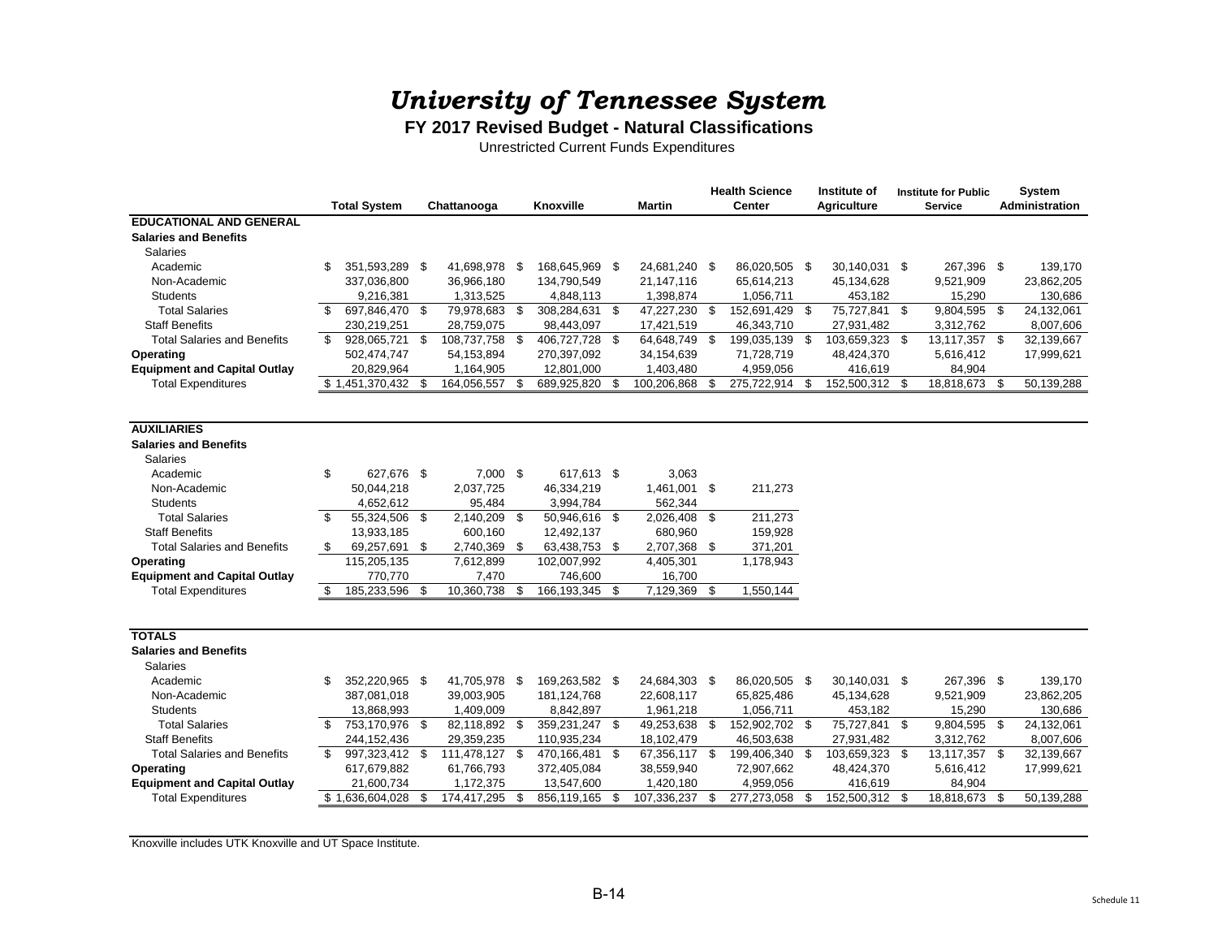# *University of Tennessee System*

## FY 2017 Revised Budget - Natural Classifications

Unrestricted Current Funds Expenditures

| | Total System | Chattanooga | Knoxville | Martin | Health Science Center | Institute of Agriculture | Institute for Public Service | System Administration |
|---|---|---|---|---|---|---|---|---|
| **EDUCATIONAL AND GENERAL** | | | | | | | | |
| **Salaries and Benefits** | | | | | | | | |
| Salaries | | | | | | | | |
| Academic | $ 351,593,289 | $ 41,698,978 | $ 168,645,969 | $ 24,681,240 | $ 86,020,505 | $ 30,140,031 | $ 267,396 | $ 139,170 |
| Non-Academic | 337,036,800 | 36,966,180 | 134,790,549 | 21,147,116 | 65,614,213 | 45,134,628 | 9,521,909 | 23,862,205 |
| Students | 9,216,381 | 1,313,525 | 4,848,113 | 1,398,874 | 1,056,711 | 453,182 | 15,290 | 130,686 |
| Total Salaries | $ 697,846,470 | $ 79,978,683 | $ 308,284,631 | $ 47,227,230 | $ 152,691,429 | $ 75,727,841 | $ 9,804,595 | $ 24,132,061 |
| Staff Benefits | 230,219,251 | 28,759,075 | 98,443,097 | 17,421,519 | 46,343,710 | 27,931,482 | 3,312,762 | 8,007,606 |
| Total Salaries and Benefits | $ 928,065,721 | $ 108,737,758 | $ 406,727,728 | $ 64,648,749 | $ 199,035,139 | $ 103,659,323 | $ 13,117,357 | $ 32,139,667 |
| **Operating** | 502,474,747 | 54,153,894 | 270,397,092 | 34,154,639 | 71,728,719 | 48,424,370 | 5,616,412 | 17,999,621 |
| **Equipment and Capital Outlay** | 20,829,964 | 1,164,905 | 12,801,000 | 1,403,480 | 4,959,056 | 416,619 | 84,904 | |
| Total Expenditures | $ 1,451,370,432 | $ 164,056,557 | $ 689,925,820 | $ 100,206,868 | $ 275,722,914 | $ 152,500,312 | $ 18,818,673 | $ 50,139,288 |
| **AUXILIARIES** | | | | | | | | |
| **Salaries and Benefits** | | | | | | | | |
| Salaries | | | | | | | | |
| Academic | $ 627,676 | $ 7,000 | $ 617,613 | $ 3,063 | | | | |
| Non-Academic | 50,044,218 | 2,037,725 | 46,334,219 | 1,461,001 | $ 211,273 | | | |
| Students | 4,652,612 | 95,484 | 3,994,784 | 562,344 | | | | |
| Total Salaries | $ 55,324,506 | $ 2,140,209 | $ 50,946,616 | $ 2,026,408 | $ 211,273 | | | |
| Staff Benefits | 13,933,185 | 600,160 | 12,492,137 | 680,960 | 159,928 | | | |
| Total Salaries and Benefits | $ 69,257,691 | $ 2,740,369 | $ 63,438,753 | $ 2,707,368 | $ 371,201 | | | |
| **Operating** | 115,205,135 | 7,612,899 | 102,007,992 | 4,405,301 | 1,178,943 | | | |
| **Equipment and Capital Outlay** | 770,770 | 7,470 | 746,600 | 16,700 | | | | |
| Total Expenditures | $ 185,233,596 | $ 10,360,738 | $ 166,193,345 | $ 7,129,369 | $ 1,550,144 | | | |
| **TOTALS** | | | | | | | | |
| **Salaries and Benefits** | | | | | | | | |
| Salaries | | | | | | | | |
| Academic | $ 352,220,965 | $ 41,705,978 | $ 169,263,582 | $ 24,684,303 | $ 86,020,505 | $ 30,140,031 | $ 267,396 | $ 139,170 |
| Non-Academic | 387,081,018 | 39,003,905 | 181,124,768 | 22,608,117 | 65,825,486 | 45,134,628 | 9,521,909 | 23,862,205 |
| Students | 13,868,993 | 1,409,009 | 8,842,897 | 1,961,218 | 1,056,711 | 453,182 | 15,290 | 130,686 |
| Total Salaries | $ 753,170,976 | $ 82,118,892 | $ 359,231,247 | $ 49,253,638 | $ 152,902,702 | $ 75,727,841 | $ 9,804,595 | $ 24,132,061 |
| Staff Benefits | 244,152,436 | 29,359,235 | 110,935,234 | 18,102,479 | 46,503,638 | 27,931,482 | 3,312,762 | 8,007,606 |
| Total Salaries and Benefits | $ 997,323,412 | $ 111,478,127 | $ 470,166,481 | $ 67,356,117 | $ 199,406,340 | $ 103,659,323 | $ 13,117,357 | $ 32,139,667 |
| **Operating** | 617,679,882 | 61,766,793 | 372,405,084 | 38,559,940 | 72,907,662 | 48,424,370 | 5,616,412 | 17,999,621 |
| **Equipment and Capital Outlay** | 21,600,734 | 1,172,375 | 13,547,600 | 1,420,180 | 4,959,056 | 416,619 | 84,904 | |
| Total Expenditures | $ 1,636,604,028 | $ 174,417,295 | $ 856,119,165 | $ 107,336,237 | $ 277,273,058 | $ 152,500,312 | $ 18,818,673 | $ 50,139,288 |

Knoxville includes UTK Knoxville and UT Space Institute.

Schedule 11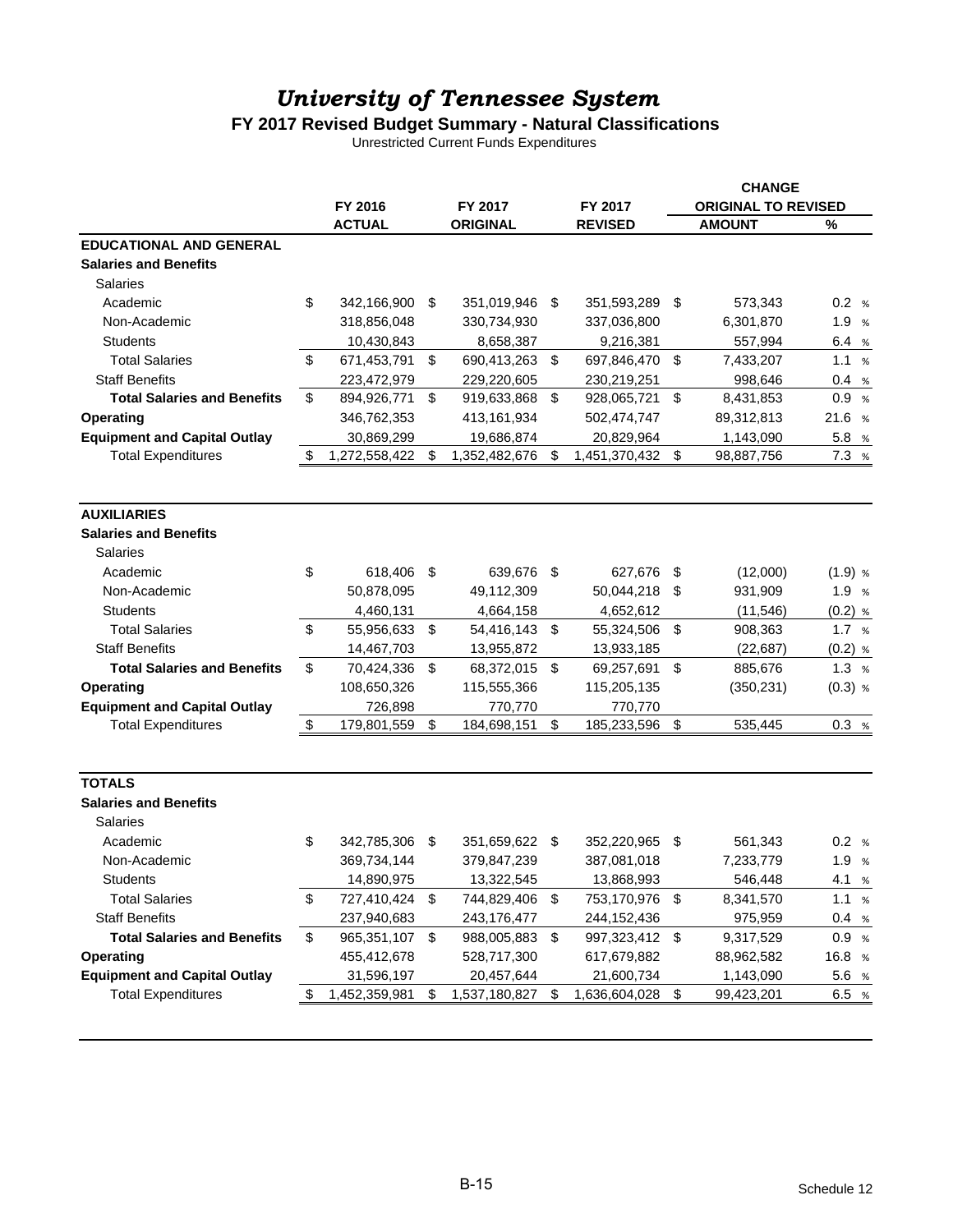# *University of Tennessee System*

## FY 2017 Revised Budget Summary - Natural Classifications

Unrestricted Current Funds Expenditures

| | FY 2016 ACTUAL | FY 2017 ORIGINAL | FY 2017 REVISED | CHANGE ORIGINAL TO REVISED AMOUNT | % |
|---|---|---|---|---|---|
| **EDUCATIONAL AND GENERAL** | | | | | |
| **Salaries and Benefits** | | | | | |
| Salaries | | | | | |
| Academic | $ 342,166,900 | $ 351,019,946 | $ 351,593,289 | $ 573,343 | 0.2 % |
| Non-Academic | 318,856,048 | 330,734,930 | 337,036,800 | 6,301,870 | 1.9 % |
| Students | 10,430,843 | 8,658,387 | 9,216,381 | 557,994 | 6.4 % |
| Total Salaries | $ 671,453,791 | $ 690,413,263 | $ 697,846,470 | $ 7,433,207 | 1.1 % |
| Staff Benefits | 223,472,979 | 229,220,605 | 230,219,251 | 998,646 | 0.4 % |
| **Total Salaries and Benefits** | $ 894,926,771 | $ 919,633,868 | $ 928,065,721 | $ 8,431,853 | 0.9 % |
| **Operating** | 346,762,353 | 413,161,934 | 502,474,747 | 89,312,813 | 21.6 % |
| **Equipment and Capital Outlay** | 30,869,299 | 19,686,874 | 20,829,964 | 1,143,090 | 5.8 % |
| Total Expenditures | $ 1,272,558,422 | $ 1,352,482,676 | $ 1,451,370,432 | $ 98,887,756 | 7.3 % |
| **AUXILIARIES** | | | | | |
| **Salaries and Benefits** | | | | | |
| Salaries | | | | | |
| Academic | $ 618,406 | $ 639,676 | $ 627,676 | $ (12,000) | (1.9) % |
| Non-Academic | 50,878,095 | 49,112,309 | 50,044,218 | $ 931,909 | 1.9 % |
| Students | 4,460,131 | 4,664,158 | 4,652,612 | (11,546) | (0.2) % |
| Total Salaries | $ 55,956,633 | $ 54,416,143 | $ 55,324,506 | $ 908,363 | 1.7 % |
| Staff Benefits | 14,467,703 | 13,955,872 | 13,933,185 | (22,687) | (0.2) % |
| **Total Salaries and Benefits** | $ 70,424,336 | $ 68,372,015 | $ 69,257,691 | $ 885,676 | 1.3 % |
| **Operating** | 108,650,326 | 115,555,366 | 115,205,135 | (350,231) | (0.3) % |
| **Equipment and Capital Outlay** | 726,898 | 770,770 | 770,770 | | |
| Total Expenditures | $ 179,801,559 | $ 184,698,151 | $ 185,233,596 | $ 535,445 | 0.3 % |
| **TOTALS** | | | | | |
| **Salaries and Benefits** | | | | | |
| Salaries | | | | | |
| Academic | $ 342,785,306 | $ 351,659,622 | $ 352,220,965 | $ 561,343 | 0.2 % |
| Non-Academic | 369,734,144 | 379,847,239 | 387,081,018 | 7,233,779 | 1.9 % |
| Students | 14,890,975 | 13,322,545 | 13,868,993 | 546,448 | 4.1 % |
| Total Salaries | $ 727,410,424 | $ 744,829,406 | $ 753,170,976 | $ 8,341,570 | 1.1 % |
| Staff Benefits | 237,940,683 | 243,176,477 | 244,152,436 | 975,959 | 0.4 % |
| **Total Salaries and Benefits** | $ 965,351,107 | $ 988,005,883 | $ 997,323,412 | $ 9,317,529 | 0.9 % |
| **Operating** | 455,412,678 | 528,717,300 | 617,679,882 | 88,962,582 | 16.8 % |
| **Equipment and Capital Outlay** | 31,596,197 | 20,457,644 | 21,600,734 | 1,143,090 | 5.6 % |
| Total Expenditures | $ 1,452,359,981 | $ 1,537,180,827 | $ 1,636,604,028 | $ 99,423,201 | 6.5 % |

Schedule 12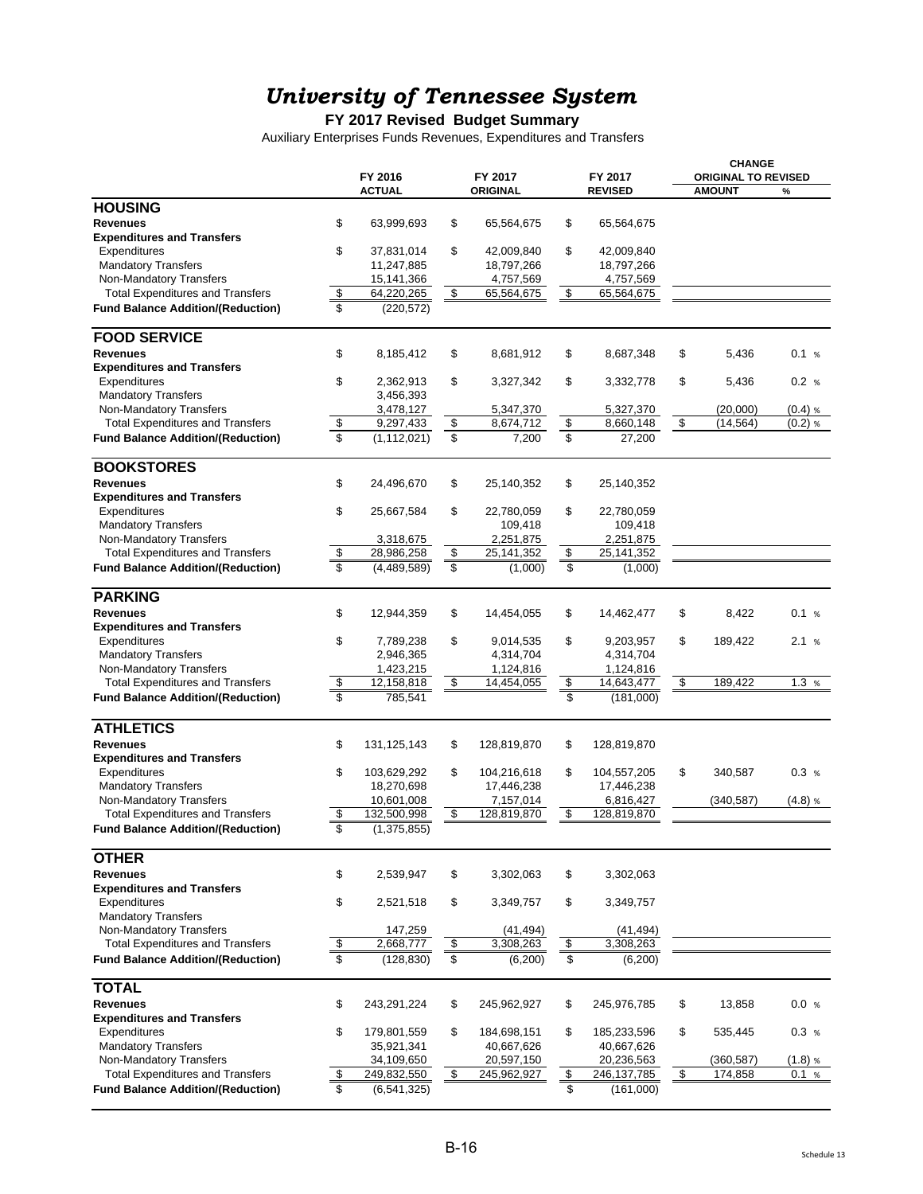# *University of Tennessee System*

**FY 2017 Revised Budget Summary**

Auxiliary Enterprises Funds Revenues, Expenditures and Transfers

| | FY 2016 ACTUAL | FY 2017 ORIGINAL | FY 2017 REVISED | CHANGE ORIGINAL TO REVISED AMOUNT | % |
|---|---|---|---|---|---|
| **HOUSING** | | | | | |
| **Revenues** | $ 63,999,693 | $ 65,564,675 | $ 65,564,675 | | |
| **Expenditures and Transfers** | | | | | |
| Expenditures | $ 37,831,014 | $ 42,009,840 | $ 42,009,840 | | |
| Mandatory Transfers | 11,247,885 | 18,797,266 | 18,797,266 | | |
| Non-Mandatory Transfers | 15,141,366 | 4,757,569 | 4,757,569 | | |
| Total Expenditures and Transfers | $ 64,220,265 | $ 65,564,675 | $ 65,564,675 | | |
| **Fund Balance Addition/(Reduction)** | $ (220,572) | | | | |
| **FOOD SERVICE** | | | | | |
| **Revenues** | $ 8,185,412 | $ 8,681,912 | $ 8,687,348 | $ 5,436 | 0.1 % |
| **Expenditures and Transfers** | | | | | |
| Expenditures | $ 2,362,913 | $ 3,327,342 | $ 3,332,778 | $ 5,436 | 0.2 % |
| Mandatory Transfers | 3,456,393 | | | | |
| Non-Mandatory Transfers | 3,478,127 | 5,347,370 | 5,327,370 | (20,000) | (0.4) % |
| Total Expenditures and Transfers | $ 9,297,433 | $ 8,674,712 | $ 8,660,148 | $ (14,564) | (0.2) % |
| **Fund Balance Addition/(Reduction)** | $ (1,112,021) | $ 7,200 | $ 27,200 | | |
| **BOOKSTORES** | | | | | |
| **Revenues** | $ 24,496,670 | $ 25,140,352 | $ 25,140,352 | | |
| **Expenditures and Transfers** | | | | | |
| Expenditures | $ 25,667,584 | $ 22,780,059 | $ 22,780,059 | | |
| Mandatory Transfers | | 109,418 | 109,418 | | |
| Non-Mandatory Transfers | 3,318,675 | 2,251,875 | 2,251,875 | | |
| Total Expenditures and Transfers | $ 28,986,258 | $ 25,141,352 | $ 25,141,352 | | |
| **Fund Balance Addition/(Reduction)** | $ (4,489,589) | $ (1,000) | $ (1,000) | | |
| **PARKING** | | | | | |
| **Revenues** | $ 12,944,359 | $ 14,454,055 | $ 14,462,477 | $ 8,422 | 0.1 % |
| **Expenditures and Transfers** | | | | | |
| Expenditures | $ 7,789,238 | $ 9,014,535 | $ 9,203,957 | $ 189,422 | 2.1 % |
| Mandatory Transfers | 2,946,365 | 4,314,704 | 4,314,704 | | |
| Non-Mandatory Transfers | 1,423,215 | 1,124,816 | 1,124,816 | | |
| Total Expenditures and Transfers | $ 12,158,818 | $ 14,454,055 | $ 14,643,477 | $ 189,422 | 1.3 % |
| **Fund Balance Addition/(Reduction)** | $ 785,541 | | $ (181,000) | | |
| **ATHLETICS** | | | | | |
| **Revenues** | $ 131,125,143 | $ 128,819,870 | $ 128,819,870 | | |
| **Expenditures and Transfers** | | | | | |
| Expenditures | $ 103,629,292 | $ 104,216,618 | $ 104,557,205 | $ 340,587 | 0.3 % |
| Mandatory Transfers | 18,270,698 | 17,446,238 | 17,446,238 | | |
| Non-Mandatory Transfers | 10,601,008 | 7,157,014 | 6,816,427 | (340,587) | (4.8) % |
| Total Expenditures and Transfers | $ 132,500,998 | $ 128,819,870 | $ 128,819,870 | | |
| **Fund Balance Addition/(Reduction)** | $ (1,375,855) | | | | |
| **OTHER** | | | | | |
| **Revenues** | $ 2,539,947 | $ 3,302,063 | $ 3,302,063 | | |
| **Expenditures and Transfers** | | | | | |
| Expenditures | $ 2,521,518 | $ 3,349,757 | $ 3,349,757 | | |
| Mandatory Transfers | | | | | |
| Non-Mandatory Transfers | 147,259 | (41,494) | (41,494) | | |
| Total Expenditures and Transfers | $ 2,668,777 | $ 3,308,263 | $ 3,308,263 | | |
| **Fund Balance Addition/(Reduction)** | $ (128,830) | $ (6,200) | $ (6,200) | | |
| **TOTAL** | | | | | |
| **Revenues** | $ 243,291,224 | $ 245,962,927 | $ 245,976,785 | $ 13,858 | 0.0 % |
| **Expenditures and Transfers** | | | | | |
| Expenditures | $ 179,801,559 | $ 184,698,151 | $ 185,233,596 | $ 535,445 | 0.3 % |
| Mandatory Transfers | 35,921,341 | 40,667,626 | 40,667,626 | | |
| Non-Mandatory Transfers | 34,109,650 | 20,597,150 | 20,236,563 | (360,587) | (1.8) % |
| Total Expenditures and Transfers | $ 249,832,550 | $ 245,962,927 | $ 246,137,785 | $ 174,858 | 0.1 % |
| **Fund Balance Addition/(Reduction)** | $ (6,541,325) | | $ (161,000) | | |

Schedule 13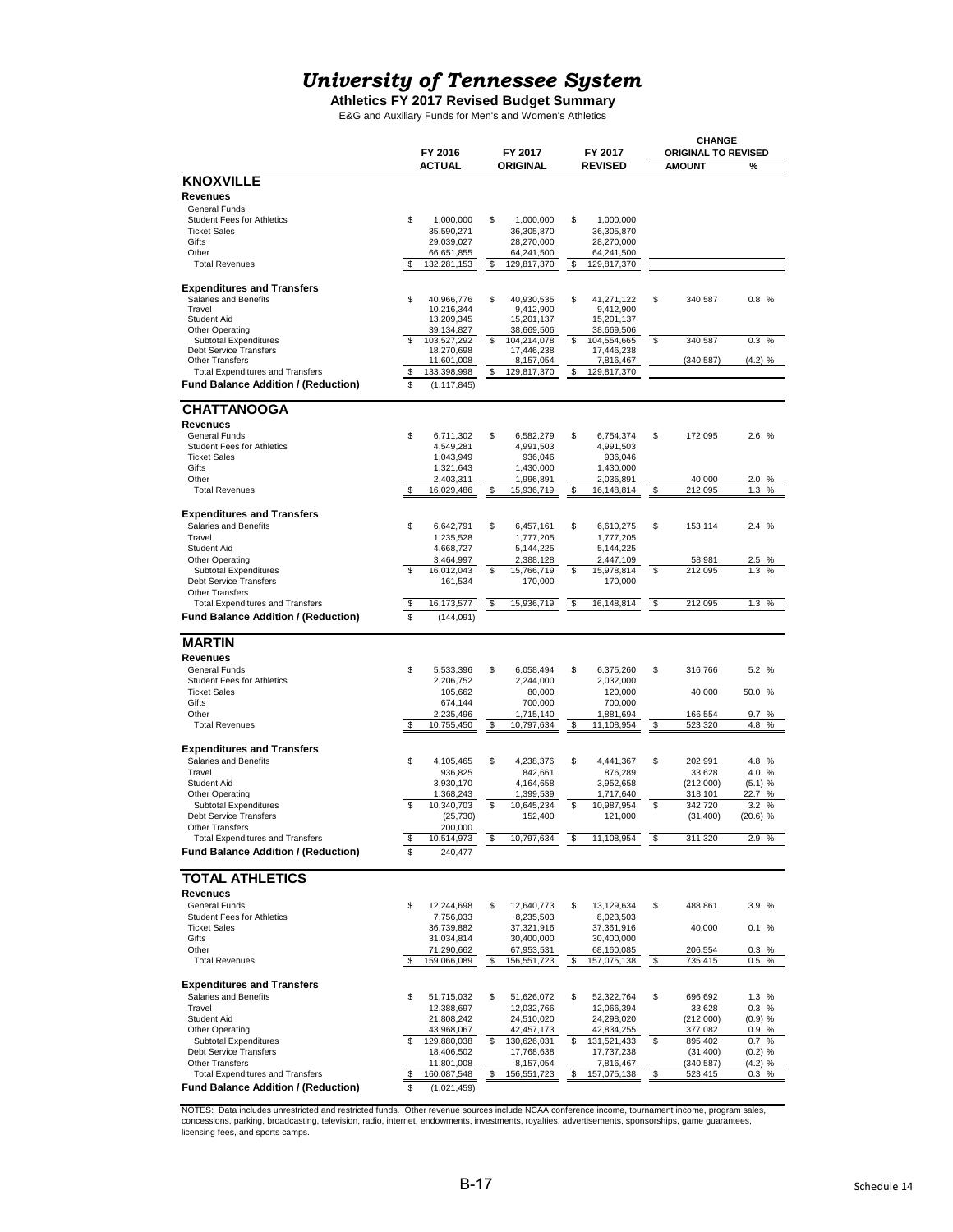# *University of Tennessee System*

**Athletics FY 2017 Revised Budget Summary**

E&G and Auxiliary Funds for Men's and Women's Athletics

| | FY 2016 ACTUAL | FY 2017 ORIGINAL | FY 2017 REVISED | CHANGE ORIGINAL TO REVISED AMOUNT | % |
|---|---|---|---|---|---|
| **KNOXVILLE** | | | | | |
| **Revenues** | | | | | |
| General Funds | | | | | |
| Student Fees for Athletics | $ 1,000,000 | $ 1,000,000 | $ 1,000,000 | | |
| Ticket Sales | 35,590,271 | 36,305,870 | 36,305,870 | | |
| Gifts | 29,039,027 | 28,270,000 | 28,270,000 | | |
| Other | 66,651,855 | 64,241,500 | 64,241,500 | | |
| Total Revenues | $ 132,281,153 | $ 129,817,370 | $ 129,817,370 | | |
| **Expenditures and Transfers** | | | | | |
| Salaries and Benefits | $ 40,966,776 | $ 40,930,535 | $ 41,271,122 | $ 340,587 | 0.8 % |
| Travel | 10,216,344 | 9,412,900 | 9,412,900 | | |
| Student Aid | 13,209,345 | 15,201,137 | 15,201,137 | | |
| Other Operating | 39,134,827 | 38,669,506 | 38,669,506 | | |
| Subtotal Expenditures | $ 103,527,292 | $ 104,214,078 | $ 104,554,665 | $ 340,587 | 0.3 % |
| Debt Service Transfers | 18,270,698 | 17,446,238 | 17,446,238 | | |
| Other Transfers | 11,601,008 | 8,157,054 | 7,816,467 | (340,587) | (4.2) % |
| Total Expenditures and Transfers | $ 133,398,998 | $ 129,817,370 | $ 129,817,370 | | |
| **Fund Balance Addition / (Reduction)** | $ (1,117,845) | | | | |
| **CHATTANOOGA** | | | | | |
| **Revenues** | | | | | |
| General Funds | $ 6,711,302 | $ 6,582,279 | $ 6,754,374 | $ 172,095 | 2.6 % |
| Student Fees for Athletics | 4,549,281 | 4,991,503 | 4,991,503 | | |
| Ticket Sales | 1,043,949 | 936,046 | 936,046 | | |
| Gifts | 1,321,643 | 1,430,000 | 1,430,000 | | |
| Other | 2,403,311 | 1,996,891 | 2,036,891 | 40,000 | 2.0 % |
| Total Revenues | $ 16,029,486 | $ 15,936,719 | $ 16,148,814 | $ 212,095 | 1.3 % |
| **Expenditures and Transfers** | | | | | |
| Salaries and Benefits | $ 6,642,791 | $ 6,457,161 | $ 6,610,275 | $ 153,114 | 2.4 % |
| Travel | 1,235,528 | 1,777,205 | 1,777,205 | | |
| Student Aid | 4,668,727 | 5,144,225 | 5,144,225 | | |
| Other Operating | 3,464,997 | 2,388,128 | 2,447,109 | 58,981 | 2.5 % |
| Subtotal Expenditures | $ 16,012,043 | $ 15,766,719 | $ 15,978,814 | $ 212,095 | 1.3 % |
| Debt Service Transfers | 161,534 | 170,000 | 170,000 | | |
| Other Transfers | | | | | |
| Total Expenditures and Transfers | $ 16,173,577 | $ 15,936,719 | $ 16,148,814 | $ 212,095 | 1.3 % |
| **Fund Balance Addition / (Reduction)** | $ (144,091) | | | | |
| **MARTIN** | | | | | |
| **Revenues** | | | | | |
| General Funds | $ 5,533,396 | $ 6,058,494 | $ 6,375,260 | $ 316,766 | 5.2 % |
| Student Fees for Athletics | 2,206,752 | 2,244,000 | 2,032,000 | | |
| Ticket Sales | 105,662 | 80,000 | 120,000 | 40,000 | 50.0 % |
| Gifts | 674,144 | 700,000 | 700,000 | | |
| Other | 2,235,496 | 1,715,140 | 1,881,694 | 166,554 | 9.7 % |
| Total Revenues | $ 10,755,450 | $ 10,797,634 | $ 11,108,954 | $ 523,320 | 4.8 % |
| **Expenditures and Transfers** | | | | | |
| Salaries and Benefits | $ 4,105,465 | $ 4,238,376 | $ 4,441,367 | $ 202,991 | 4.8 % |
| Travel | 936,825 | 842,661 | 876,289 | 33,628 | 4.0 % |
| Student Aid | 3,930,170 | 4,164,658 | 3,952,658 | (212,000) | (5.1) % |
| Other Operating | 1,368,243 | 1,399,539 | 1,717,640 | 318,101 | 22.7 % |
| Subtotal Expenditures | $ 10,340,703 | $ 10,645,234 | $ 10,987,954 | $ 342,720 | 3.2 % |
| Debt Service Transfers | (25,730) | 152,400 | 121,000 | (31,400) | (20.6) % |
| Other Transfers | 200,000 | | | | |
| Total Expenditures and Transfers | $ 10,514,973 | $ 10,797,634 | $ 11,108,954 | $ 311,320 | 2.9 % |
| **Fund Balance Addition / (Reduction)** | $ 240,477 | | | | |
| **TOTAL ATHLETICS** | | | | | |
| **Revenues** | | | | | |
| General Funds | $ 12,244,698 | $ 12,640,773 | $ 13,129,634 | $ 488,861 | 3.9 % |
| Student Fees for Athletics | 7,756,033 | 8,235,503 | 8,023,503 | | |
| Ticket Sales | 36,739,882 | 37,321,916 | 37,361,916 | 40,000 | 0.1 % |
| Gifts | 31,034,814 | 30,400,000 | 30,400,000 | | |
| Other | 71,290,662 | 67,953,531 | 68,160,085 | 206,554 | 0.3 % |
| Total Revenues | $ 159,066,089 | $ 156,551,723 | $ 157,075,138 | $ 735,415 | 0.5 % |
| **Expenditures and Transfers** | | | | | |
| Salaries and Benefits | $ 51,715,032 | $ 51,626,072 | $ 52,322,764 | $ 696,692 | 1.3 % |
| Travel | 12,388,697 | 12,032,766 | 12,066,394 | 33,628 | 0.3 % |
| Student Aid | 21,808,242 | 24,510,020 | 24,298,020 | (212,000) | (0.9) % |
| Other Operating | 43,968,067 | 42,457,173 | 42,834,255 | 377,082 | 0.9 % |
| Subtotal Expenditures | $ 129,880,038 | $ 130,626,031 | $ 131,521,433 | $ 895,402 | 0.7 % |
| Debt Service Transfers | 18,406,502 | 17,768,638 | 17,737,238 | (31,400) | (0.2) % |
| Other Transfers | 11,801,008 | 8,157,054 | 7,816,467 | (340,587) | (4.2) % |
| Total Expenditures and Transfers | $ 160,087,548 | $ 156,551,723 | $ 157,075,138 | $ 523,415 | 0.3 % |
| **Fund Balance Addition / (Reduction)** | $ (1,021,459) | | | | |

NOTES: Data includes unrestricted and restricted funds. Other revenue sources include NCAA conference income, tournament income, program sales, concessions, parking, broadcasting, television, radio, internet, endowments, investments, royalties, advertisements, sponsorships, game guarantees, licensing fees, and sports camps.

Schedule 14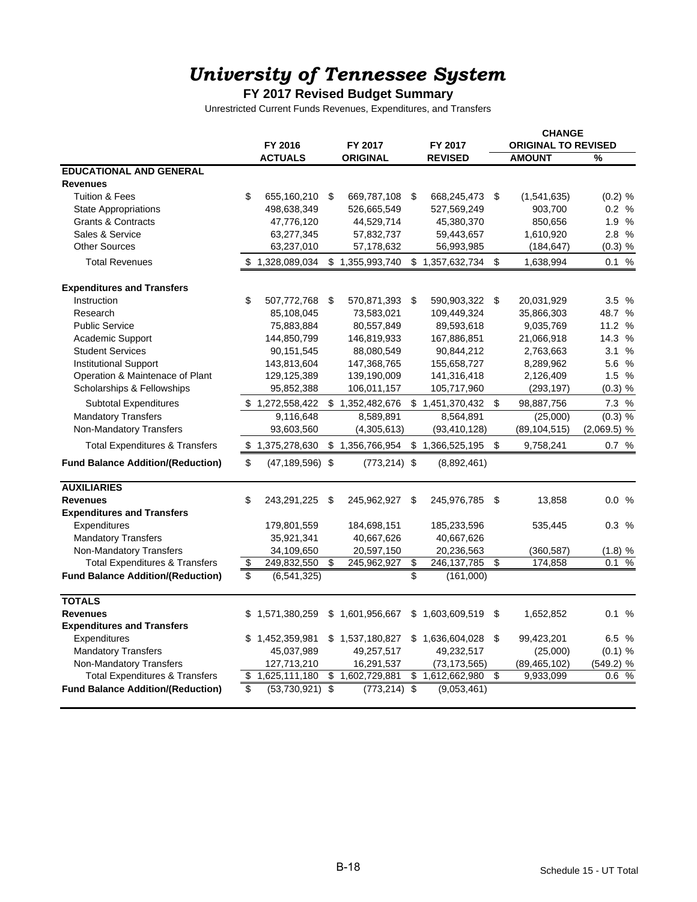# *University of Tennessee System*

## FY 2017 Revised Budget Summary

Unrestricted Current Funds Revenues, Expenditures, and Transfers

| | FY 2016 ACTUALS | FY 2017 ORIGINAL | FY 2017 REVISED | CHANGE ORIGINAL TO REVISED AMOUNT | % |
|---|---|---|---|---|---|
| **EDUCATIONAL AND GENERAL** | | | | | |
| **Revenues** | | | | | |
| Tuition & Fees | $ 655,160,210 | $ 669,787,108 | $ 668,245,473 | $ (1,541,635) | (0.2) % |
| State Appropriations | 498,638,349 | 526,665,549 | 527,569,249 | 903,700 | 0.2 % |
| Grants & Contracts | 47,776,120 | 44,529,714 | 45,380,370 | 850,656 | 1.9 % |
| Sales & Service | 63,277,345 | 57,832,737 | 59,443,657 | 1,610,920 | 2.8 % |
| Other Sources | 63,237,010 | 57,178,632 | 56,993,985 | (184,647) | (0.3) % |
| Total Revenues | $ 1,328,089,034 | $ 1,355,993,740 | $ 1,357,632,734 | $ 1,638,994 | 0.1 % |
| **Expenditures and Transfers** | | | | | |
| Instruction | $ 507,772,768 | $ 570,871,393 | $ 590,903,322 | $ 20,031,929 | 3.5 % |
| Research | 85,108,045 | 73,583,021 | 109,449,324 | 35,866,303 | 48.7 % |
| Public Service | 75,883,884 | 80,557,849 | 89,593,618 | 9,035,769 | 11.2 % |
| Academic Support | 144,850,799 | 146,819,933 | 167,886,851 | 21,066,918 | 14.3 % |
| Student Services | 90,151,545 | 88,080,549 | 90,844,212 | 2,763,663 | 3.1 % |
| Institutional Support | 143,813,604 | 147,368,765 | 155,658,727 | 8,289,962 | 5.6 % |
| Operation & Maintenace of Plant | 129,125,389 | 139,190,009 | 141,316,418 | 2,126,409 | 1.5 % |
| Scholarships & Fellowships | 95,852,388 | 106,011,157 | 105,717,960 | (293,197) | (0.3) % |
| Subtotal Expenditures | $ 1,272,558,422 | $ 1,352,482,676 | $ 1,451,370,432 | $ 98,887,756 | 7.3 % |
| Mandatory Transfers | 9,116,648 | 8,589,891 | 8,564,891 | (25,000) | (0.3) % |
| Non-Mandatory Transfers | 93,603,560 | (4,305,613) | (93,410,128) | (89,104,515) | (2,069.5) % |
| Total Expenditures & Transfers | $ 1,375,278,630 | $ 1,356,766,954 | $ 1,366,525,195 | $ 9,758,241 | 0.7 % |
| **Fund Balance Addition/(Reduction)** | $ (47,189,596) | $ (773,214) | $ (8,892,461) | | |
| **AUXILIARIES** | | | | | |
| **Revenues** | $ 243,291,225 | $ 245,962,927 | $ 245,976,785 | $ 13,858 | 0.0 % |
| **Expenditures and Transfers** | | | | | |
| Expenditures | 179,801,559 | 184,698,151 | 185,233,596 | 535,445 | 0.3 % |
| Mandatory Transfers | 35,921,341 | 40,667,626 | 40,667,626 | | |
| Non-Mandatory Transfers | 34,109,650 | 20,597,150 | 20,236,563 | (360,587) | (1.8) % |
| Total Expenditures & Transfers | $ 249,832,550 | $ 245,962,927 | $ 246,137,785 | $ 174,858 | 0.1 % |
| **Fund Balance Addition/(Reduction)** | $ (6,541,325) | | $ (161,000) | | |
| **TOTALS** | | | | | |
| **Revenues** | $ 1,571,380,259 | $ 1,601,956,667 | $ 1,603,609,519 | $ 1,652,852 | 0.1 % |
| **Expenditures and Transfers** | | | | | |
| Expenditures | $ 1,452,359,981 | $ 1,537,180,827 | $ 1,636,604,028 | $ 99,423,201 | 6.5 % |
| Mandatory Transfers | 45,037,989 | 49,257,517 | 49,232,517 | (25,000) | (0.1) % |
| Non-Mandatory Transfers | 127,713,210 | 16,291,537 | (73,173,565) | (89,465,102) | (549.2) % |
| Total Expenditures & Transfers | $ 1,625,111,180 | $ 1,602,729,881 | $ 1,612,662,980 | $ 9,933,099 | 0.6 % |
| **Fund Balance Addition/(Reduction)** | $ (53,730,921) | $ (773,214) | $ (9,053,461) | | |

Schedule 15 - UT Total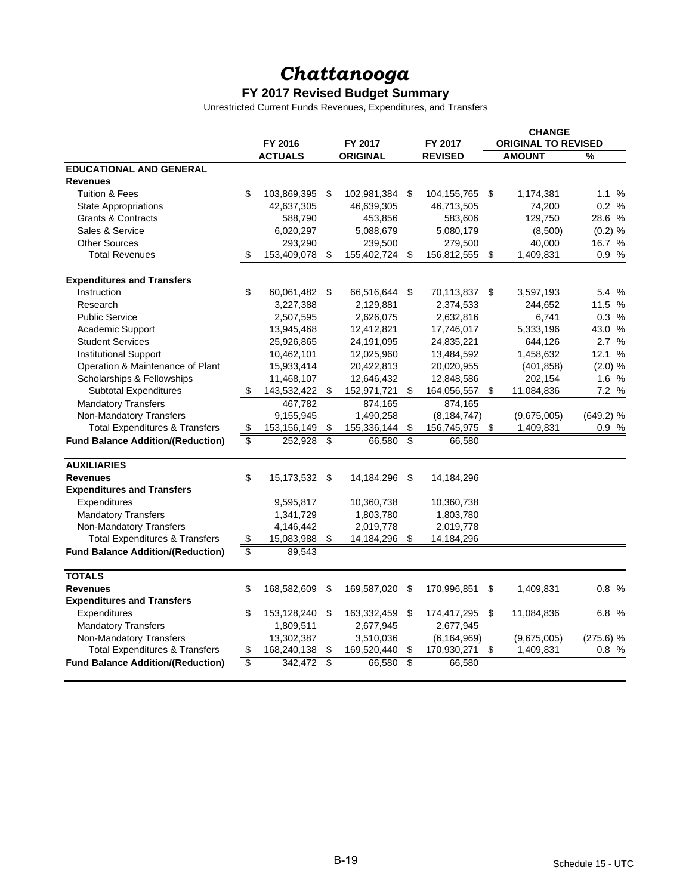# *Chattanooga*

## FY 2017 Revised Budget Summary

Unrestricted Current Funds Revenues, Expenditures, and Transfers

| | FY 2016 ACTUALS | FY 2017 ORIGINAL | FY 2017 REVISED | CHANGE ORIGINAL TO REVISED AMOUNT | % |
|---|---|---|---|---|---|
| **EDUCATIONAL AND GENERAL** | | | | | |
| **Revenues** | | | | | |
| Tuition & Fees | $ 103,869,395 | $ 102,981,384 | $ 104,155,765 | $ 1,174,381 | 1.1 % |
| State Appropriations | 42,637,305 | 46,639,305 | 46,713,505 | 74,200 | 0.2 % |
| Grants & Contracts | 588,790 | 453,856 | 583,606 | 129,750 | 28.6 % |
| Sales & Service | 6,020,297 | 5,088,679 | 5,080,179 | (8,500) | (0.2) % |
| Other Sources | 293,290 | 239,500 | 279,500 | 40,000 | 16.7 % |
| Total Revenues | $ 153,409,078 | $ 155,402,724 | $ 156,812,555 | $ 1,409,831 | 0.9 % |
| **Expenditures and Transfers** | | | | | |
| Instruction | $ 60,061,482 | $ 66,516,644 | $ 70,113,837 | $ 3,597,193 | 5.4 % |
| Research | 3,227,388 | 2,129,881 | 2,374,533 | 244,652 | 11.5 % |
| Public Service | 2,507,595 | 2,626,075 | 2,632,816 | 6,741 | 0.3 % |
| Academic Support | 13,945,468 | 12,412,821 | 17,746,017 | 5,333,196 | 43.0 % |
| Student Services | 25,926,865 | 24,191,095 | 24,835,221 | 644,126 | 2.7 % |
| Institutional Support | 10,462,101 | 12,025,960 | 13,484,592 | 1,458,632 | 12.1 % |
| Operation & Maintenance of Plant | 15,933,414 | 20,422,813 | 20,020,955 | (401,858) | (2.0) % |
| Scholarships & Fellowships | 11,468,107 | 12,646,432 | 12,848,586 | 202,154 | 1.6 % |
| Subtotal Expenditures | $ 143,532,422 | $ 152,971,721 | $ 164,056,557 | $ 11,084,836 | 7.2 % |
| Mandatory Transfers | 467,782 | 874,165 | 874,165 | | |
| Non-Mandatory Transfers | 9,155,945 | 1,490,258 | (8,184,747) | (9,675,005) | (649.2) % |
| Total Expenditures & Transfers | $ 153,156,149 | $ 155,336,144 | $ 156,745,975 | $ 1,409,831 | 0.9 % |
| **Fund Balance Addition/(Reduction)** | $ 252,928 | $ 66,580 | $ 66,580 | | |
| **AUXILIARIES** | | | | | |
| **Revenues** | $ 15,173,532 | $ 14,184,296 | $ 14,184,296 | | |
| **Expenditures and Transfers** | | | | | |
| Expenditures | 9,595,817 | 10,360,738 | 10,360,738 | | |
| Mandatory Transfers | 1,341,729 | 1,803,780 | 1,803,780 | | |
| Non-Mandatory Transfers | 4,146,442 | 2,019,778 | 2,019,778 | | |
| Total Expenditures & Transfers | $ 15,083,988 | $ 14,184,296 | $ 14,184,296 | | |
| **Fund Balance Addition/(Reduction)** | $ 89,543 | | | | |
| **TOTALS** | | | | | |
| **Revenues** | $ 168,582,609 | $ 169,587,020 | $ 170,996,851 | $ 1,409,831 | 0.8 % |
| **Expenditures and Transfers** | | | | | |
| Expenditures | $ 153,128,240 | $ 163,332,459 | $ 174,417,295 | $ 11,084,836 | 6.8 % |
| Mandatory Transfers | 1,809,511 | 2,677,945 | 2,677,945 | | |
| Non-Mandatory Transfers | 13,302,387 | 3,510,036 | (6,164,969) | (9,675,005) | (275.6) % |
| Total Expenditures & Transfers | $ 168,240,138 | $ 169,520,440 | $ 170,930,271 | $ 1,409,831 | 0.8 % |
| **Fund Balance Addition/(Reduction)** | $ 342,472 | $ 66,580 | $ 66,580 | | |

Schedule 15 - UTC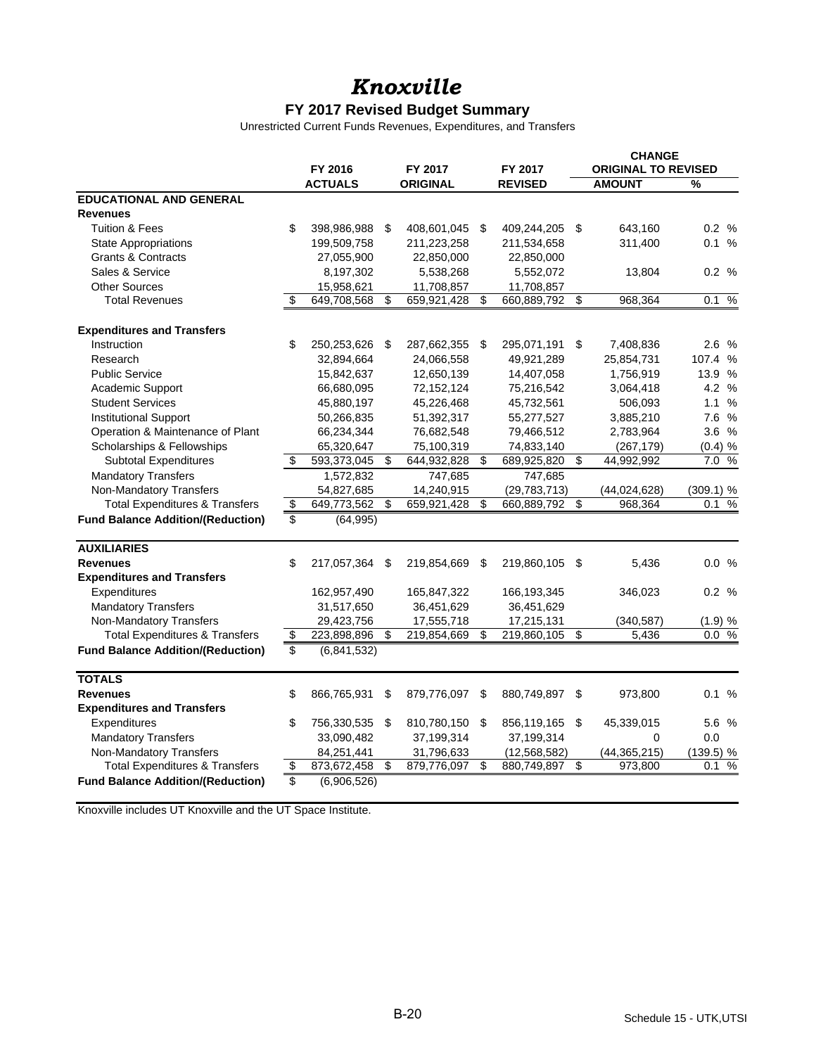# *Knoxville*

## FY 2017 Revised Budget Summary

Unrestricted Current Funds Revenues, Expenditures, and Transfers

| | FY 2016 | FY 2017 | FY 2017 | CHANGE ORIGINAL TO REVISED | |
|---|---|---|---|---|---|
| | ACTUALS | ORIGINAL | REVISED | AMOUNT | % |
| **EDUCATIONAL AND GENERAL** | | | | | |
| **Revenues** | | | | | |
| Tuition & Fees | $ 398,986,988 | $ 408,601,045 | $ 409,244,205 | $ 643,160 | 0.2 % |
| State Appropriations | 199,509,758 | 211,223,258 | 211,534,658 | 311,400 | 0.1 % |
| Grants & Contracts | 27,055,900 | 22,850,000 | 22,850,000 | | |
| Sales & Service | 8,197,302 | 5,538,268 | 5,552,072 | 13,804 | 0.2 % |
| Other Sources | 15,958,621 | 11,708,857 | 11,708,857 | | |
| Total Revenues | $ 649,708,568 | $ 659,921,428 | $ 660,889,792 | $ 968,364 | 0.1 % |
| **Expenditures and Transfers** | | | | | |
| Instruction | $ 250,253,626 | $ 287,662,355 | $ 295,071,191 | $ 7,408,836 | 2.6 % |
| Research | 32,894,664 | 24,066,558 | 49,921,289 | 25,854,731 | 107.4 % |
| Public Service | 15,842,637 | 12,650,139 | 14,407,058 | 1,756,919 | 13.9 % |
| Academic Support | 66,680,095 | 72,152,124 | 75,216,542 | 3,064,418 | 4.2 % |
| Student Services | 45,880,197 | 45,226,468 | 45,732,561 | 506,093 | 1.1 % |
| Institutional Support | 50,266,835 | 51,392,317 | 55,277,527 | 3,885,210 | 7.6 % |
| Operation & Maintenance of Plant | 66,234,344 | 76,682,548 | 79,466,512 | 2,783,964 | 3.6 % |
| Scholarships & Fellowships | 65,320,647 | 75,100,319 | 74,833,140 | (267,179) | (0.4) % |
| Subtotal Expenditures | $ 593,373,045 | $ 644,932,828 | $ 689,925,820 | $ 44,992,992 | 7.0 % |
| Mandatory Transfers | 1,572,832 | 747,685 | 747,685 | | |
| Non-Mandatory Transfers | 54,827,685 | 14,240,915 | (29,783,713) | (44,024,628) | (309.1) % |
| Total Expenditures & Transfers | $ 649,773,562 | $ 659,921,428 | $ 660,889,792 | $ 968,364 | 0.1 % |
| **Fund Balance Addition/(Reduction)** | $ (64,995) | | | | |
| **AUXILIARIES** | | | | | |
| **Revenues** | $ 217,057,364 | $ 219,854,669 | $ 219,860,105 | $ 5,436 | 0.0 % |
| **Expenditures and Transfers** | | | | | |
| Expenditures | 162,957,490 | 165,847,322 | 166,193,345 | 346,023 | 0.2 % |
| Mandatory Transfers | 31,517,650 | 36,451,629 | 36,451,629 | | |
| Non-Mandatory Transfers | 29,423,756 | 17,555,718 | 17,215,131 | (340,587) | (1.9) % |
| Total Expenditures & Transfers | $ 223,898,896 | $ 219,854,669 | $ 219,860,105 | $ 5,436 | 0.0 % |
| **Fund Balance Addition/(Reduction)** | $ (6,841,532) | | | | |
| **TOTALS** | | | | | |
| **Revenues** | $ 866,765,931 | $ 879,776,097 | $ 880,749,897 | $ 973,800 | 0.1 % |
| **Expenditures and Transfers** | | | | | |
| Expenditures | $ 756,330,535 | $ 810,780,150 | $ 856,119,165 | $ 45,339,015 | 5.6 % |
| Mandatory Transfers | 33,090,482 | 37,199,314 | 37,199,314 | 0 | 0.0 |
| Non-Mandatory Transfers | 84,251,441 | 31,796,633 | (12,568,582) | (44,365,215) | (139.5) % |
| Total Expenditures & Transfers | $ 873,672,458 | $ 879,776,097 | $ 880,749,897 | $ 973,800 | 0.1 % |
| **Fund Balance Addition/(Reduction)** | $ (6,906,526) | | | | |

Knoxville includes UT Knoxville and the UT Space Institute.

Schedule 15 - UTK,UTSI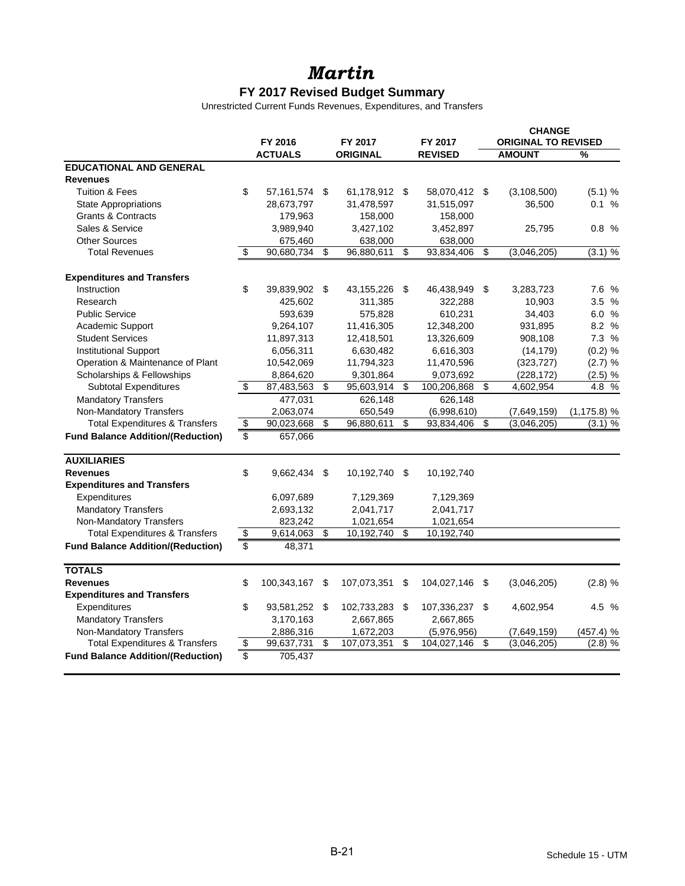# Martin

## FY 2017 Revised Budget Summary

Unrestricted Current Funds Revenues, Expenditures, and Transfers

| | FY 2016 ACTUALS | FY 2017 ORIGINAL | FY 2017 REVISED | CHANGE ORIGINAL TO REVISED AMOUNT | % |
|---|---|---|---|---|---|
| **EDUCATIONAL AND GENERAL** | | | | | |
| **Revenues** | | | | | |
| Tuition & Fees | $ 57,161,574 | $ 61,178,912 | $ 58,070,412 | $ (3,108,500) | (5.1) % |
| State Appropriations | 28,673,797 | 31,478,597 | 31,515,097 | 36,500 | 0.1 % |
| Grants & Contracts | 179,963 | 158,000 | 158,000 | | |
| Sales & Service | 3,989,940 | 3,427,102 | 3,452,897 | 25,795 | 0.8 % |
| Other Sources | 675,460 | 638,000 | 638,000 | | |
| Total Revenues | $ 90,680,734 | $ 96,880,611 | $ 93,834,406 | $ (3,046,205) | (3.1) % |
| **Expenditures and Transfers** | | | | | |
| Instruction | $ 39,839,902 | $ 43,155,226 | $ 46,438,949 | $ 3,283,723 | 7.6 % |
| Research | 425,602 | 311,385 | 322,288 | 10,903 | 3.5 % |
| Public Service | 593,639 | 575,828 | 610,231 | 34,403 | 6.0 % |
| Academic Support | 9,264,107 | 11,416,305 | 12,348,200 | 931,895 | 8.2 % |
| Student Services | 11,897,313 | 12,418,501 | 13,326,609 | 908,108 | 7.3 % |
| Institutional Support | 6,056,311 | 6,630,482 | 6,616,303 | (14,179) | (0.2) % |
| Operation & Maintenance of Plant | 10,542,069 | 11,794,323 | 11,470,596 | (323,727) | (2.7) % |
| Scholarships & Fellowships | 8,864,620 | 9,301,864 | 9,073,692 | (228,172) | (2.5) % |
| Subtotal Expenditures | $ 87,483,563 | $ 95,603,914 | $ 100,206,868 | $ 4,602,954 | 4.8 % |
| Mandatory Transfers | 477,031 | 626,148 | 626,148 | | |
| Non-Mandatory Transfers | 2,063,074 | 650,549 | (6,998,610) | (7,649,159) | (1,175.8) % |
| Total Expenditures & Transfers | $ 90,023,668 | $ 96,880,611 | $ 93,834,406 | $ (3,046,205) | (3.1) % |
| **Fund Balance Addition/(Reduction)** | $ 657,066 | | | | |
| **AUXILIARIES** | | | | | |
| **Revenues** | $ 9,662,434 | $ 10,192,740 | $ 10,192,740 | | |
| **Expenditures and Transfers** | | | | | |
| Expenditures | 6,097,689 | 7,129,369 | 7,129,369 | | |
| Mandatory Transfers | 2,693,132 | 2,041,717 | 2,041,717 | | |
| Non-Mandatory Transfers | 823,242 | 1,021,654 | 1,021,654 | | |
| Total Expenditures & Transfers | $ 9,614,063 | $ 10,192,740 | $ 10,192,740 | | |
| **Fund Balance Addition/(Reduction)** | $ 48,371 | | | | |
| **TOTALS** | | | | | |
| **Revenues** | $ 100,343,167 | $ 107,073,351 | $ 104,027,146 | $ (3,046,205) | (2.8) % |
| **Expenditures and Transfers** | | | | | |
| Expenditures | $ 93,581,252 | $ 102,733,283 | $ 107,336,237 | $ 4,602,954 | 4.5 % |
| Mandatory Transfers | 3,170,163 | 2,667,865 | 2,667,865 | | |
| Non-Mandatory Transfers | 2,886,316 | 1,672,203 | (5,976,956) | (7,649,159) | (457.4) % |
| Total Expenditures & Transfers | $ 99,637,731 | $ 107,073,351 | $ 104,027,146 | $ (3,046,205) | (2.8) % |
| **Fund Balance Addition/(Reduction)** | $ 705,437 | | | | |

Schedule 15 - UTM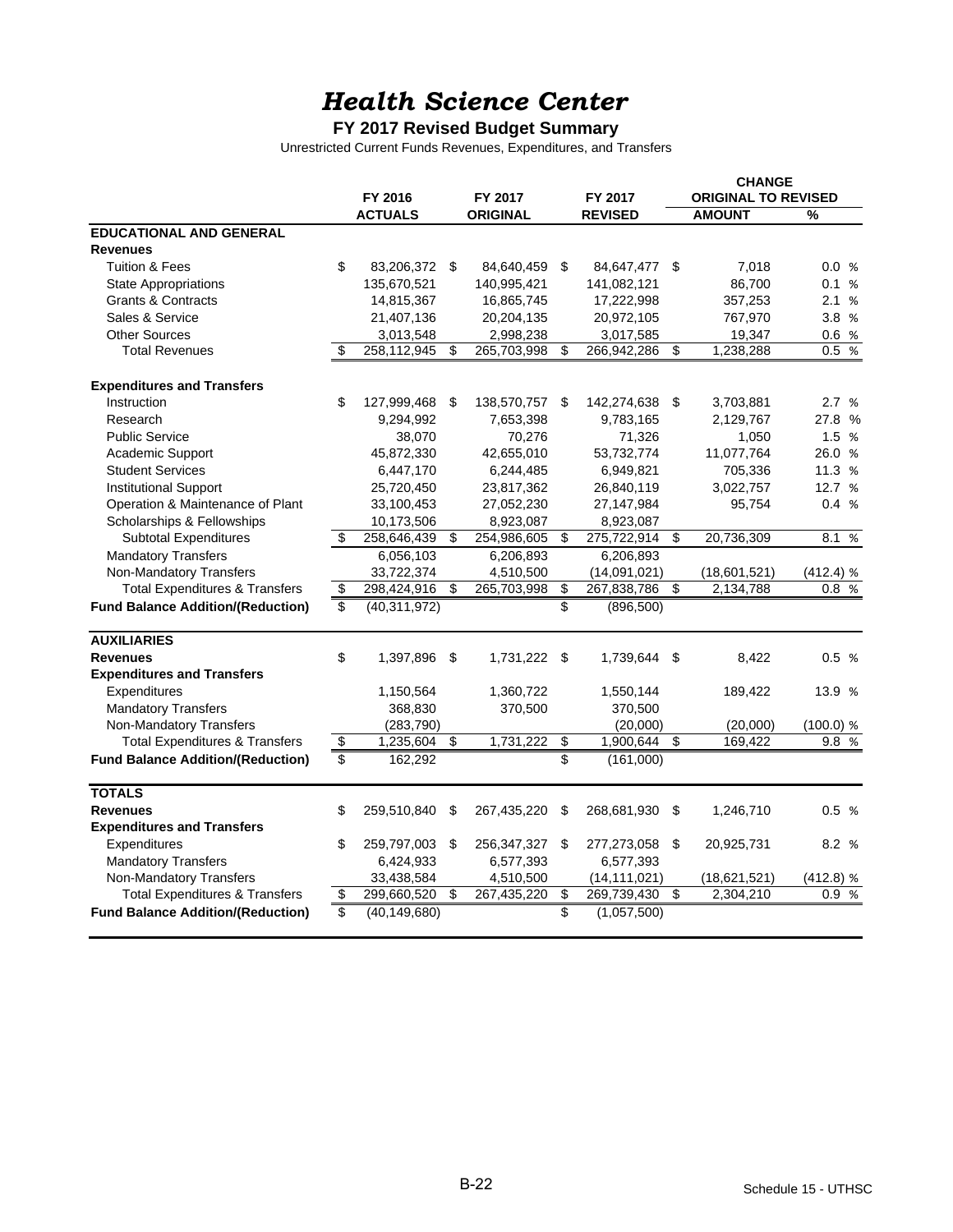# *Health Science Center*

## FY 2017 Revised Budget Summary

Unrestricted Current Funds Revenues, Expenditures, and Transfers

| | FY 2016 ACTUALS | FY 2017 ORIGINAL | FY 2017 REVISED | CHANGE ORIGINAL TO REVISED AMOUNT | % |
|---|---|---|---|---|---|
| **EDUCATIONAL AND GENERAL** | | | | | |
| **Revenues** | | | | | |
| Tuition & Fees | $ 83,206,372 | $ 84,640,459 | $ 84,647,477 | $ 7,018 | 0.0 % |
| State Appropriations | 135,670,521 | 140,995,421 | 141,082,121 | 86,700 | 0.1 % |
| Grants & Contracts | 14,815,367 | 16,865,745 | 17,222,998 | 357,253 | 2.1 % |
| Sales & Service | 21,407,136 | 20,204,135 | 20,972,105 | 767,970 | 3.8 % |
| Other Sources | 3,013,548 | 2,998,238 | 3,017,585 | 19,347 | 0.6 % |
| Total Revenues | $ 258,112,945 | $ 265,703,998 | $ 266,942,286 | $ 1,238,288 | 0.5 % |
| **Expenditures and Transfers** | | | | | |
| Instruction | $ 127,999,468 | $ 138,570,757 | $ 142,274,638 | $ 3,703,881 | 2.7 % |
| Research | 9,294,992 | 7,653,398 | 9,783,165 | 2,129,767 | 27.8 % |
| Public Service | 38,070 | 70,276 | 71,326 | 1,050 | 1.5 % |
| Academic Support | 45,872,330 | 42,655,010 | 53,732,774 | 11,077,764 | 26.0 % |
| Student Services | 6,447,170 | 6,244,485 | 6,949,821 | 705,336 | 11.3 % |
| Institutional Support | 25,720,450 | 23,817,362 | 26,840,119 | 3,022,757 | 12.7 % |
| Operation & Maintenance of Plant | 33,100,453 | 27,052,230 | 27,147,984 | 95,754 | 0.4 % |
| Scholarships & Fellowships | 10,173,506 | 8,923,087 | 8,923,087 | | |
| Subtotal Expenditures | $ 258,646,439 | $ 254,986,605 | $ 275,722,914 | $ 20,736,309 | 8.1 % |
| Mandatory Transfers | 6,056,103 | 6,206,893 | 6,206,893 | | |
| Non-Mandatory Transfers | 33,722,374 | 4,510,500 | (14,091,021) | (18,601,521) | (412.4) % |
| Total Expenditures & Transfers | $ 298,424,916 | $ 265,703,998 | $ 267,838,786 | $ 2,134,788 | 0.8 % |
| **Fund Balance Addition/(Reduction)** | $ (40,311,972) | | $ (896,500) | | |
| **AUXILIARIES** | | | | | |
| **Revenues** | $ 1,397,896 | $ 1,731,222 | $ 1,739,644 | $ 8,422 | 0.5 % |
| **Expenditures and Transfers** | | | | | |
| Expenditures | 1,150,564 | 1,360,722 | 1,550,144 | 189,422 | 13.9 % |
| Mandatory Transfers | 368,830 | 370,500 | 370,500 | | |
| Non-Mandatory Transfers | (283,790) | | (20,000) | (20,000) | (100.0) % |
| Total Expenditures & Transfers | $ 1,235,604 | $ 1,731,222 | $ 1,900,644 | $ 169,422 | 9.8 % |
| **Fund Balance Addition/(Reduction)** | $ 162,292 | | $ (161,000) | | |
| **TOTALS** | | | | | |
| **Revenues** | $ 259,510,840 | $ 267,435,220 | $ 268,681,930 | $ 1,246,710 | 0.5 % |
| **Expenditures and Transfers** | | | | | |
| Expenditures | $ 259,797,003 | $ 256,347,327 | $ 277,273,058 | $ 20,925,731 | 8.2 % |
| Mandatory Transfers | 6,424,933 | 6,577,393 | 6,577,393 | | |
| Non-Mandatory Transfers | 33,438,584 | 4,510,500 | (14,111,021) | (18,621,521) | (412.8) % |
| Total Expenditures & Transfers | $ 299,660,520 | $ 267,435,220 | $ 269,739,430 | $ 2,304,210 | 0.9 % |
| **Fund Balance Addition/(Reduction)** | $ (40,149,680) | | $ (1,057,500) | | |

B-22

Schedule 15 - UTHSC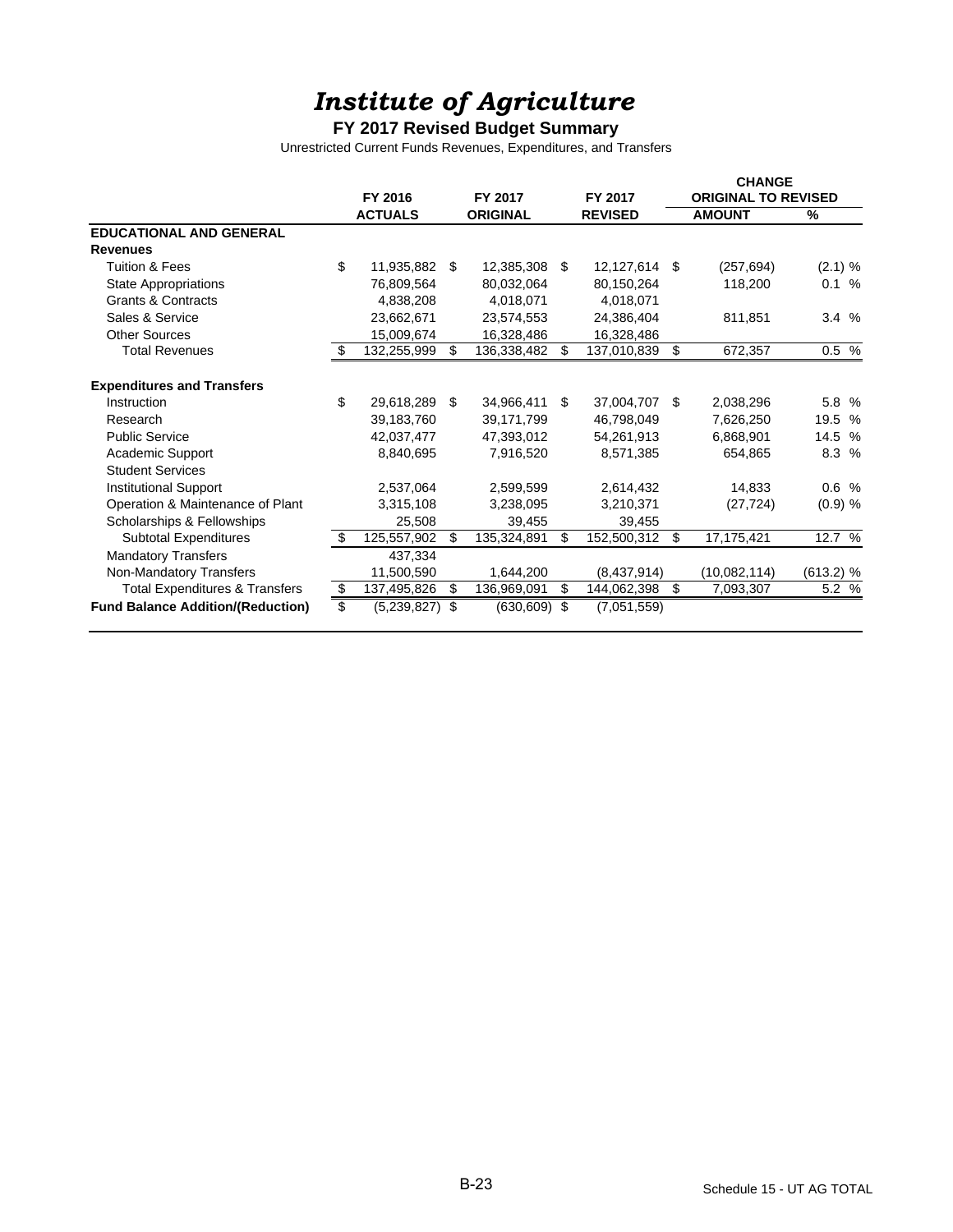# *Institute of Agriculture*

**FY 2017 Revised Budget Summary**

Unrestricted Current Funds Revenues, Expenditures, and Transfers

| | FY 2016 ACTUALS | FY 2017 ORIGINAL | FY 2017 REVISED | CHANGE ORIGINAL TO REVISED AMOUNT | % |
|---|---|---|---|---|---|
| **EDUCATIONAL AND GENERAL** | | | | | |
| **Revenues** | | | | | |
| Tuition & Fees | $ 11,935,882 | $ 12,385,308 | $ 12,127,614 | $ (257,694) | (2.1) % |
| State Appropriations | 76,809,564 | 80,032,064 | 80,150,264 | 118,200 | 0.1 % |
| Grants & Contracts | 4,838,208 | 4,018,071 | 4,018,071 | | |
| Sales & Service | 23,662,671 | 23,574,553 | 24,386,404 | 811,851 | 3.4 % |
| Other Sources | 15,009,674 | 16,328,486 | 16,328,486 | | |
| Total Revenues | $ 132,255,999 | $ 136,338,482 | $ 137,010,839 | $ 672,357 | 0.5 % |
| **Expenditures and Transfers** | | | | | |
| Instruction | $ 29,618,289 | $ 34,966,411 | $ 37,004,707 | $ 2,038,296 | 5.8 % |
| Research | 39,183,760 | 39,171,799 | 46,798,049 | 7,626,250 | 19.5 % |
| Public Service | 42,037,477 | 47,393,012 | 54,261,913 | 6,868,901 | 14.5 % |
| Academic Support | 8,840,695 | 7,916,520 | 8,571,385 | 654,865 | 8.3 % |
| Student Services | | | | | |
| Institutional Support | 2,537,064 | 2,599,599 | 2,614,432 | 14,833 | 0.6 % |
| Operation & Maintenance of Plant | 3,315,108 | 3,238,095 | 3,210,371 | (27,724) | (0.9) % |
| Scholarships & Fellowships | 25,508 | 39,455 | 39,455 | | |
| Subtotal Expenditures | $ 125,557,902 | $ 135,324,891 | $ 152,500,312 | $ 17,175,421 | 12.7 % |
| Mandatory Transfers | 437,334 | | | | |
| Non-Mandatory Transfers | 11,500,590 | 1,644,200 | (8,437,914) | (10,082,114) | (613.2) % |
| Total Expenditures & Transfers | $ 137,495,826 | $ 136,969,091 | $ 144,062,398 | $ 7,093,307 | 5.2 % |
| **Fund Balance Addition/(Reduction)** | $ (5,239,827) | $ (630,609) | $ (7,051,559) | | |

Schedule 15 - UT AG TOTAL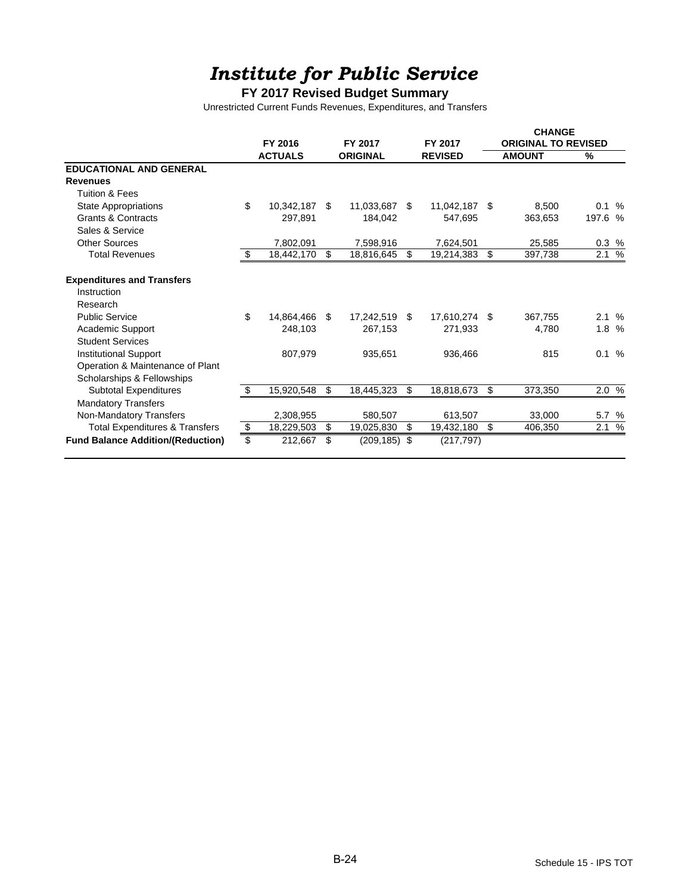# *Institute for Public Service*

**FY 2017 Revised Budget Summary**

Unrestricted Current Funds Revenues, Expenditures, and Transfers

| | FY 2016 ACTUALS | FY 2017 ORIGINAL | FY 2017 REVISED | CHANGE ORIGINAL TO REVISED AMOUNT | CHANGE ORIGINAL TO REVISED % |
|---|---|---|---|---|---|
| **EDUCATIONAL AND GENERAL** | | | | | |
| **Revenues** | | | | | |
| Tuition & Fees | | | | | |
| State Appropriations | $ 10,342,187 | $ 11,033,687 | $ 11,042,187 | $ 8,500 | 0.1 % |
| Grants & Contracts | 297,891 | 184,042 | 547,695 | 363,653 | 197.6 % |
| Sales & Service | | | | | |
| Other Sources | 7,802,091 | 7,598,916 | 7,624,501 | 25,585 | 0.3 % |
| Total Revenues | $ 18,442,170 | $ 18,816,645 | $ 19,214,383 | $ 397,738 | 2.1 % |
| **Expenditures and Transfers** | | | | | |
| Instruction | | | | | |
| Research | | | | | |
| Public Service | $ 14,864,466 | $ 17,242,519 | $ 17,610,274 | $ 367,755 | 2.1 % |
| Academic Support | 248,103 | 267,153 | 271,933 | 4,780 | 1.8 % |
| Student Services | | | | | |
| Institutional Support | 807,979 | 935,651 | 936,466 | 815 | 0.1 % |
| Operation & Maintenance of Plant | | | | | |
| Scholarships & Fellowships | | | | | |
| Subtotal Expenditures | $ 15,920,548 | $ 18,445,323 | $ 18,818,673 | $ 373,350 | 2.0 % |
| Mandatory Transfers | | | | | |
| Non-Mandatory Transfers | 2,308,955 | 580,507 | 613,507 | 33,000 | 5.7 % |
| Total Expenditures & Transfers | $ 18,229,503 | $ 19,025,830 | $ 19,432,180 | $ 406,350 | 2.1 % |
| **Fund Balance Addition/(Reduction)** | $ 212,667 | $ (209,185) | $ (217,797) | | |

Schedule 15 - IPS TOT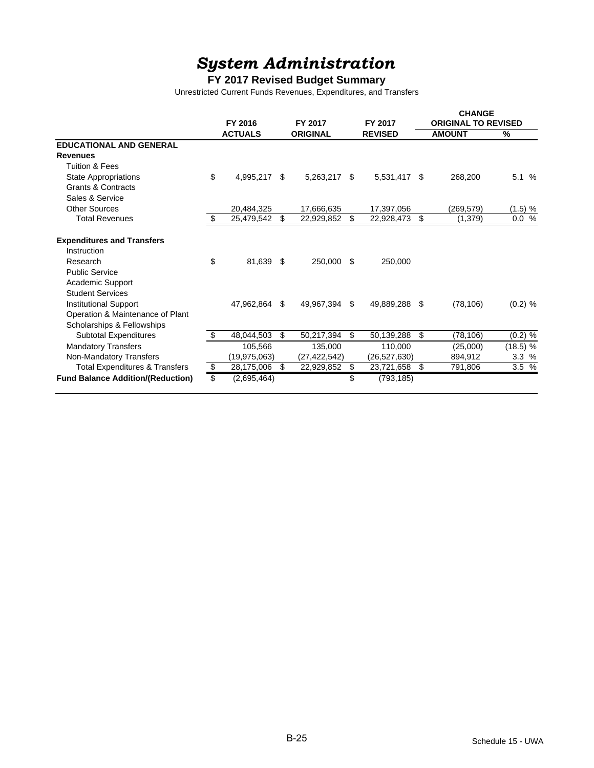# *System Administration*

## FY 2017 Revised Budget Summary

Unrestricted Current Funds Revenues, Expenditures, and Transfers

| | FY 2016 ACTUALS | FY 2017 ORIGINAL | FY 2017 REVISED | CHANGE ORIGINAL TO REVISED AMOUNT | % |
|---|---|---|---|---|---|
| **EDUCATIONAL AND GENERAL** | | | | | |
| **Revenues** | | | | | |
| Tuition & Fees | | | | | |
| State Appropriations | $ 4,995,217 | $ 5,263,217 | $ 5,531,417 | $ 268,200 | 5.1 % |
| Grants & Contracts | | | | | |
| Sales & Service | | | | | |
| Other Sources | 20,484,325 | 17,666,635 | 17,397,056 | (269,579) | (1.5) % |
| Total Revenues | $ 25,479,542 | $ 22,929,852 | $ 22,928,473 | $ (1,379) | 0.0 % |
| **Expenditures and Transfers** | | | | | |
| Instruction | | | | | |
| Research | $ 81,639 | $ 250,000 | $ 250,000 | | |
| Public Service | | | | | |
| Academic Support | | | | | |
| Student Services | | | | | |
| Institutional Support | 47,962,864 | $ 49,967,394 | $ 49,889,288 | $ (78,106) | (0.2) % |
| Operation & Maintenance of Plant | | | | | |
| Scholarships & Fellowships | | | | | |
| Subtotal Expenditures | $ 48,044,503 | $ 50,217,394 | $ 50,139,288 | $ (78,106) | (0.2) % |
| Mandatory Transfers | 105,566 | 135,000 | 110,000 | (25,000) | (18.5) % |
| Non-Mandatory Transfers | (19,975,063) | (27,422,542) | (26,527,630) | 894,912 | 3.3 % |
| Total Expenditures & Transfers | $ 28,175,006 | $ 22,929,852 | $ 23,721,658 | $ 791,806 | 3.5 % |
| **Fund Balance Addition/(Reduction)** | $ (2,695,464) | | $ (793,185) | | |

Schedule 15 - UWA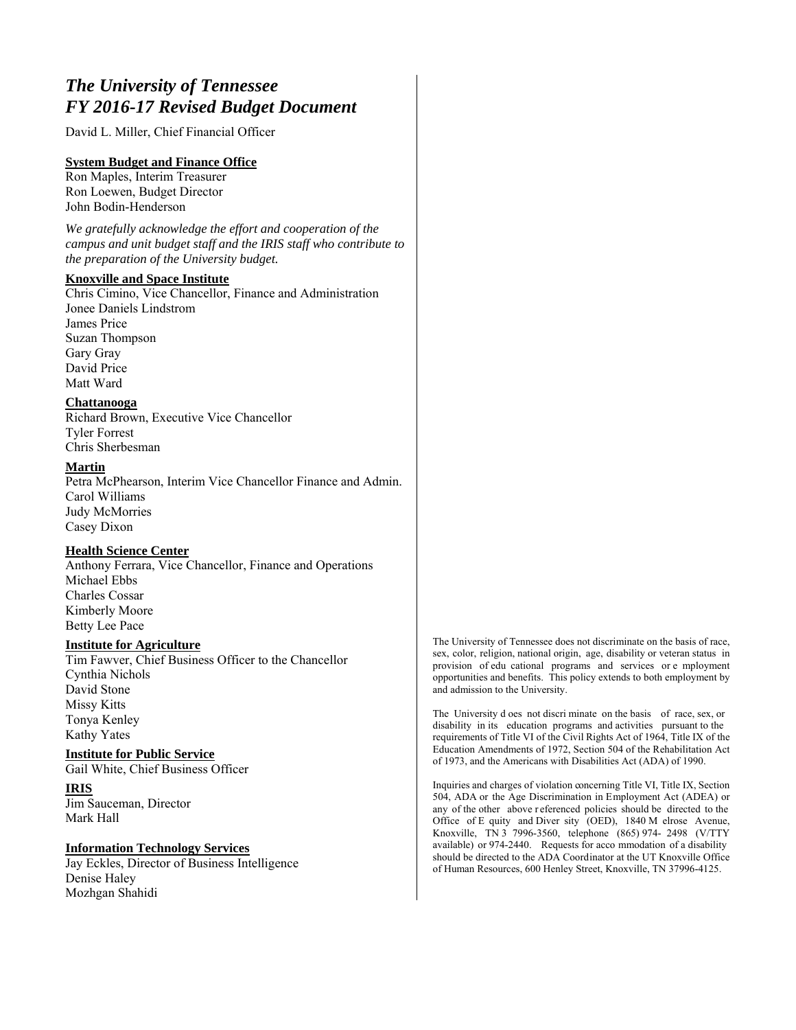# *The University of Tennessee*
# *FY 2016-17 Revised Budget Document*

David L. Miller, Chief Financial Officer

**System Budget and Finance Office**
Ron Maples, Interim Treasurer
Ron Loewen, Budget Director
John Bodin-Henderson

*We gratefully acknowledge the effort and cooperation of the campus and unit budget staff and the IRIS staff who contribute to the preparation of the University budget.*

**Knoxville and Space Institute**
Chris Cimino, Vice Chancellor, Finance and Administration
Jonee Daniels Lindstrom
James Price
Suzan Thompson
Gary Gray
David Price
Matt Ward

**Chattanooga**
Richard Brown, Executive Vice Chancellor
Tyler Forrest
Chris Sherbesman

**Martin**
Petra McPhearson, Interim Vice Chancellor Finance and Admin.
Carol Williams
Judy McMorries
Casey Dixon

**Health Science Center**
Anthony Ferrara, Vice Chancellor, Finance and Operations
Michael Ebbs
Charles Cossar
Kimberly Moore
Betty Lee Pace

**Institute for Agriculture**
Tim Fawver, Chief Business Officer to the Chancellor
Cynthia Nichols
David Stone
Missy Kitts
Tonya Kenley
Kathy Yates

**Institute for Public Service**
Gail White, Chief Business Officer

**IRIS**
Jim Sauceman, Director
Mark Hall

**Information Technology Services**
Jay Eckles, Director of Business Intelligence
Denise Haley
Mozhgan Shahidi

The University of Tennessee does not discriminate on the basis of race, sex, color, religion, national origin, age, disability or veteran status in provision of educational programs and services or employment opportunities and benefits. This policy extends to both employment by and admission to the University.

The University does not discriminate on the basis of race, sex, or disability in its education programs and activities pursuant to the requirements of Title VI of the Civil Rights Act of 1964, Title IX of the Education Amendments of 1972, Section 504 of the Rehabilitation Act of 1973, and the Americans with Disabilities Act (ADA) of 1990.

Inquiries and charges of violation concerning Title VI, Title IX, Section 504, ADA or the Age Discrimination in Employment Act (ADEA) or any of the other above referenced policies should be directed to the Office of Equity and Diversity (OED), 1840 Melrose Avenue, Knoxville, TN 37996-3560, telephone (865) 974-2498 (V/TTY available) or 974-2440. Requests for accommodation of a disability should be directed to the ADA Coordinator at the UT Knoxville Office of Human Resources, 600 Henley Street, Knoxville, TN 37996-4125.